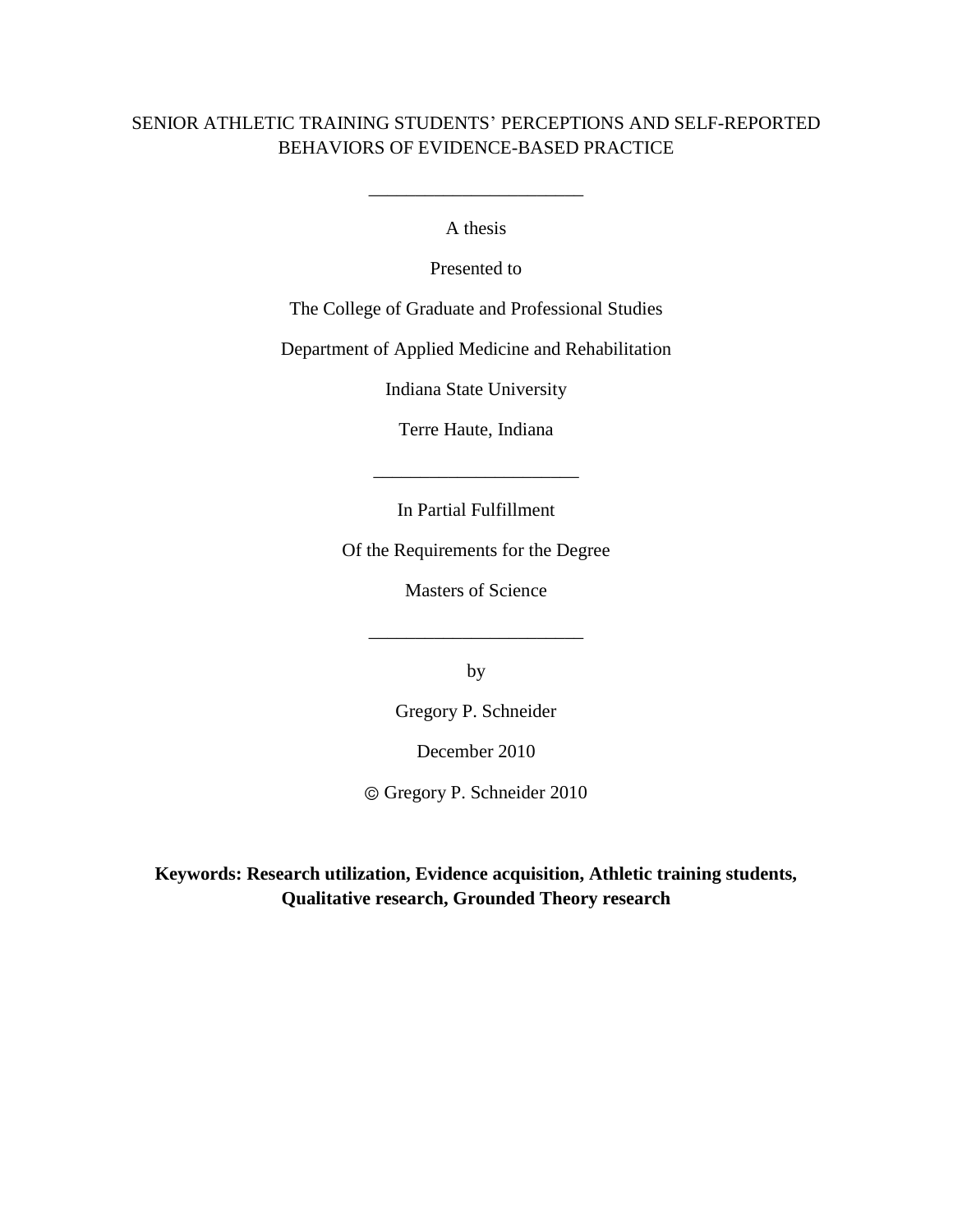# SENIOR ATHLETIC TRAINING STUDENTS' PERCEPTIONS AND SELF-REPORTED BEHAVIORS OF EVIDENCE-BASED PRACTICE

______________________

A thesis

Presented to

The College of Graduate and Professional Studies

Department of Applied Medicine and Rehabilitation

Indiana State University

Terre Haute, Indiana

______________________

In Partial Fulfillment

Of the Requirements for the Degree

Masters of Science

______________________

by

Gregory P. Schneider

December 2010

© Gregory P. Schneider 2010

**Keywords: Research utilization, Evidence acquisition, Athletic training students, Qualitative research, Grounded Theory research**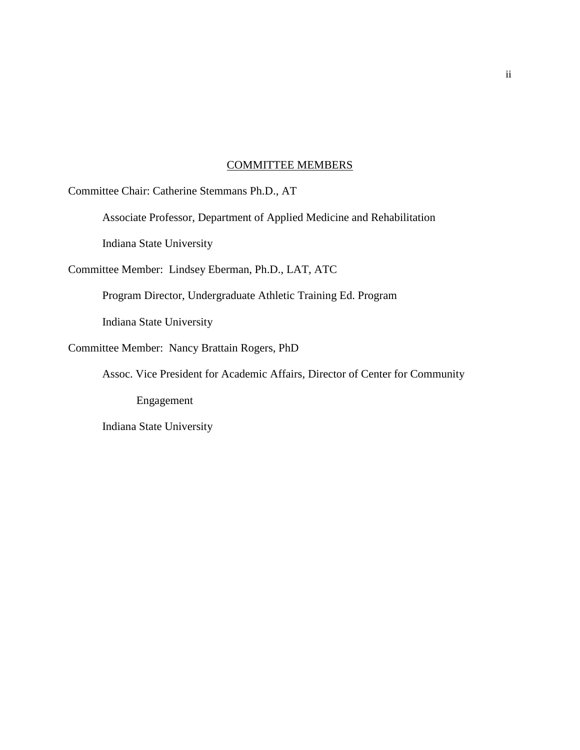## COMMITTEE MEMBERS

Committee Chair: Catherine Stemmans Ph.D., AT

Associate Professor, Department of Applied Medicine and Rehabilitation

Indiana State University

Committee Member:  Lindsey Eberman, Ph.D., LAT, ATC

Program Director, Undergraduate Athletic Training Ed. Program

Indiana State University

Committee Member:  Nancy Brattain Rogers, PhD

Assoc. Vice President for Academic Affairs, Director of Center for Community Engagement

Indiana State University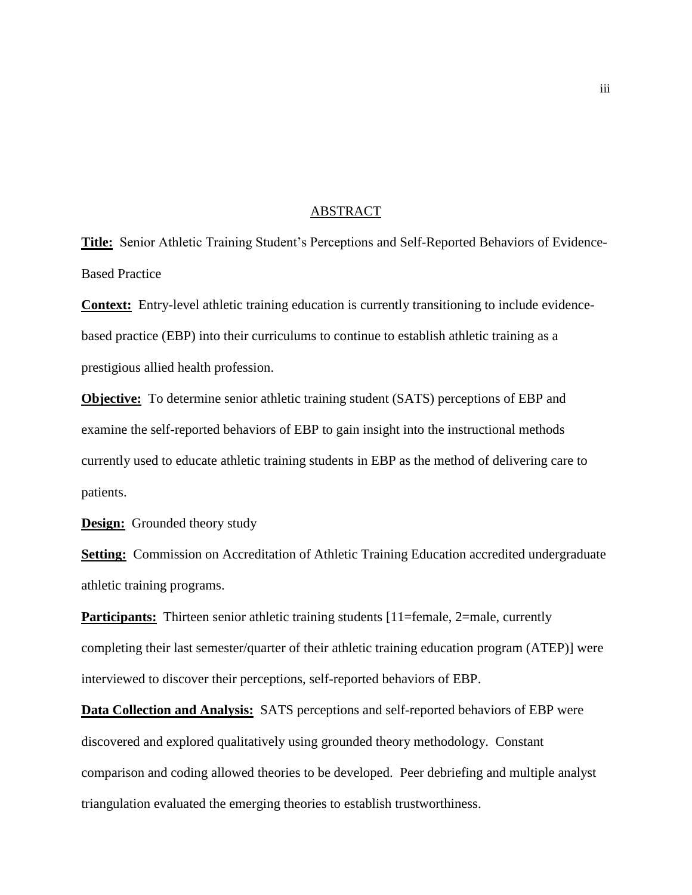# ABSTRACT

**Title:** Senior Athletic Training Student's Perceptions and Self-Reported Behaviors of Evidence-Based Practice

**Context:** Entry-level athletic training education is currently transitioning to include evidence-based practice (EBP) into their curriculums to continue to establish athletic training as a prestigious allied health profession.

**Objective:** To determine senior athletic training student (SATS) perceptions of EBP and examine the self-reported behaviors of EBP to gain insight into the instructional methods currently used to educate athletic training students in EBP as the method of delivering care to patients.

**Design:** Grounded theory study

**Setting:** Commission on Accreditation of Athletic Training Education accredited undergraduate athletic training programs.

**Participants:** Thirteen senior athletic training students [11=female, 2=male, currently completing their last semester/quarter of their athletic training education program (ATEP)] were interviewed to discover their perceptions, self-reported behaviors of EBP.

**Data Collection and Analysis:** SATS perceptions and self-reported behaviors of EBP were discovered and explored qualitatively using grounded theory methodology. Constant comparison and coding allowed theories to be developed. Peer debriefing and multiple analyst triangulation evaluated the emerging theories to establish trustworthiness.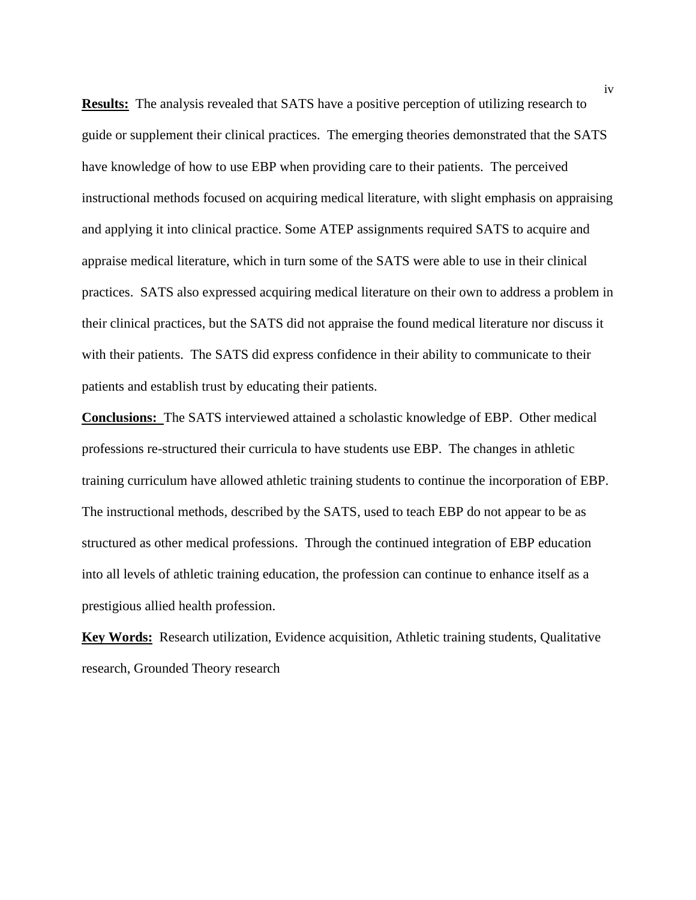**Results:** The analysis revealed that SATS have a positive perception of utilizing research to guide or supplement their clinical practices. The emerging theories demonstrated that the SATS have knowledge of how to use EBP when providing care to their patients. The perceived instructional methods focused on acquiring medical literature, with slight emphasis on appraising and applying it into clinical practice. Some ATEP assignments required SATS to acquire and appraise medical literature, which in turn some of the SATS were able to use in their clinical practices. SATS also expressed acquiring medical literature on their own to address a problem in their clinical practices, but the SATS did not appraise the found medical literature nor discuss it with their patients. The SATS did express confidence in their ability to communicate to their patients and establish trust by educating their patients.

**Conclusions:** The SATS interviewed attained a scholastic knowledge of EBP. Other medical professions re-structured their curricula to have students use EBP. The changes in athletic training curriculum have allowed athletic training students to continue the incorporation of EBP. The instructional methods, described by the SATS, used to teach EBP do not appear to be as structured as other medical professions. Through the continued integration of EBP education into all levels of athletic training education, the profession can continue to enhance itself as a prestigious allied health profession.

**Key Words:** Research utilization, Evidence acquisition, Athletic training students, Qualitative research, Grounded Theory research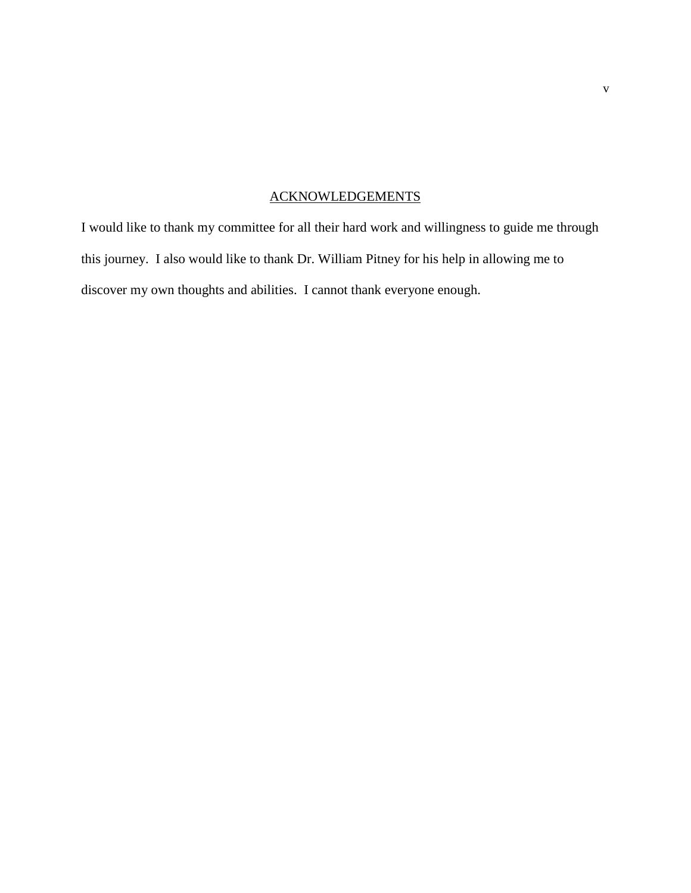## ACKNOWLEDGEMENTS

I would like to thank my committee for all their hard work and willingness to guide me through this journey. I also would like to thank Dr. William Pitney for his help in allowing me to discover my own thoughts and abilities. I cannot thank everyone enough.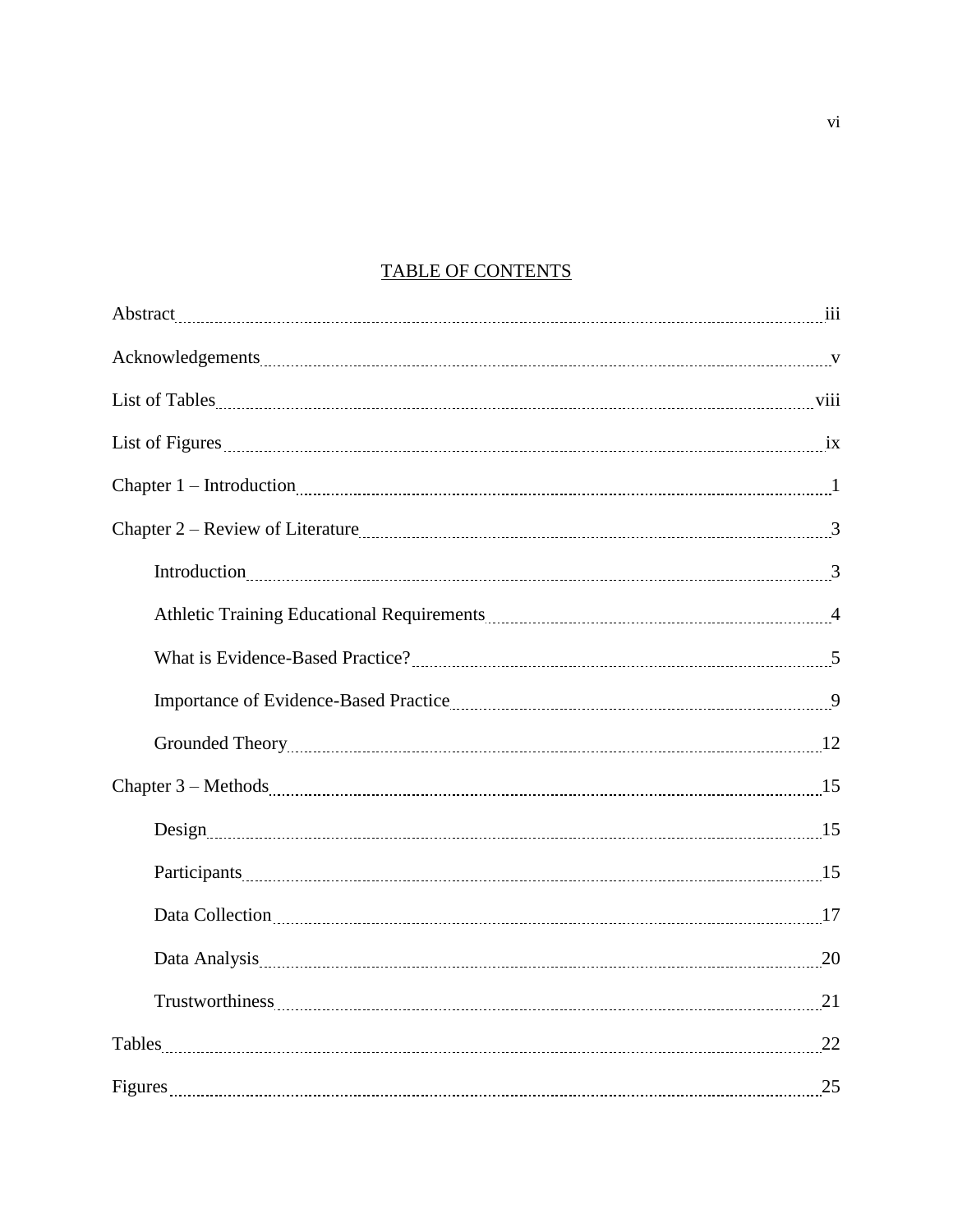# TABLE OF CONTENTS

Abstract ..... iii

Acknowledgements ..... v

List of Tables ..... viii

List of Figures ..... ix

Chapter 1 – Introduction ..... 1

Chapter 2 – Review of Literature ..... 3

- Introduction ..... 3
- Athletic Training Educational Requirements ..... 4
- What is Evidence-Based Practice? ..... 5
- Importance of Evidence-Based Practice ..... 9
- Grounded Theory ..... 12

Chapter 3 – Methods ..... 15

- Design ..... 15
- Participants ..... 15
- Data Collection ..... 17
- Data Analysis ..... 20
- Trustworthiness ..... 21

Tables ..... 22

Figures ..... 25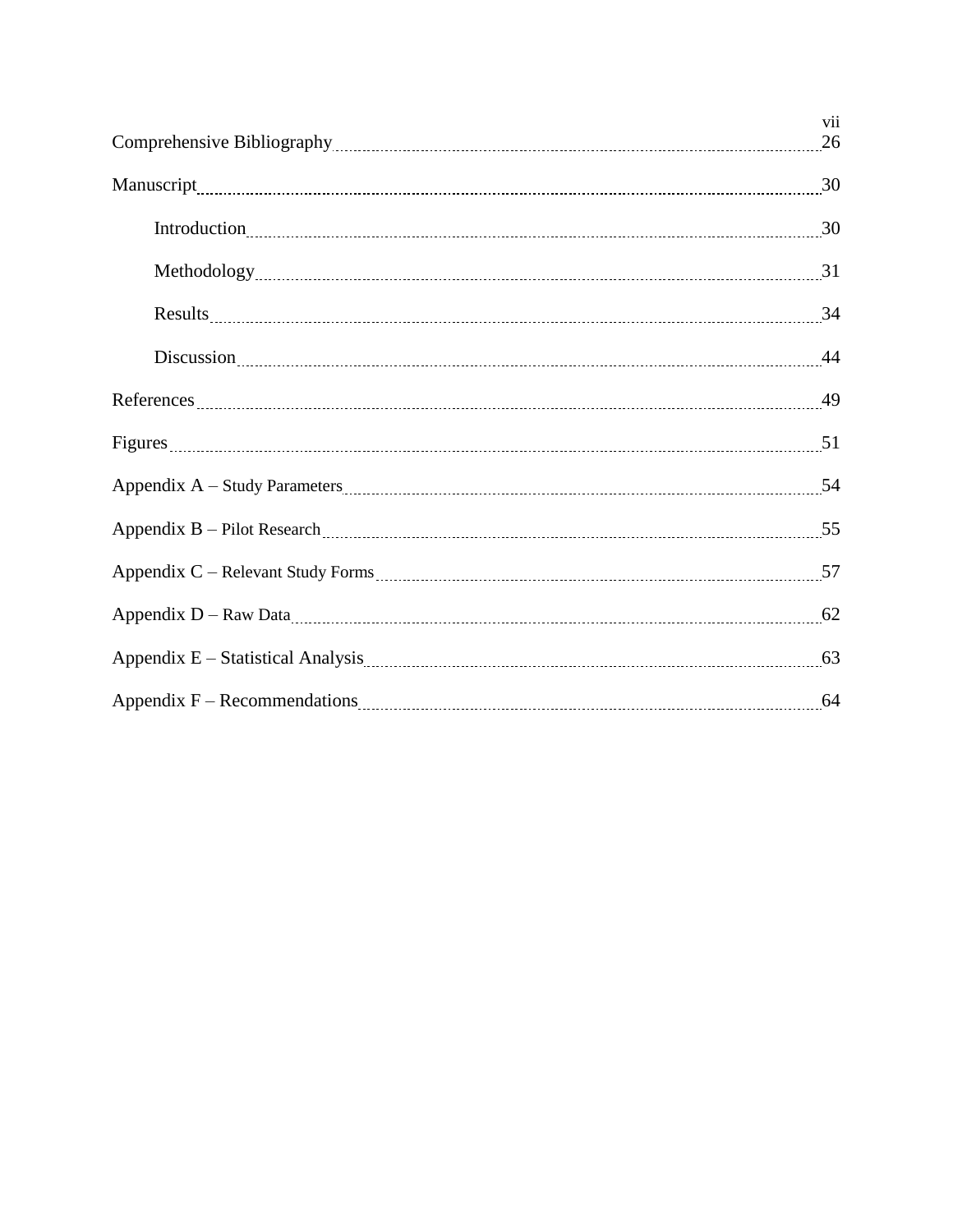Comprehensive Bibliography ........ 26

Manuscript ........ 30

  Introduction ........ 30

  Methodology ........ 31

  Results ........ 34

  Discussion ........ 44

References ........ 49

Figures ........ 51

Appendix A – Study Parameters ........ 54

Appendix B – Pilot Research ........ 55

Appendix C – Relevant Study Forms ........ 57

Appendix D – Raw Data ........ 62

Appendix E – Statistical Analysis ........ 63

Appendix F – Recommendations ........ 64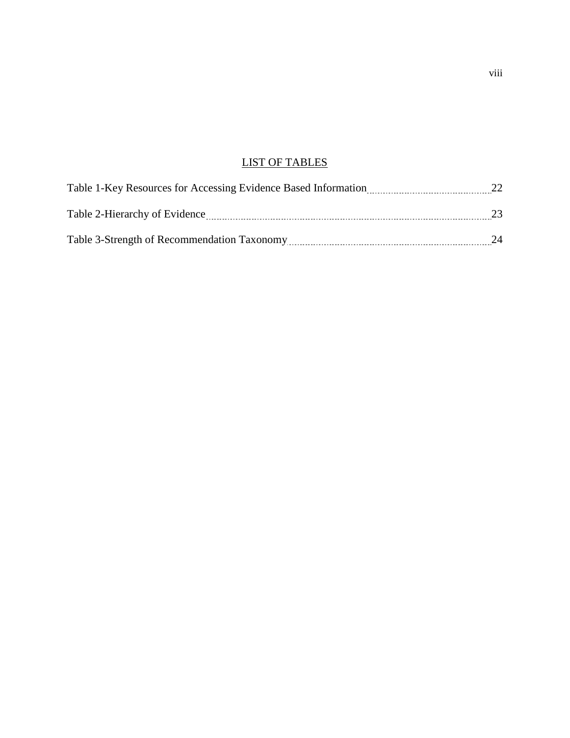## LIST OF TABLES

Table 1-Key Resources for Accessing Evidence Based Information ........ 22

Table 2-Hierarchy of Evidence ........ 23

Table 3-Strength of Recommendation Taxonomy ........ 24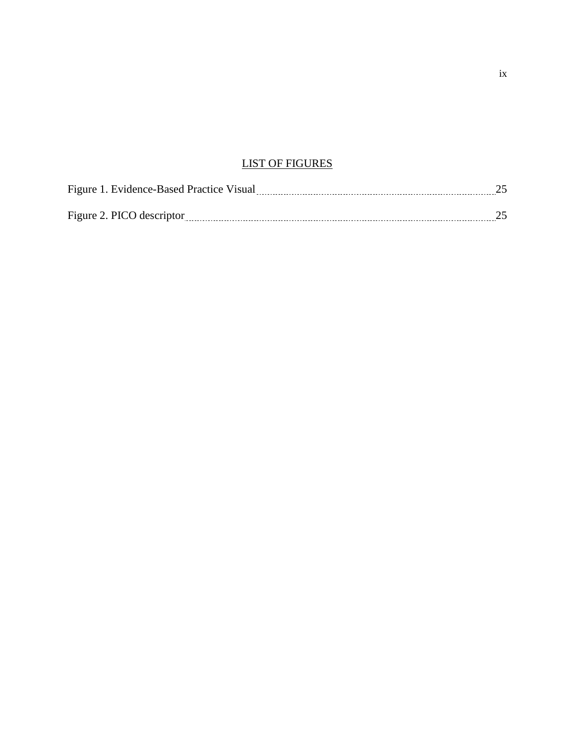## LIST OF FIGURES

Figure 1. Evidence-Based Practice Visual ........................................ 25

Figure 2. PICO descriptor ........................................ 25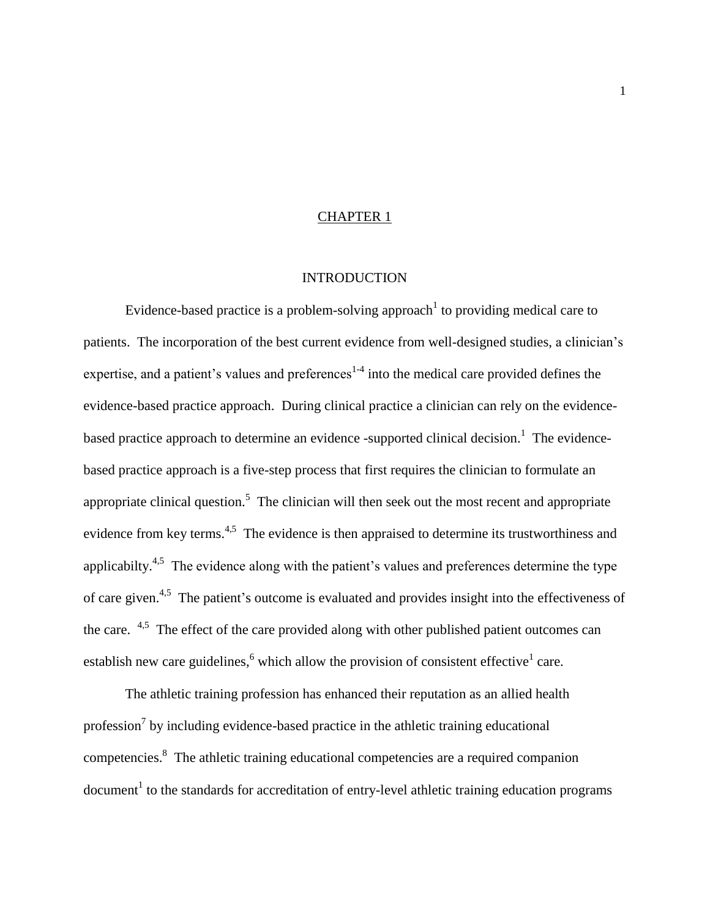# CHAPTER 1

## INTRODUCTION

Evidence-based practice is a problem-solving approach[1] to providing medical care to patients. The incorporation of the best current evidence from well-designed studies, a clinician's expertise, and a patient's values and preferences[1-4] into the medical care provided defines the evidence-based practice approach. During clinical practice a clinician can rely on the evidence-based practice approach to determine an evidence -supported clinical decision.[1] The evidence-based practice approach is a five-step process that first requires the clinician to formulate an appropriate clinical question.[5] The clinician will then seek out the most recent and appropriate evidence from key terms.[4,5] The evidence is then appraised to determine its trustworthiness and applicabilty.[4,5] The evidence along with the patient's values and preferences determine the type of care given.[4,5] The patient's outcome is evaluated and provides insight into the effectiveness of the care. [4,5] The effect of the care provided along with other published patient outcomes can establish new care guidelines,[6] which allow the provision of consistent effective[1] care.

The athletic training profession has enhanced their reputation as an allied health profession[7] by including evidence-based practice in the athletic training educational competencies.[8] The athletic training educational competencies are a required companion document[1] to the standards for accreditation of entry-level athletic training education programs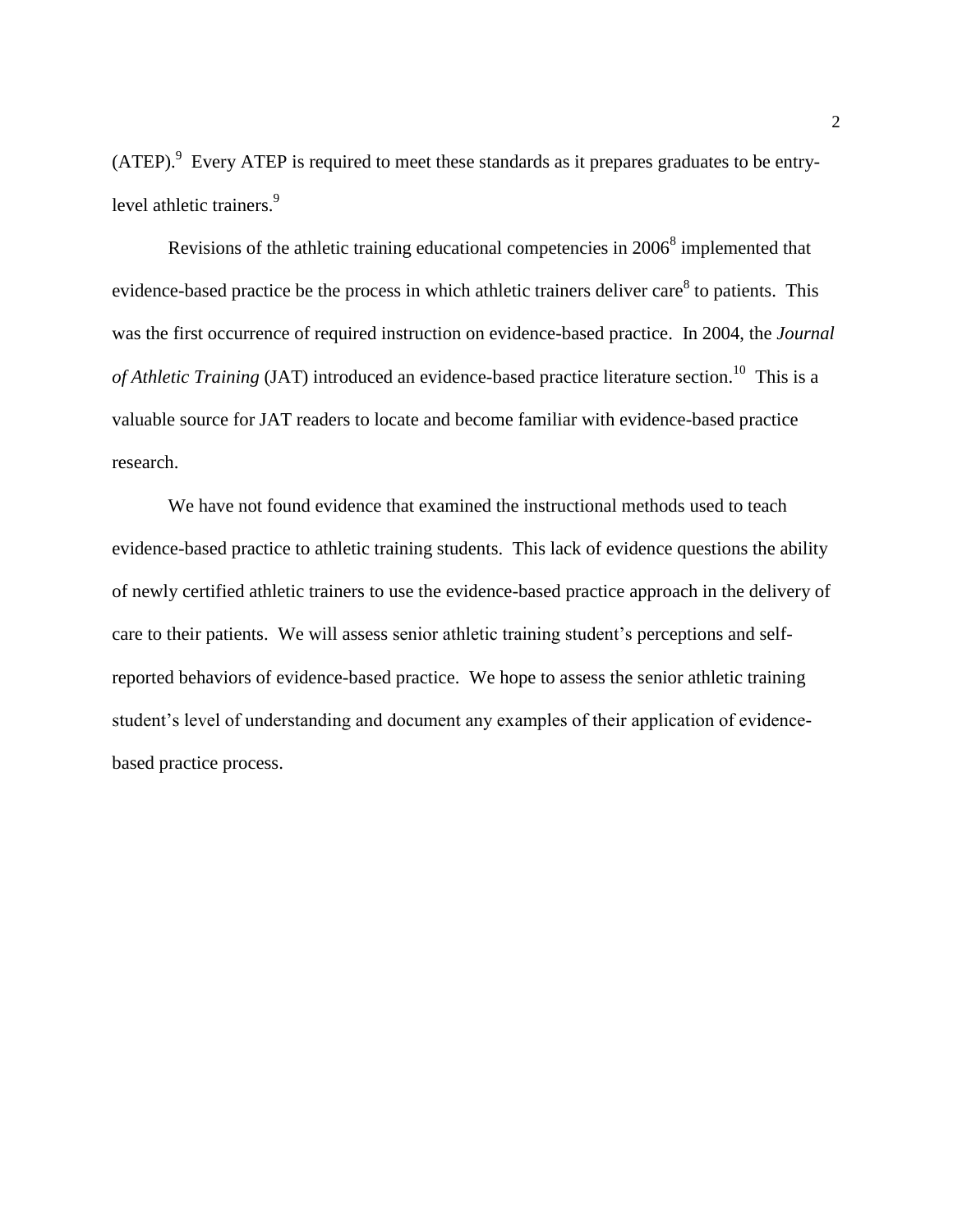(ATEP).[9] Every ATEP is required to meet these standards as it prepares graduates to be entry-level athletic trainers.[9]

Revisions of the athletic training educational competencies in 2006[8] implemented that evidence-based practice be the process in which athletic trainers deliver care[8] to patients. This was the first occurrence of required instruction on evidence-based practice. In 2004, the *Journal of Athletic Training* (JAT) introduced an evidence-based practice literature section.[10] This is a valuable source for JAT readers to locate and become familiar with evidence-based practice research.

We have not found evidence that examined the instructional methods used to teach evidence-based practice to athletic training students. This lack of evidence questions the ability of newly certified athletic trainers to use the evidence-based practice approach in the delivery of care to their patients. We will assess senior athletic training student's perceptions and self-reported behaviors of evidence-based practice. We hope to assess the senior athletic training student's level of understanding and document any examples of their application of evidence-based practice process.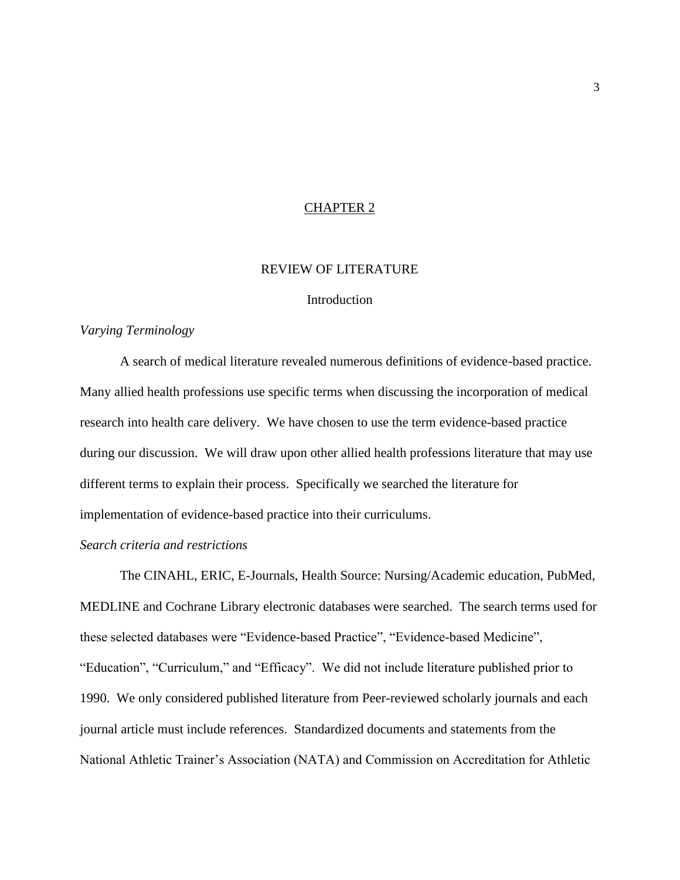# CHAPTER 2

## REVIEW OF LITERATURE

### Introduction

*Varying Terminology*

A search of medical literature revealed numerous definitions of evidence-based practice. Many allied health professions use specific terms when discussing the incorporation of medical research into health care delivery. We have chosen to use the term evidence-based practice during our discussion. We will draw upon other allied health professions literature that may use different terms to explain their process. Specifically we searched the literature for implementation of evidence-based practice into their curriculums.

*Search criteria and restrictions*

The CINAHL, ERIC, E-Journals, Health Source: Nursing/Academic education, PubMed, MEDLINE and Cochrane Library electronic databases were searched. The search terms used for these selected databases were "Evidence-based Practice", "Evidence-based Medicine", "Education", "Curriculum," and "Efficacy". We did not include literature published prior to 1990. We only considered published literature from Peer-reviewed scholarly journals and each journal article must include references. Standardized documents and statements from the National Athletic Trainer's Association (NATA) and Commission on Accreditation for Athletic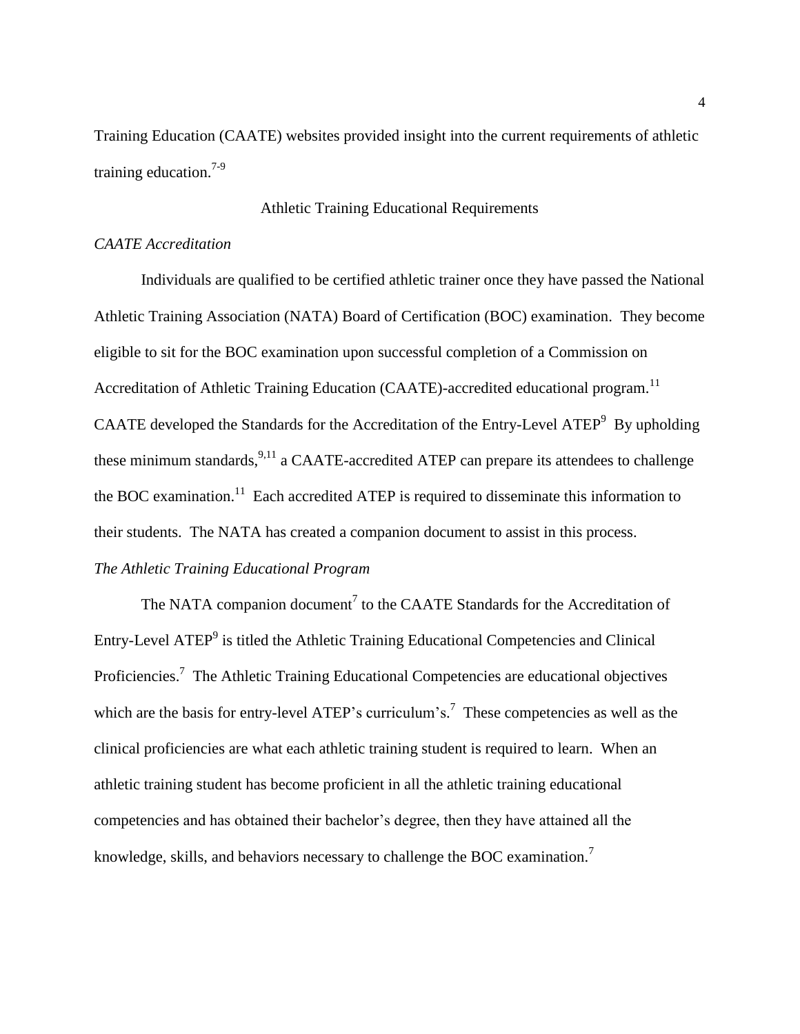Training Education (CAATE) websites provided insight into the current requirements of athletic training education.[7-9]

## Athletic Training Educational Requirements

### *CAATE Accreditation*

Individuals are qualified to be certified athletic trainer once they have passed the National Athletic Training Association (NATA) Board of Certification (BOC) examination. They become eligible to sit for the BOC examination upon successful completion of a Commission on Accreditation of Athletic Training Education (CAATE)-accredited educational program.[11] CAATE developed the Standards for the Accreditation of the Entry-Level ATEP[9] By upholding these minimum standards,[9,11] a CAATE-accredited ATEP can prepare its attendees to challenge the BOC examination.[11] Each accredited ATEP is required to disseminate this information to their students. The NATA has created a companion document to assist in this process.

### *The Athletic Training Educational Program*

The NATA companion document[7] to the CAATE Standards for the Accreditation of Entry-Level ATEP[9] is titled the Athletic Training Educational Competencies and Clinical Proficiencies.[7] The Athletic Training Educational Competencies are educational objectives which are the basis for entry-level ATEP's curriculum's.[7] These competencies as well as the clinical proficiencies are what each athletic training student is required to learn. When an athletic training student has become proficient in all the athletic training educational competencies and has obtained their bachelor's degree, then they have attained all the knowledge, skills, and behaviors necessary to challenge the BOC examination.[7]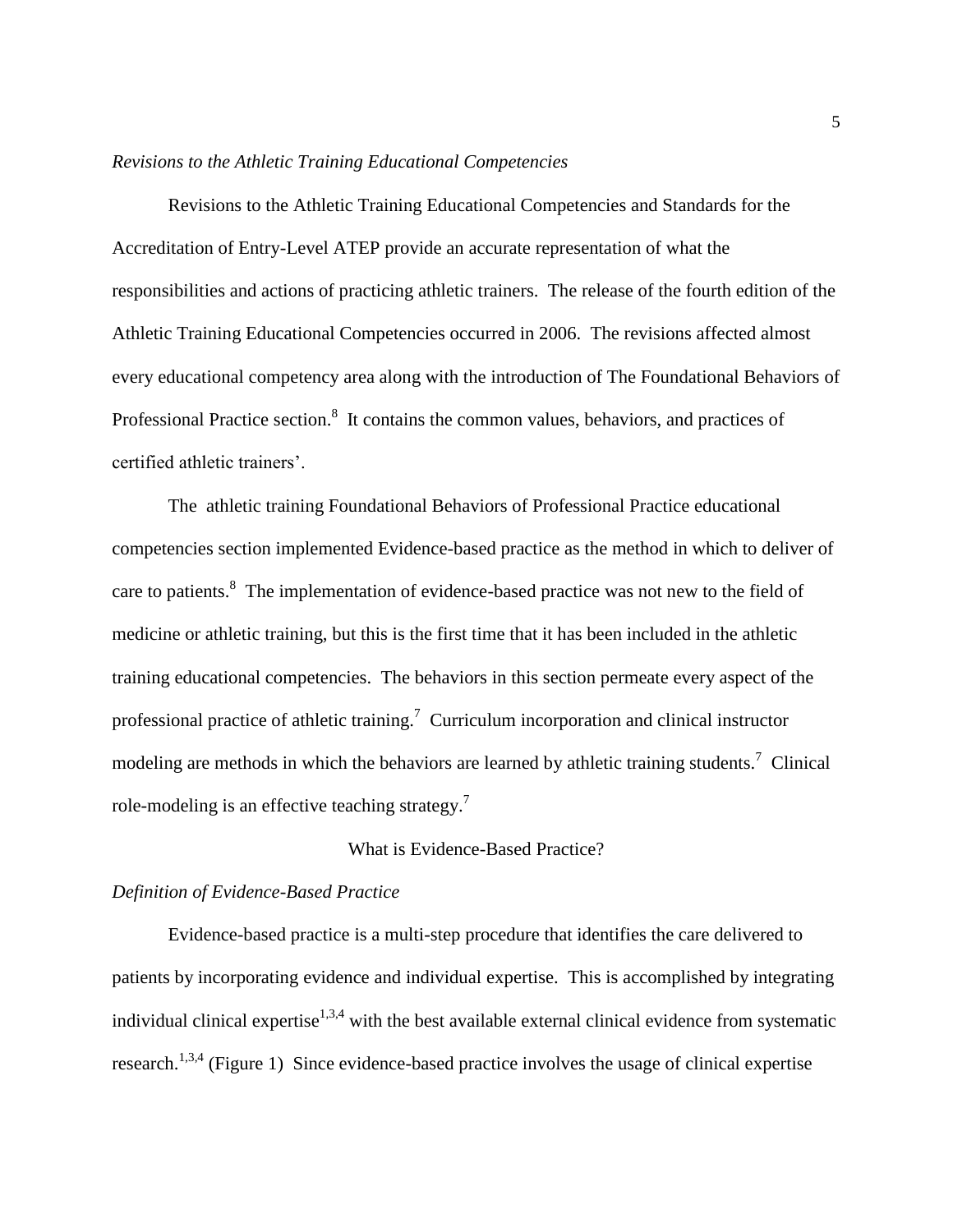*Revisions to the Athletic Training Educational Competencies*

Revisions to the Athletic Training Educational Competencies and Standards for the Accreditation of Entry-Level ATEP provide an accurate representation of what the responsibilities and actions of practicing athletic trainers. The release of the fourth edition of the Athletic Training Educational Competencies occurred in 2006. The revisions affected almost every educational competency area along with the introduction of The Foundational Behaviors of Professional Practice section.[8] It contains the common values, behaviors, and practices of certified athletic trainers'.

The athletic training Foundational Behaviors of Professional Practice educational competencies section implemented Evidence-based practice as the method in which to deliver of care to patients.[8] The implementation of evidence-based practice was not new to the field of medicine or athletic training, but this is the first time that it has been included in the athletic training educational competencies. The behaviors in this section permeate every aspect of the professional practice of athletic training.[7] Curriculum incorporation and clinical instructor modeling are methods in which the behaviors are learned by athletic training students.[7] Clinical role-modeling is an effective teaching strategy.[7]

## What is Evidence-Based Practice?

*Definition of Evidence-Based Practice*

Evidence-based practice is a multi-step procedure that identifies the care delivered to patients by incorporating evidence and individual expertise. This is accomplished by integrating individual clinical expertise[1,3,4] with the best available external clinical evidence from systematic research.[1,3,4] (Figure 1) Since evidence-based practice involves the usage of clinical expertise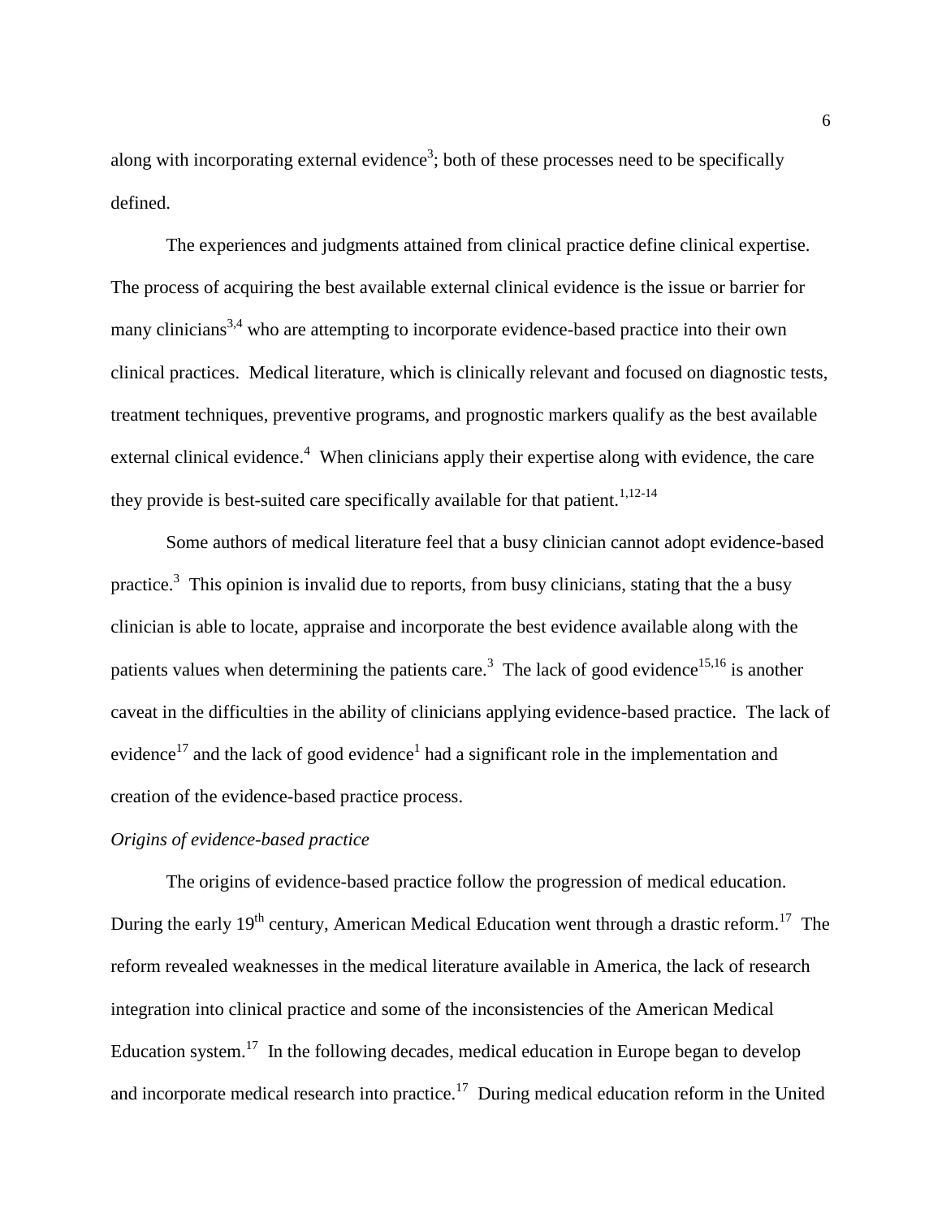along with incorporating external evidence[3]; both of these processes need to be specifically defined.

The experiences and judgments attained from clinical practice define clinical expertise. The process of acquiring the best available external clinical evidence is the issue or barrier for many clinicians[3,4] who are attempting to incorporate evidence-based practice into their own clinical practices. Medical literature, which is clinically relevant and focused on diagnostic tests, treatment techniques, preventive programs, and prognostic markers qualify as the best available external clinical evidence.[4] When clinicians apply their expertise along with evidence, the care they provide is best-suited care specifically available for that patient.[1,12-14]

Some authors of medical literature feel that a busy clinician cannot adopt evidence-based practice.[3] This opinion is invalid due to reports, from busy clinicians, stating that the a busy clinician is able to locate, appraise and incorporate the best evidence available along with the patients values when determining the patients care.[3] The lack of good evidence[15,16] is another caveat in the difficulties in the ability of clinicians applying evidence-based practice. The lack of evidence[17] and the lack of good evidence[1] had a significant role in the implementation and creation of the evidence-based practice process.

*Origins of evidence-based practice*

The origins of evidence-based practice follow the progression of medical education. During the early 19th century, American Medical Education went through a drastic reform.[17] The reform revealed weaknesses in the medical literature available in America, the lack of research integration into clinical practice and some of the inconsistencies of the American Medical Education system.[17] In the following decades, medical education in Europe began to develop and incorporate medical research into practice.[17] During medical education reform in the United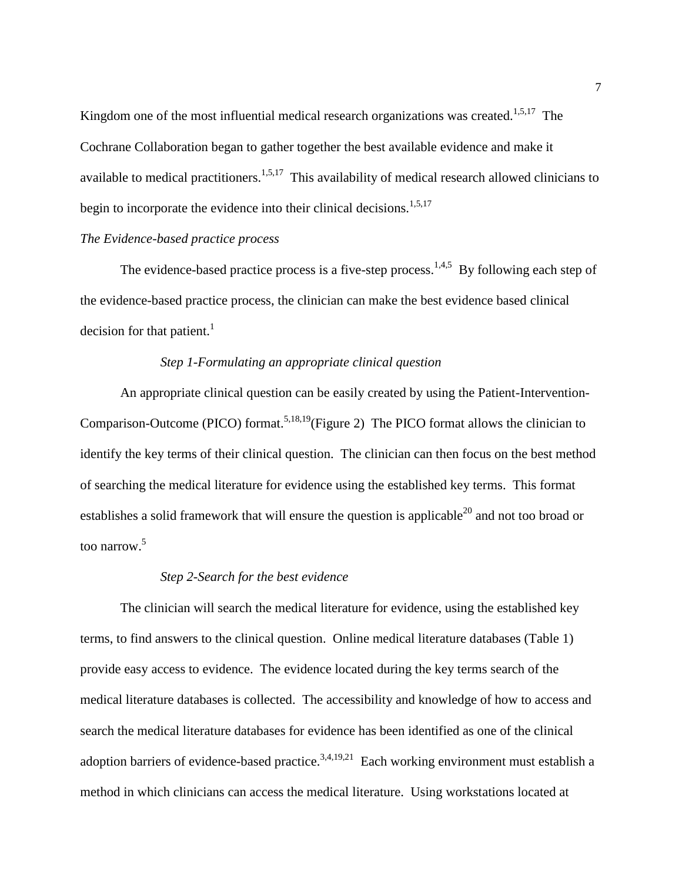Kingdom one of the most influential medical research organizations was created.[1,5,17] The Cochrane Collaboration began to gather together the best available evidence and make it available to medical practitioners.[1,5,17] This availability of medical research allowed clinicians to begin to incorporate the evidence into their clinical decisions.[1,5,17]

*The Evidence-based practice process*

The evidence-based practice process is a five-step process.[1,4,5] By following each step of the evidence-based practice process, the clinician can make the best evidence based clinical decision for that patient.[1]

*Step 1-Formulating an appropriate clinical question*

An appropriate clinical question can be easily created by using the Patient-Intervention-Comparison-Outcome (PICO) format.[5,18,19](Figure 2) The PICO format allows the clinician to identify the key terms of their clinical question. The clinician can then focus on the best method of searching the medical literature for evidence using the established key terms. This format establishes a solid framework that will ensure the question is applicable[20] and not too broad or too narrow.[5]

*Step 2-Search for the best evidence*

The clinician will search the medical literature for evidence, using the established key terms, to find answers to the clinical question. Online medical literature databases (Table 1) provide easy access to evidence. The evidence located during the key terms search of the medical literature databases is collected. The accessibility and knowledge of how to access and search the medical literature databases for evidence has been identified as one of the clinical adoption barriers of evidence-based practice.[3,4,19,21] Each working environment must establish a method in which clinicians can access the medical literature. Using workstations located at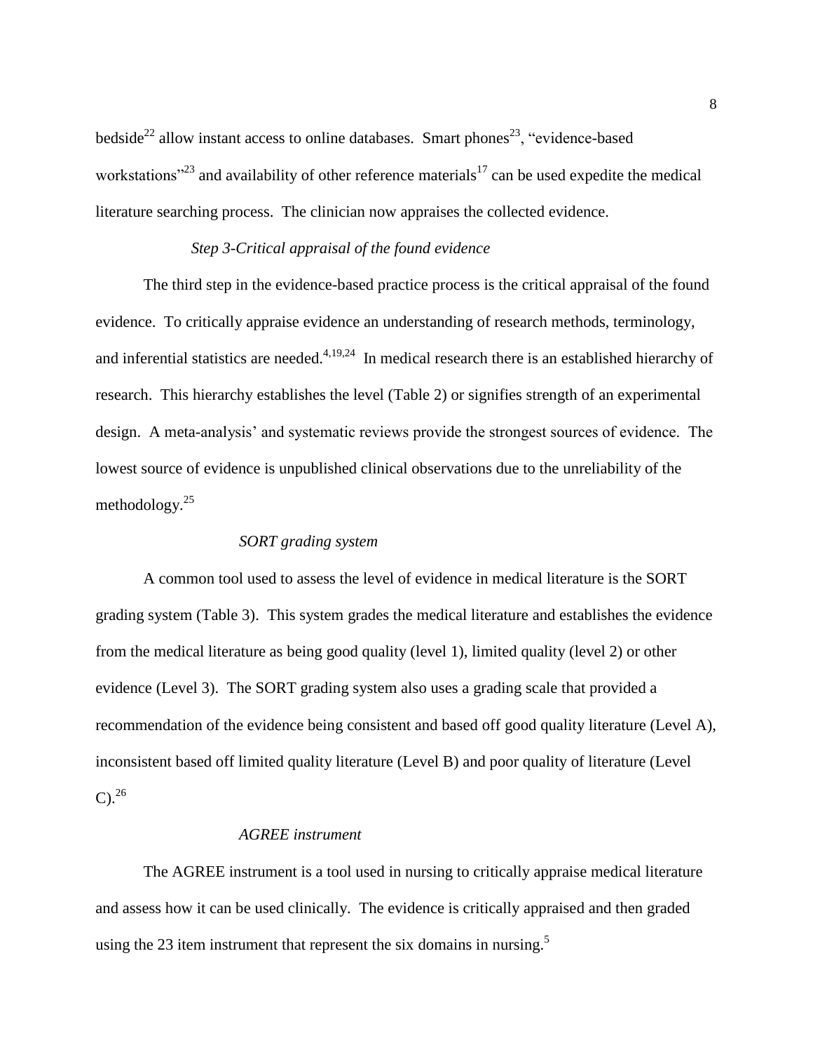bedside[22] allow instant access to online databases. Smart phones[23], "evidence-based workstations"[23] and availability of other reference materials[17] can be used expedite the medical literature searching process. The clinician now appraises the collected evidence.

### *Step 3-Critical appraisal of the found evidence*

The third step in the evidence-based practice process is the critical appraisal of the found evidence. To critically appraise evidence an understanding of research methods, terminology, and inferential statistics are needed.[4,19,24] In medical research there is an established hierarchy of research. This hierarchy establishes the level (Table 2) or signifies strength of an experimental design. A meta-analysis' and systematic reviews provide the strongest sources of evidence. The lowest source of evidence is unpublished clinical observations due to the unreliability of the methodology.[25]

#### *SORT grading system*

A common tool used to assess the level of evidence in medical literature is the SORT grading system (Table 3). This system grades the medical literature and establishes the evidence from the medical literature as being good quality (level 1), limited quality (level 2) or other evidence (Level 3). The SORT grading system also uses a grading scale that provided a recommendation of the evidence being consistent and based off good quality literature (Level A), inconsistent based off limited quality literature (Level B) and poor quality of literature (Level C).[26]

#### *AGREE instrument*

The AGREE instrument is a tool used in nursing to critically appraise medical literature and assess how it can be used clinically. The evidence is critically appraised and then graded using the 23 item instrument that represent the six domains in nursing.[5]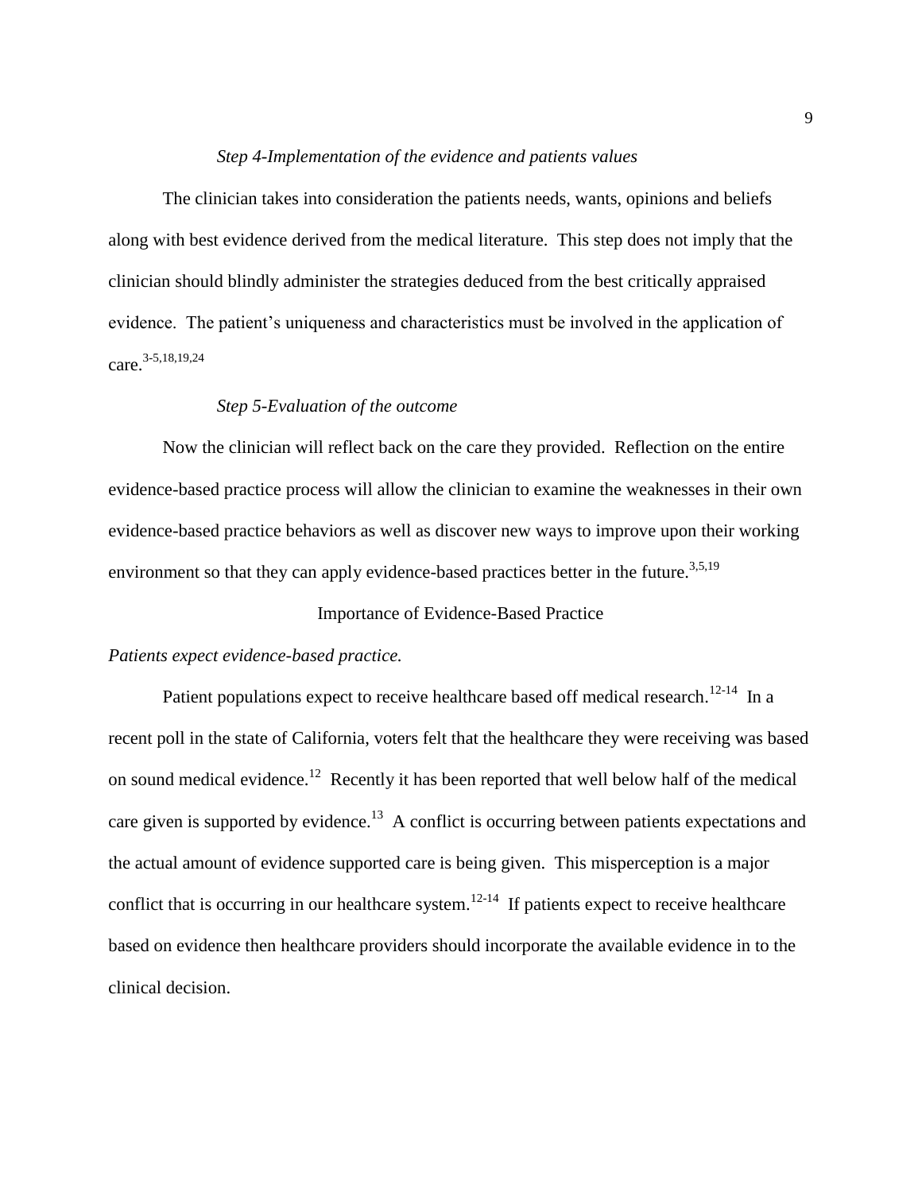*Step 4-Implementation of the evidence and patients values*

The clinician takes into consideration the patients needs, wants, opinions and beliefs along with best evidence derived from the medical literature. This step does not imply that the clinician should blindly administer the strategies deduced from the best critically appraised evidence. The patient's uniqueness and characteristics must be involved in the application of care.[3-5,18,19,24]

*Step 5-Evaluation of the outcome*

Now the clinician will reflect back on the care they provided. Reflection on the entire evidence-based practice process will allow the clinician to examine the weaknesses in their own evidence-based practice behaviors as well as discover new ways to improve upon their working environment so that they can apply evidence-based practices better in the future.[3,5,19]

## Importance of Evidence-Based Practice

*Patients expect evidence-based practice.*

Patient populations expect to receive healthcare based off medical research.[12-14] In a recent poll in the state of California, voters felt that the healthcare they were receiving was based on sound medical evidence.[12] Recently it has been reported that well below half of the medical care given is supported by evidence.[13] A conflict is occurring between patients expectations and the actual amount of evidence supported care is being given. This misperception is a major conflict that is occurring in our healthcare system.[12-14] If patients expect to receive healthcare based on evidence then healthcare providers should incorporate the available evidence in to the clinical decision.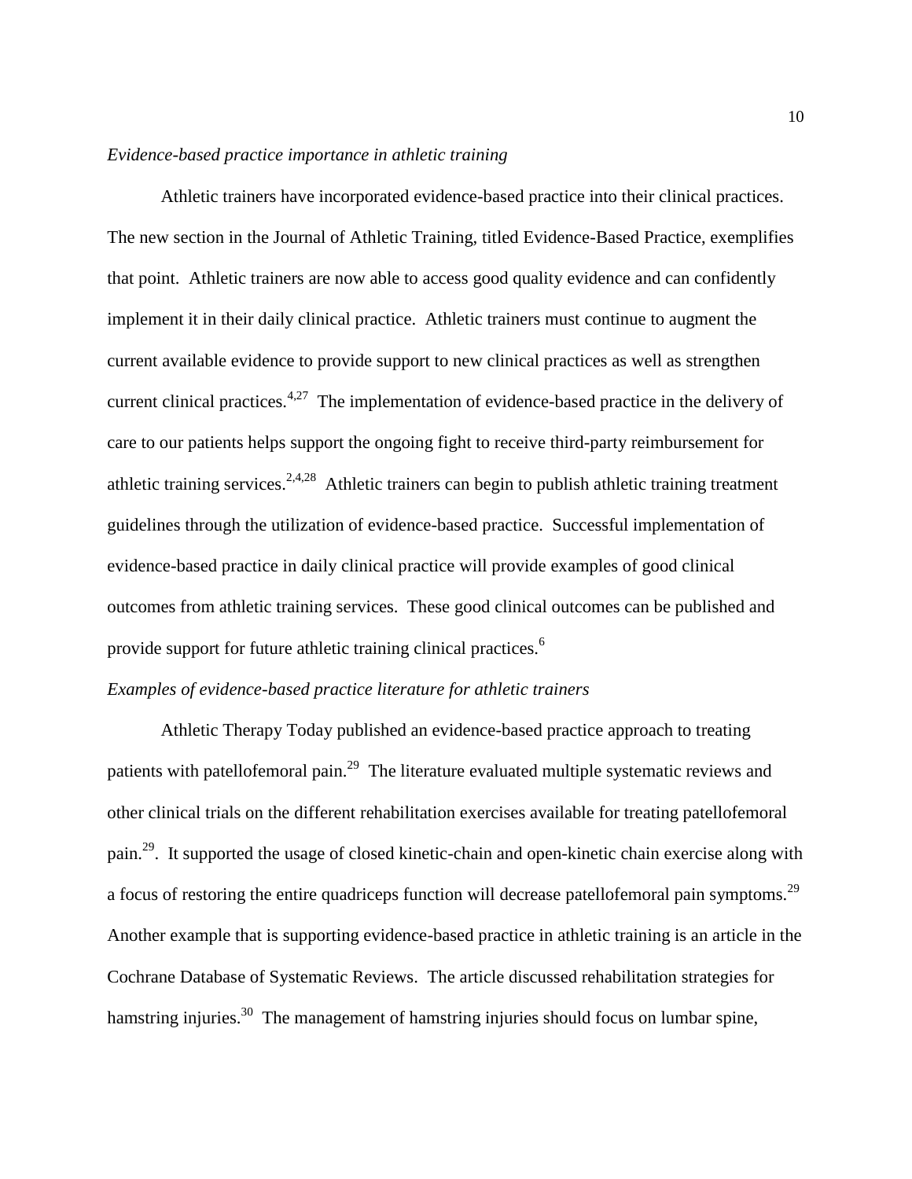*Evidence-based practice importance in athletic training*

Athletic trainers have incorporated evidence-based practice into their clinical practices. The new section in the Journal of Athletic Training, titled Evidence-Based Practice, exemplifies that point. Athletic trainers are now able to access good quality evidence and can confidently implement it in their daily clinical practice. Athletic trainers must continue to augment the current available evidence to provide support to new clinical practices as well as strengthen current clinical practices.[4,27] The implementation of evidence-based practice in the delivery of care to our patients helps support the ongoing fight to receive third-party reimbursement for athletic training services.[2,4,28] Athletic trainers can begin to publish athletic training treatment guidelines through the utilization of evidence-based practice. Successful implementation of evidence-based practice in daily clinical practice will provide examples of good clinical outcomes from athletic training services. These good clinical outcomes can be published and provide support for future athletic training clinical practices.[6]

*Examples of evidence-based practice literature for athletic trainers*

Athletic Therapy Today published an evidence-based practice approach to treating patients with patellofemoral pain.[29] The literature evaluated multiple systematic reviews and other clinical trials on the different rehabilitation exercises available for treating patellofemoral pain.[29]. It supported the usage of closed kinetic-chain and open-kinetic chain exercise along with a focus of restoring the entire quadriceps function will decrease patellofemoral pain symptoms.[29] Another example that is supporting evidence-based practice in athletic training is an article in the Cochrane Database of Systematic Reviews. The article discussed rehabilitation strategies for hamstring injuries.[30] The management of hamstring injuries should focus on lumbar spine,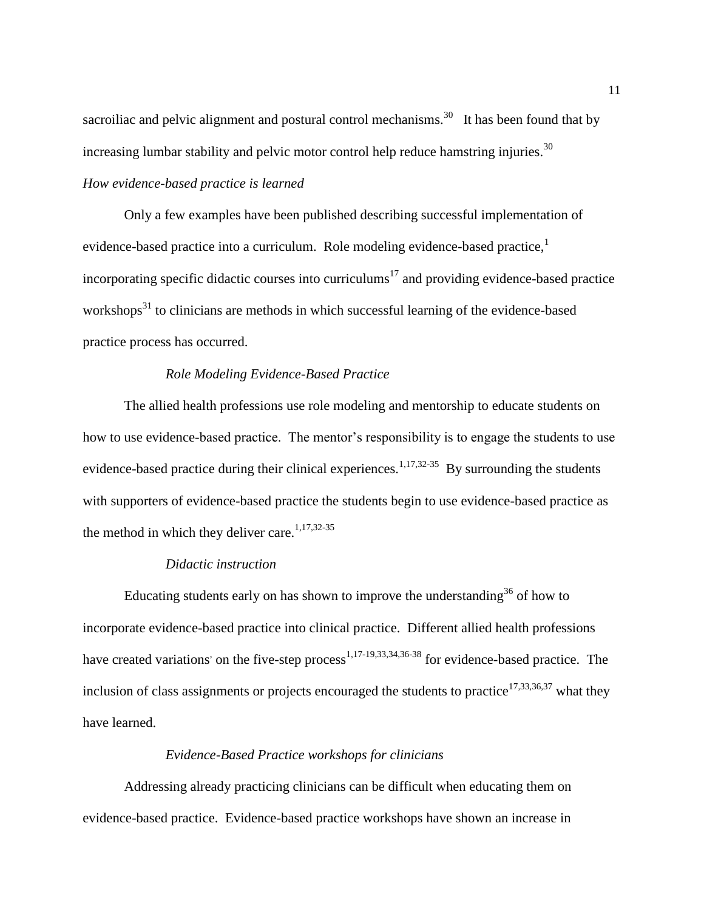sacroiliac and pelvic alignment and postural control mechanisms.[30] It has been found that by increasing lumbar stability and pelvic motor control help reduce hamstring injuries.[30]

*How evidence-based practice is learned*

Only a few examples have been published describing successful implementation of evidence-based practice into a curriculum. Role modeling evidence-based practice,[1] incorporating specific didactic courses into curriculums[17] and providing evidence-based practice workshops[31] to clinicians are methods in which successful learning of the evidence-based practice process has occurred.

*Role Modeling Evidence-Based Practice*

The allied health professions use role modeling and mentorship to educate students on how to use evidence-based practice. The mentor's responsibility is to engage the students to use evidence-based practice during their clinical experiences.[1,17,32-35] By surrounding the students with supporters of evidence-based practice the students begin to use evidence-based practice as the method in which they deliver care.[1,17,32-35]

*Didactic instruction*

Educating students early on has shown to improve the understanding[36] of how to incorporate evidence-based practice into clinical practice. Different allied health professions have created variations' on the five-step process[1,17-19,33,34,36-38] for evidence-based practice. The inclusion of class assignments or projects encouraged the students to practice[17,33,36,37] what they have learned.

*Evidence-Based Practice workshops for clinicians*

Addressing already practicing clinicians can be difficult when educating them on evidence-based practice. Evidence-based practice workshops have shown an increase in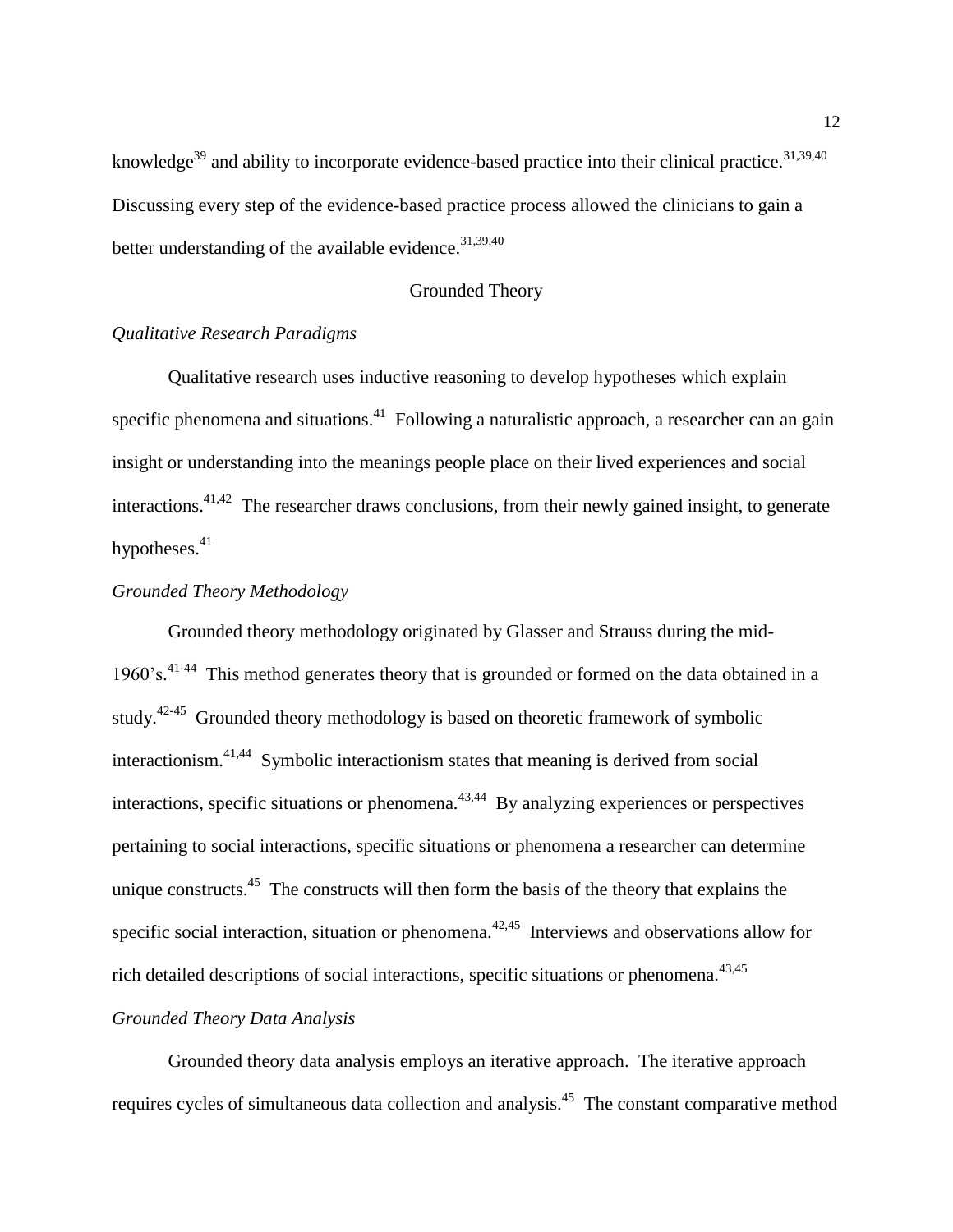knowledge[39] and ability to incorporate evidence-based practice into their clinical practice.[31,39,40] Discussing every step of the evidence-based practice process allowed the clinicians to gain a better understanding of the available evidence.[31,39,40]

## Grounded Theory

### *Qualitative Research Paradigms*

Qualitative research uses inductive reasoning to develop hypotheses which explain specific phenomena and situations.[41] Following a naturalistic approach, a researcher can an gain insight or understanding into the meanings people place on their lived experiences and social interactions.[41,42] The researcher draws conclusions, from their newly gained insight, to generate hypotheses.[41]

### *Grounded Theory Methodology*

Grounded theory methodology originated by Glasser and Strauss during the mid-1960's.[41-44] This method generates theory that is grounded or formed on the data obtained in a study.[42-45] Grounded theory methodology is based on theoretic framework of symbolic interactionism.[41,44] Symbolic interactionism states that meaning is derived from social interactions, specific situations or phenomena.[43,44] By analyzing experiences or perspectives pertaining to social interactions, specific situations or phenomena a researcher can determine unique constructs.[45] The constructs will then form the basis of the theory that explains the specific social interaction, situation or phenomena.[42,45] Interviews and observations allow for rich detailed descriptions of social interactions, specific situations or phenomena.[43,45]

### *Grounded Theory Data Analysis*

Grounded theory data analysis employs an iterative approach. The iterative approach requires cycles of simultaneous data collection and analysis.[45] The constant comparative method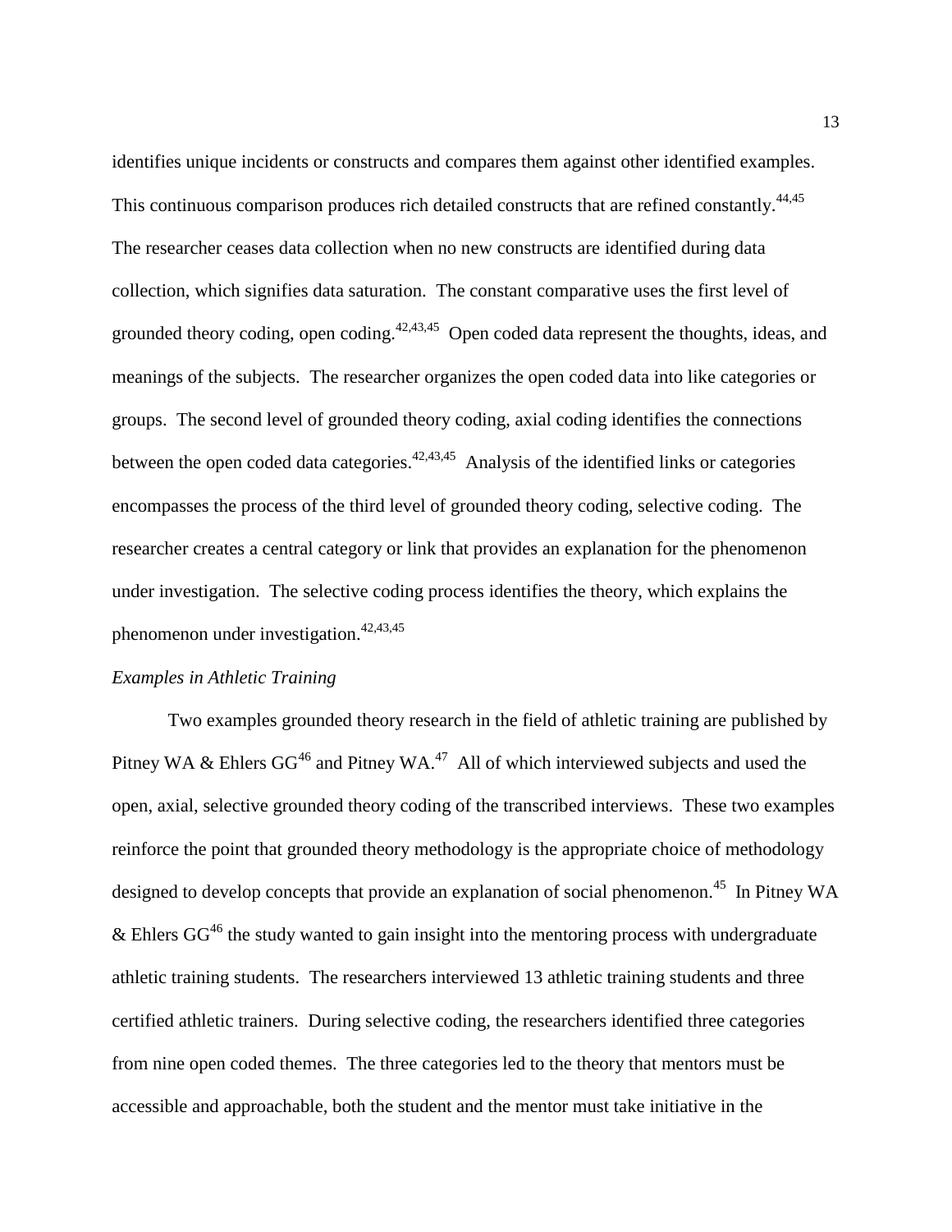identifies unique incidents or constructs and compares them against other identified examples. This continuous comparison produces rich detailed constructs that are refined constantly.[44,45] The researcher ceases data collection when no new constructs are identified during data collection, which signifies data saturation. The constant comparative uses the first level of grounded theory coding, open coding.[42,43,45] Open coded data represent the thoughts, ideas, and meanings of the subjects. The researcher organizes the open coded data into like categories or groups. The second level of grounded theory coding, axial coding identifies the connections between the open coded data categories.[42,43,45] Analysis of the identified links or categories encompasses the process of the third level of grounded theory coding, selective coding. The researcher creates a central category or link that provides an explanation for the phenomenon under investigation. The selective coding process identifies the theory, which explains the phenomenon under investigation.[42,43,45]

*Examples in Athletic Training*

Two examples grounded theory research in the field of athletic training are published by Pitney WA & Ehlers GG[46] and Pitney WA.[47] All of which interviewed subjects and used the open, axial, selective grounded theory coding of the transcribed interviews. These two examples reinforce the point that grounded theory methodology is the appropriate choice of methodology designed to develop concepts that provide an explanation of social phenomenon.[45] In Pitney WA & Ehlers GG[46] the study wanted to gain insight into the mentoring process with undergraduate athletic training students. The researchers interviewed 13 athletic training students and three certified athletic trainers. During selective coding, the researchers identified three categories from nine open coded themes. The three categories led to the theory that mentors must be accessible and approachable, both the student and the mentor must take initiative in the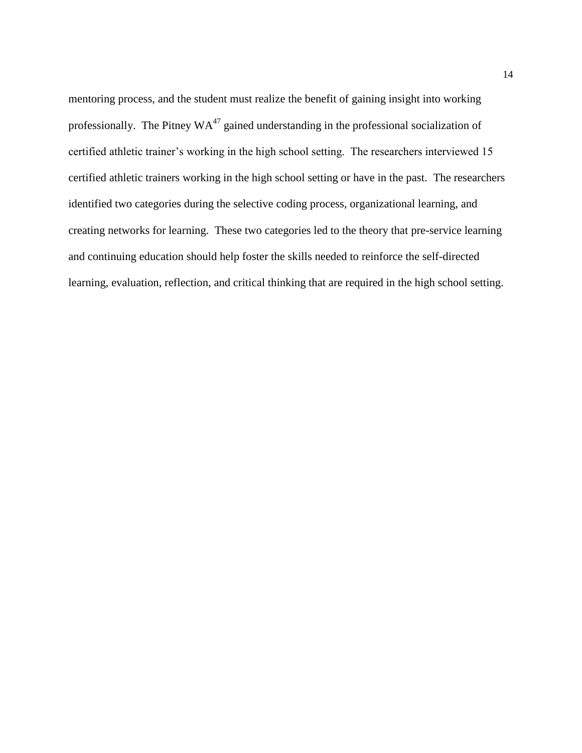mentoring process, and the student must realize the benefit of gaining insight into working professionally. The Pitney WA[47] gained understanding in the professional socialization of certified athletic trainer's working in the high school setting. The researchers interviewed 15 certified athletic trainers working in the high school setting or have in the past. The researchers identified two categories during the selective coding process, organizational learning, and creating networks for learning. These two categories led to the theory that pre-service learning and continuing education should help foster the skills needed to reinforce the self-directed learning, evaluation, reflection, and critical thinking that are required in the high school setting.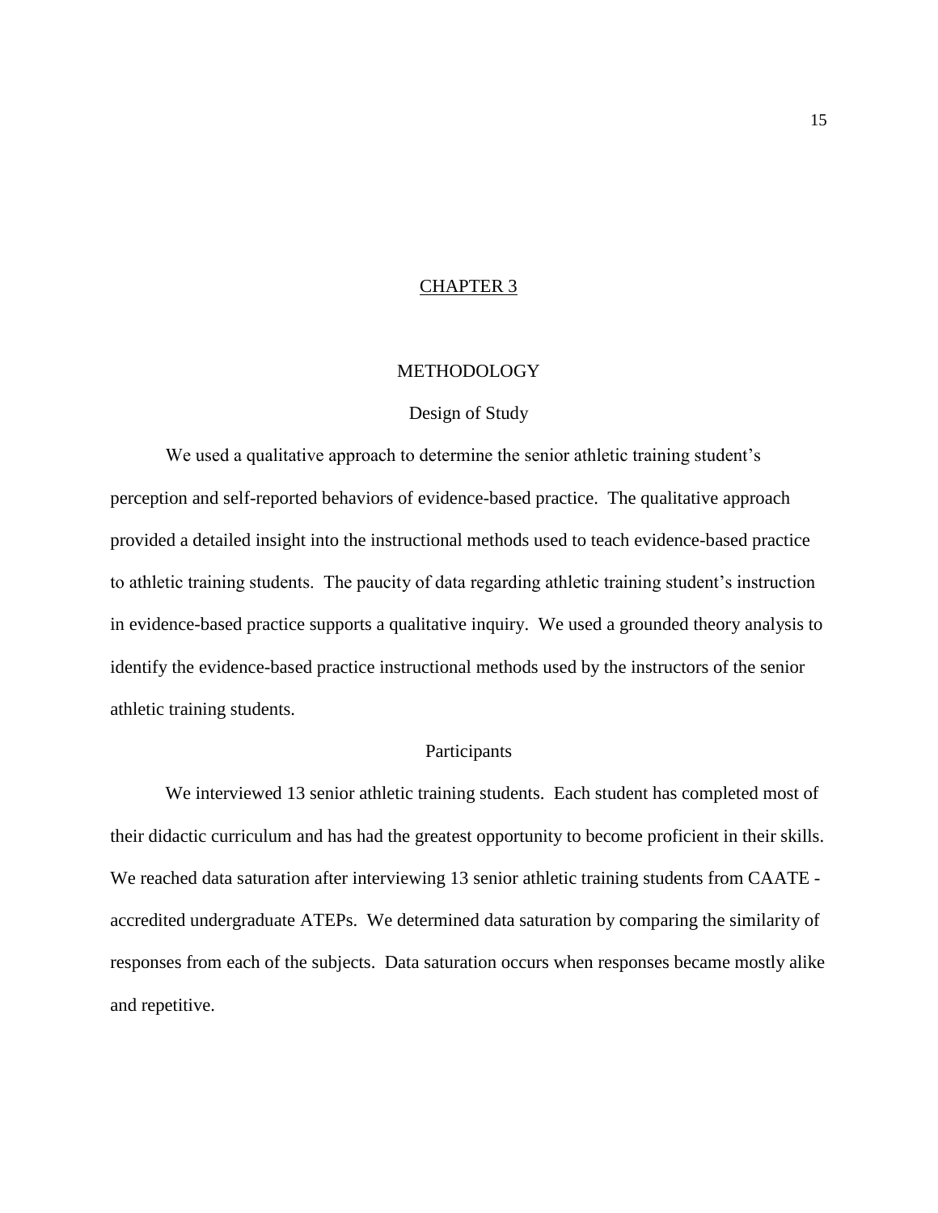# CHAPTER 3

## METHODOLOGY

### Design of Study

We used a qualitative approach to determine the senior athletic training student's perception and self-reported behaviors of evidence-based practice. The qualitative approach provided a detailed insight into the instructional methods used to teach evidence-based practice to athletic training students. The paucity of data regarding athletic training student's instruction in evidence-based practice supports a qualitative inquiry. We used a grounded theory analysis to identify the evidence-based practice instructional methods used by the instructors of the senior athletic training students.

### Participants

We interviewed 13 senior athletic training students. Each student has completed most of their didactic curriculum and has had the greatest opportunity to become proficient in their skills. We reached data saturation after interviewing 13 senior athletic training students from CAATE - accredited undergraduate ATEPs. We determined data saturation by comparing the similarity of responses from each of the subjects. Data saturation occurs when responses became mostly alike and repetitive.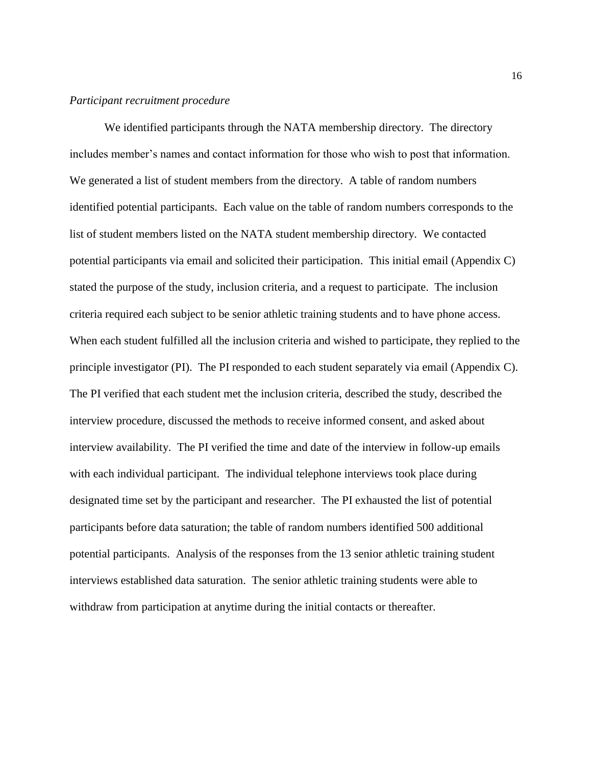*Participant recruitment procedure*

We identified participants through the NATA membership directory. The directory includes member's names and contact information for those who wish to post that information. We generated a list of student members from the directory. A table of random numbers identified potential participants. Each value on the table of random numbers corresponds to the list of student members listed on the NATA student membership directory. We contacted potential participants via email and solicited their participation. This initial email (Appendix C) stated the purpose of the study, inclusion criteria, and a request to participate. The inclusion criteria required each subject to be senior athletic training students and to have phone access. When each student fulfilled all the inclusion criteria and wished to participate, they replied to the principle investigator (PI). The PI responded to each student separately via email (Appendix C). The PI verified that each student met the inclusion criteria, described the study, described the interview procedure, discussed the methods to receive informed consent, and asked about interview availability. The PI verified the time and date of the interview in follow-up emails with each individual participant. The individual telephone interviews took place during designated time set by the participant and researcher. The PI exhausted the list of potential participants before data saturation; the table of random numbers identified 500 additional potential participants. Analysis of the responses from the 13 senior athletic training student interviews established data saturation. The senior athletic training students were able to withdraw from participation at anytime during the initial contacts or thereafter.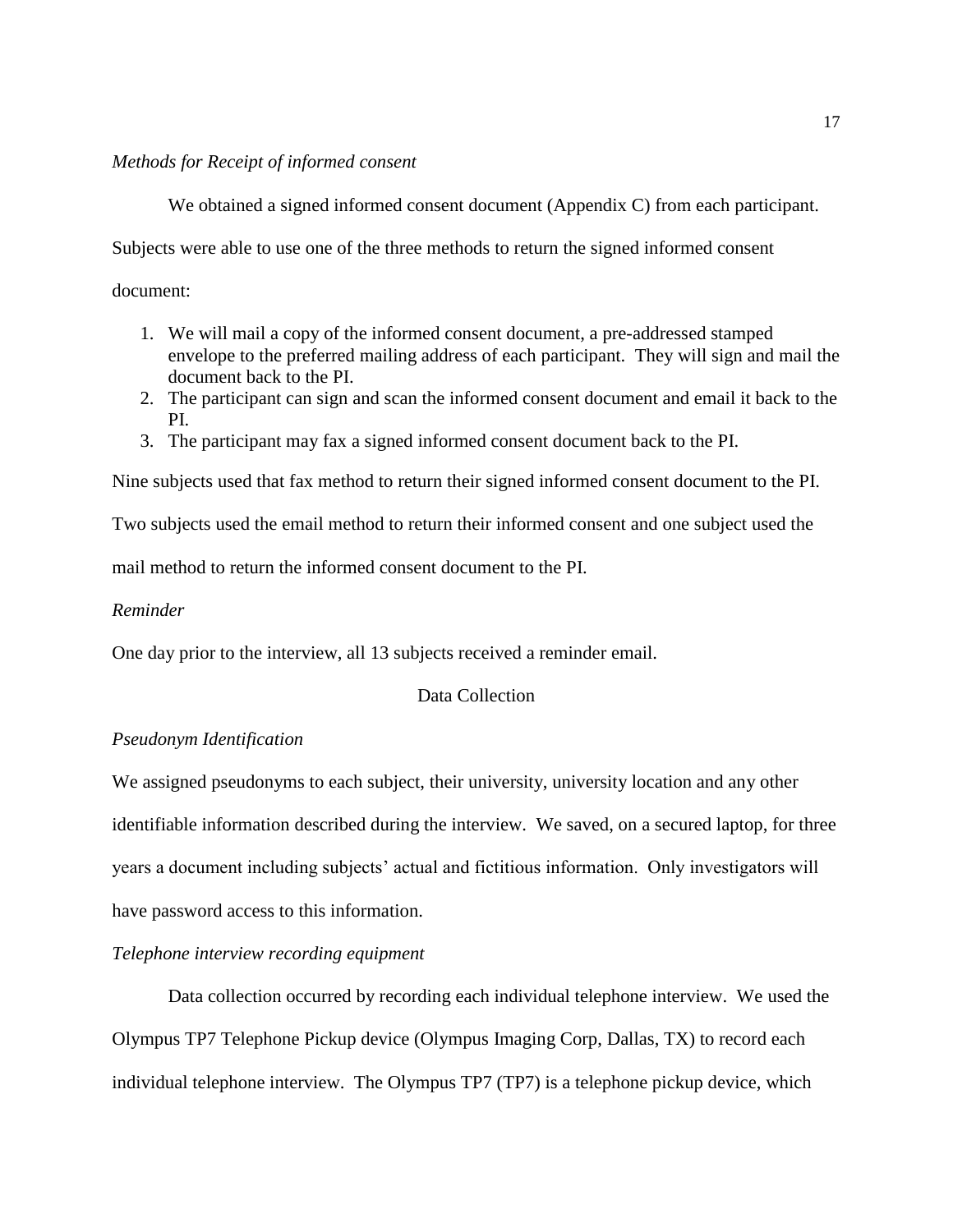*Methods for Receipt of informed consent*

We obtained a signed informed consent document (Appendix C) from each participant. Subjects were able to use one of the three methods to return the signed informed consent document:

1. We will mail a copy of the informed consent document, a pre-addressed stamped envelope to the preferred mailing address of each participant. They will sign and mail the document back to the PI.
2. The participant can sign and scan the informed consent document and email it back to the PI.
3. The participant may fax a signed informed consent document back to the PI.

Nine subjects used that fax method to return their signed informed consent document to the PI. Two subjects used the email method to return their informed consent and one subject used the mail method to return the informed consent document to the PI.

*Reminder*

One day prior to the interview, all 13 subjects received a reminder email.

## Data Collection

*Pseudonym Identification*

We assigned pseudonyms to each subject, their university, university location and any other identifiable information described during the interview. We saved, on a secured laptop, for three years a document including subjects' actual and fictitious information. Only investigators will have password access to this information.

*Telephone interview recording equipment*

Data collection occurred by recording each individual telephone interview. We used the Olympus TP7 Telephone Pickup device (Olympus Imaging Corp, Dallas, TX) to record each individual telephone interview. The Olympus TP7 (TP7) is a telephone pickup device, which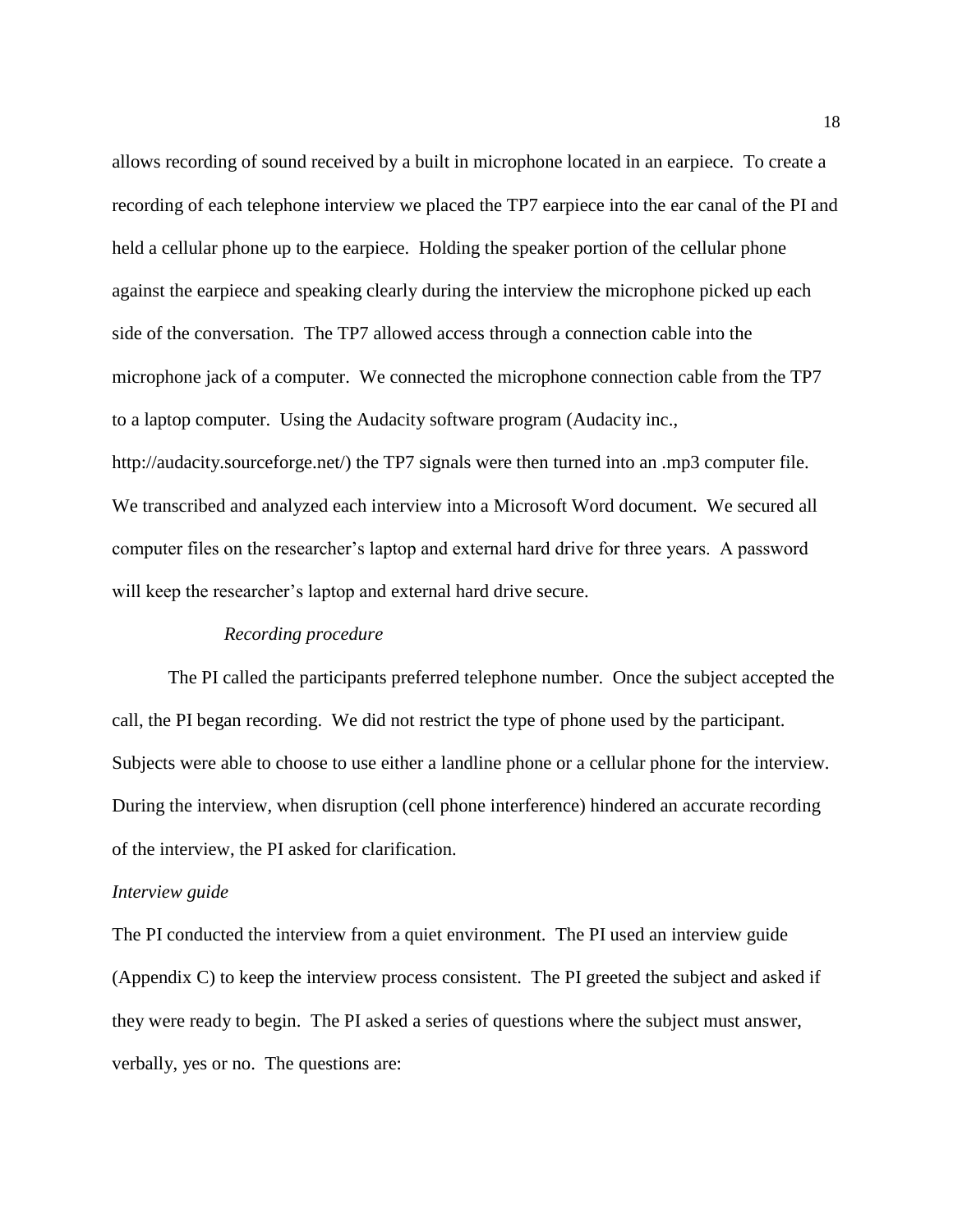allows recording of sound received by a built in microphone located in an earpiece. To create a recording of each telephone interview we placed the TP7 earpiece into the ear canal of the PI and held a cellular phone up to the earpiece. Holding the speaker portion of the cellular phone against the earpiece and speaking clearly during the interview the microphone picked up each side of the conversation. The TP7 allowed access through a connection cable into the microphone jack of a computer. We connected the microphone connection cable from the TP7 to a laptop computer. Using the Audacity software program (Audacity inc., http://audacity.sourceforge.net/) the TP7 signals were then turned into an .mp3 computer file. We transcribed and analyzed each interview into a Microsoft Word document. We secured all computer files on the researcher's laptop and external hard drive for three years. A password will keep the researcher's laptop and external hard drive secure.

*Recording procedure*

The PI called the participants preferred telephone number. Once the subject accepted the call, the PI began recording. We did not restrict the type of phone used by the participant. Subjects were able to choose to use either a landline phone or a cellular phone for the interview. During the interview, when disruption (cell phone interference) hindered an accurate recording of the interview, the PI asked for clarification.

*Interview guide*

The PI conducted the interview from a quiet environment. The PI used an interview guide (Appendix C) to keep the interview process consistent. The PI greeted the subject and asked if they were ready to begin. The PI asked a series of questions where the subject must answer, verbally, yes or no. The questions are: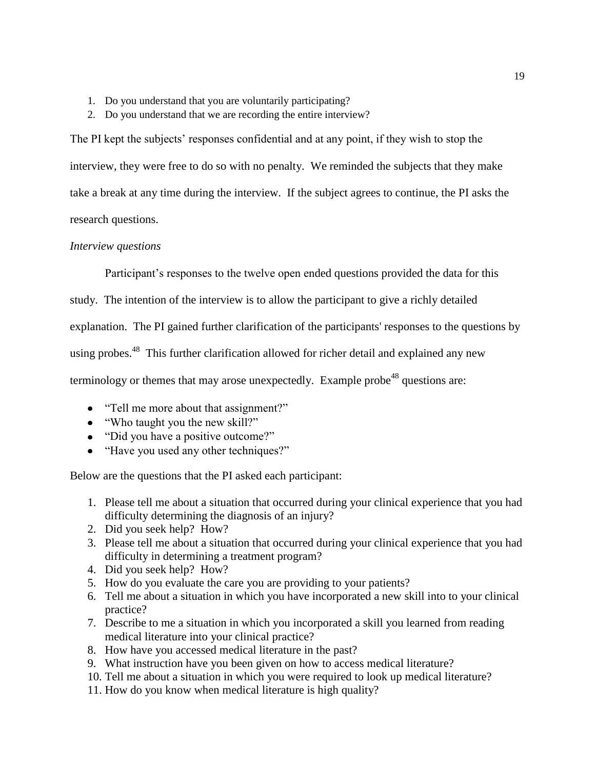1. Do you understand that you are voluntarily participating?
2. Do you understand that we are recording the entire interview?

The PI kept the subjects' responses confidential and at any point, if they wish to stop the interview, they were free to do so with no penalty. We reminded the subjects that they make take a break at any time during the interview. If the subject agrees to continue, the PI asks the research questions.

*Interview questions*

Participant's responses to the twelve open ended questions provided the data for this study. The intention of the interview is to allow the participant to give a richly detailed explanation. The PI gained further clarification of the participants' responses to the questions by using probes.[48] This further clarification allowed for richer detail and explained any new terminology or themes that may arose unexpectedly. Example probe[48] questions are:

- "Tell me more about that assignment?"
- "Who taught you the new skill?"
- "Did you have a positive outcome?"
- "Have you used any other techniques?"

Below are the questions that the PI asked each participant:

1. Please tell me about a situation that occurred during your clinical experience that you had difficulty determining the diagnosis of an injury?
2. Did you seek help? How?
3. Please tell me about a situation that occurred during your clinical experience that you had difficulty in determining a treatment program?
4. Did you seek help? How?
5. How do you evaluate the care you are providing to your patients?
6. Tell me about a situation in which you have incorporated a new skill into to your clinical practice?
7. Describe to me a situation in which you incorporated a skill you learned from reading medical literature into your clinical practice?
8. How have you accessed medical literature in the past?
9. What instruction have you been given on how to access medical literature?
10. Tell me about a situation in which you were required to look up medical literature?
11. How do you know when medical literature is high quality?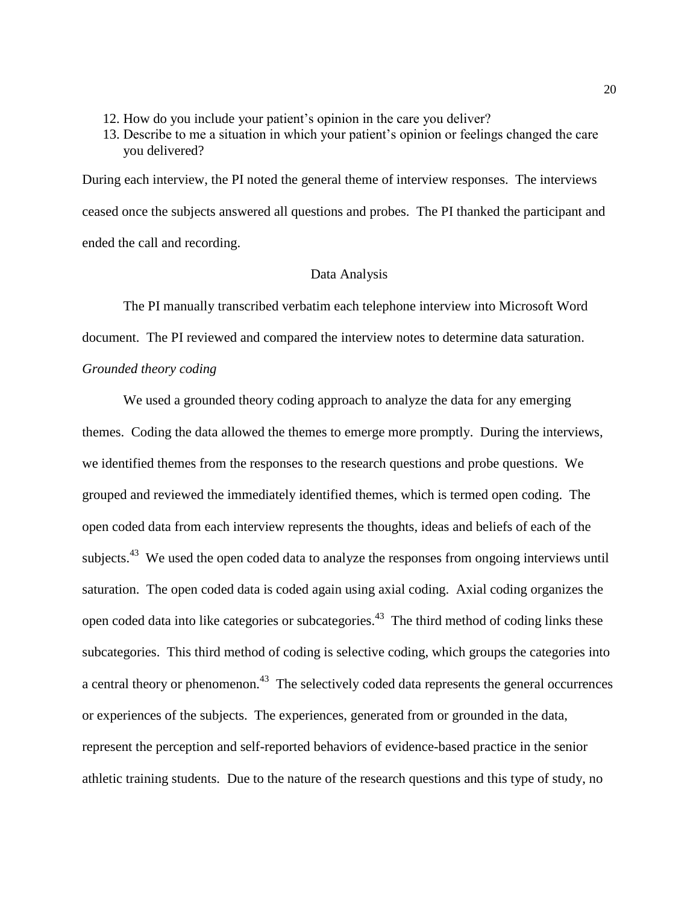12. How do you include your patient's opinion in the care you deliver?
13. Describe to me a situation in which your patient's opinion or feelings changed the care you delivered?

During each interview, the PI noted the general theme of interview responses. The interviews ceased once the subjects answered all questions and probes. The PI thanked the participant and ended the call and recording.

## Data Analysis

The PI manually transcribed verbatim each telephone interview into Microsoft Word document. The PI reviewed and compared the interview notes to determine data saturation.

### *Grounded theory coding*

We used a grounded theory coding approach to analyze the data for any emerging themes. Coding the data allowed the themes to emerge more promptly. During the interviews, we identified themes from the responses to the research questions and probe questions. We grouped and reviewed the immediately identified themes, which is termed open coding. The open coded data from each interview represents the thoughts, ideas and beliefs of each of the subjects.[43] We used the open coded data to analyze the responses from ongoing interviews until saturation. The open coded data is coded again using axial coding. Axial coding organizes the open coded data into like categories or subcategories.[43] The third method of coding links these subcategories. This third method of coding is selective coding, which groups the categories into a central theory or phenomenon.[43] The selectively coded data represents the general occurrences or experiences of the subjects. The experiences, generated from or grounded in the data, represent the perception and self-reported behaviors of evidence-based practice in the senior athletic training students. Due to the nature of the research questions and this type of study, no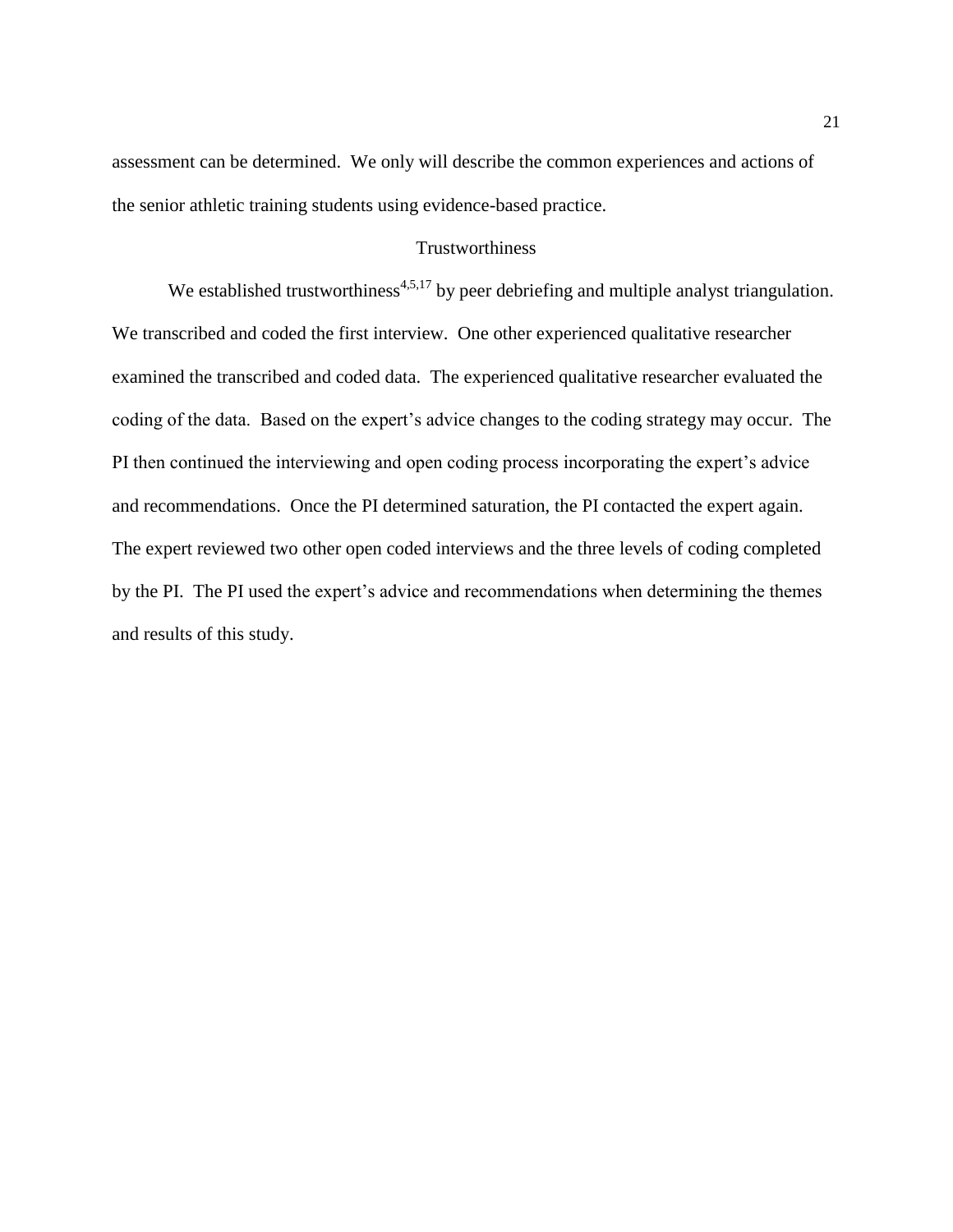assessment can be determined. We only will describe the common experiences and actions of the senior athletic training students using evidence-based practice.

## Trustworthiness

We established trustworthiness[4,5,17] by peer debriefing and multiple analyst triangulation. We transcribed and coded the first interview. One other experienced qualitative researcher examined the transcribed and coded data. The experienced qualitative researcher evaluated the coding of the data. Based on the expert's advice changes to the coding strategy may occur. The PI then continued the interviewing and open coding process incorporating the expert's advice and recommendations. Once the PI determined saturation, the PI contacted the expert again. The expert reviewed two other open coded interviews and the three levels of coding completed by the PI. The PI used the expert's advice and recommendations when determining the themes and results of this study.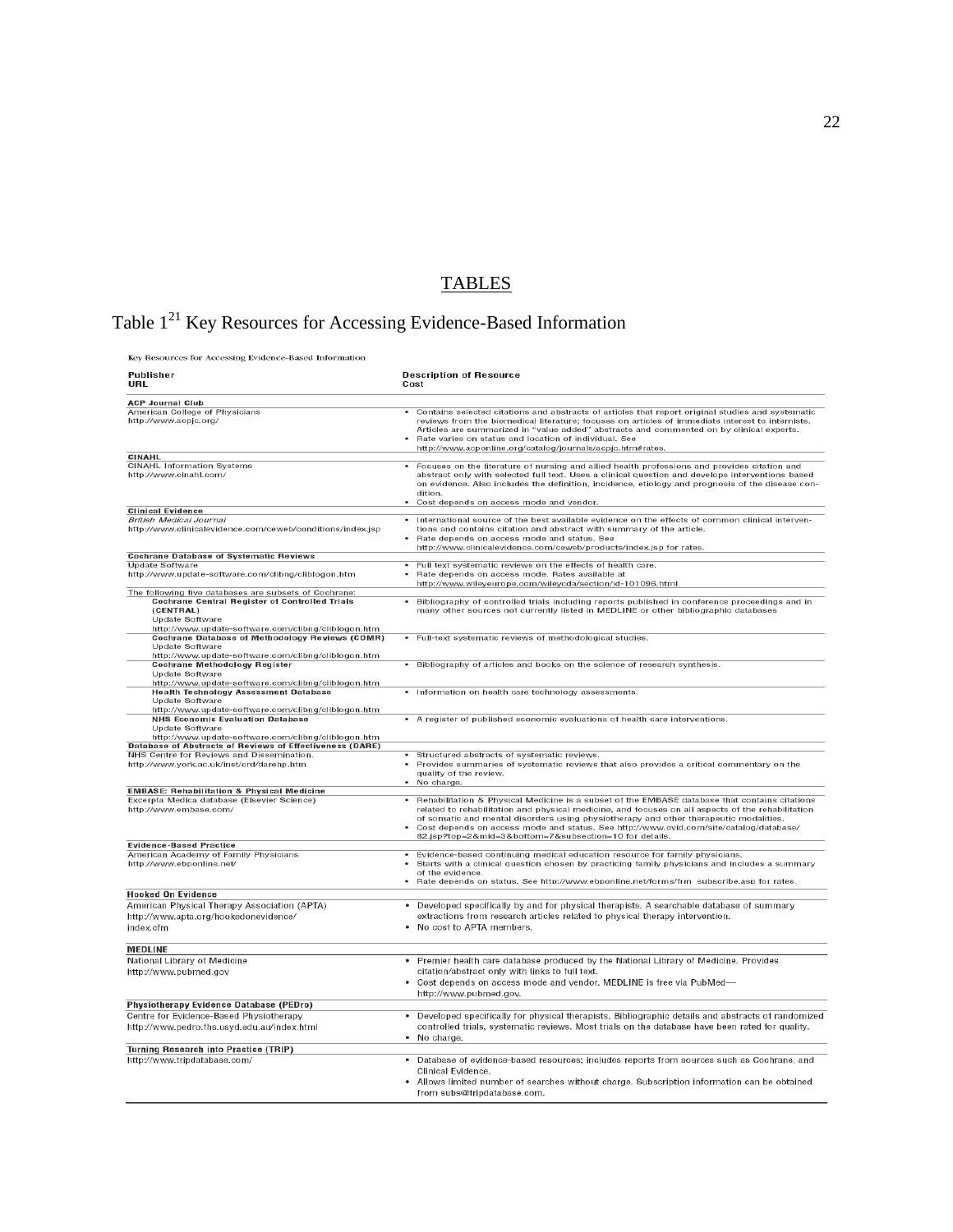# TABLES

## Table 1[21] Key Resources for Accessing Evidence-Based Information

Key Resources for Accessing Evidence-Based Information

| Publisher<br>URL | Description of Resource<br>Cost |
|---|---|
| **ACP Journal Club** | |
| American College of Physicians<br>http://www.acpjc.org/ | • Contains selected citations and abstracts of articles that report original studies and systematic reviews from the biomedical literature; focuses on articles of immediate interest to internists. Articles are summarized in "value added" abstracts and commented on by clinical experts.<br>• Rate varies on status and location of individual. See http://www.acponline.org/catalog/journals/acpjc.htm#rates. |
| **CINAHL** | |
| CINAHL Information Systems<br>http://www.cinahl.com/ | • Focuses on the literature of nursing and allied health professions and provides citation and abstract only with selected full text. Uses a clinical question and develops interventions based on evidence. Also includes the definition, incidence, etiology and prognosis of the disease condition.<br>• Cost depends on access mode and vendor. |
| **Clinical Evidence** | |
| *British Medical Journal*<br>http://www.clinicalevidence.com/ceweb/conditions/index.jsp | • International source of the best available evidence on the effects of common clinical interventions and contains citation and abstract with summary of the article.<br>• Rate depends on access mode and status. See http://www.clinicalevidence.com/ceweb/products/index.jsp for rates. |
| **Cochrane Database of Systematic Reviews** | |
| Update Software<br>http://www.update-software.com/clibng/cliblogon.htm | • Full text systematic reviews on the effects of health care.<br>• Rate depends on access mode. Rates available at http://www.wileyeurope.com/wileycda/section/id-101096.html. |
| The following five databases are subsets of Cochrane: | |
| **Cochrane Central Register of Controlled Trials (CENTRAL)**<br>Update Software<br>http://www.update-software.com/clibng/cliblogon.htm | • Bibliography of controlled trials including reports published in conference proceedings and in many other sources not currently listed in MEDLINE or other bibliographic databases |
| **Cochrane Database of Methodology Reviews (CDMR)**<br>Update Software<br>http://www.update-software.com/clibng/cliblogon.htm | • Full-text systematic reviews of methodological studies. |
| **Cochrane Methodology Register**<br>Update Software<br>http://www.update-software.com/clibng/cliblogon.htm | • Bibliography of articles and books on the science of research synthesis. |
| **Health Technology Assessment Database**<br>Update Software<br>http://www.update-software.com/clibng/cliblogon.htm | • Information on health care technology assessments. |
| **NHS Economic Evaluation Database**<br>Update Software<br>http://www.update-software.com/clibng/cliblogon.htm | • A register of published economic evaluations of health care interventions. |
| **Database of Abstracts of Reviews of Effectiveness (DARE)** | |
| NHS Centre for Reviews and Dissemination.<br>http://www.york.ac.uk/inst/crd/darehp.htm | • Structured abstracts of systematic reviews.<br>• Provides summaries of systematic reviews that also provides a critical commentary on the quality of the review.<br>• No charge. |
| **EMBASE: Rehabilitation & Physical Medicine** | |
| Excerpta Medica database (Elsevier Science)<br>http://www.embase.com/ | • Rehabilitation & Physical Medicine is a subset of the EMBASE database that contains citations related to rehabilitation and physical medicine, and focuses on all aspects of the rehabilitation of somatic and mental disorders using physiotherapy and other therapeutic modalities.<br>• Cost depends on access mode and status. See http://www.ovid.com/site/catalog/database/82.jsp?top=2&mid=3&bottom=7&subsection=10 for details. |
| **Evidence-Based Practice** | |
| American Academy of Family Physicians<br>http://www.ebponline.net/ | • Evidence-based continuing medical education resource for family physicians.<br>• Starts with a clinical question chosen by practicing family physicians and includes a summary of the evidence.<br>• Rate depends on status. See http://www.ebponline.net/forms/frm_subscribe.asp for rates. |
| **Hooked On Evidence** | |
| American Physical Therapy Association (APTA)<br>http://www.apta.org/hookedonevidence/index.cfm | • Developed specifically by and for physical therapists. A searchable database of summary extractions from research articles related to physical therapy intervention.<br>• No cost to APTA members. |
| **MEDLINE** | |
| National Library of Medicine<br>http://www.pubmed.gov | • Premier health care database produced by the National Library of Medicine. Provides citation/abstract only with links to full text.<br>• Cost depends on access mode and vendor. MEDLINE is free via PubMed—http://www.pubmed.gov. |
| **Physiotherapy Evidence Database (PEDro)** | |
| Centre for Evidence-Based Physiotherapy<br>http://www.pedro.fhs.usyd.edu.au/index.html | • Developed specifically for physical therapists. Bibliographic details and abstracts of randomized controlled trials, systematic reviews. Most trials on the database have been rated for quality.<br>• No charge. |
| **Turning Research into Practice (TRIP)** | |
| http://www.tripdatabase.com/ | • Database of evidence-based resources; includes reports from sources such as Cochrane, and Clinical Evidence.<br>• Allows limited number of searches without charge. Subscription information can be obtained from subs@tripdatabase.com. |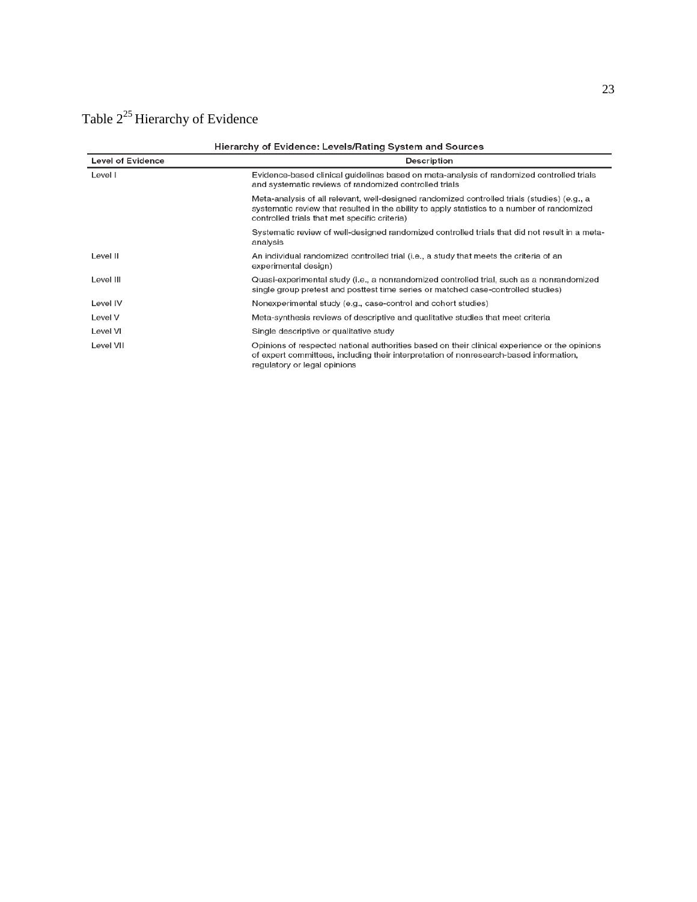Table 2[25] Hierarchy of Evidence

**Hierarchy of Evidence: Levels/Rating System and Sources**

| Level of Evidence | Description |
|---|---|
| Level I | Evidence-based clinical guidelines based on meta-analysis of randomized controlled trials and systematic reviews of randomized controlled trials |
| | Meta-analysis of all relevant, well-designed randomized controlled trials (studies) (e.g., a systematic review that resulted in the ability to apply statistics to a number of randomized controlled trials that met specific criteria) |
| | Systematic review of well-designed randomized controlled trials that did not result in a meta-analysis |
| Level II | An individual randomized controlled trial (i.e., a study that meets the criteria of an experimental design) |
| Level III | Quasi-experimental study (i.e., a nonrandomized controlled trial, such as a nonrandomized single group pretest and posttest time series or matched case-controlled studies) |
| Level IV | Nonexperimental study (e.g., case-control and cohort studies) |
| Level V | Meta-synthesis reviews of descriptive and qualitative studies that meet criteria |
| Level VI | Single descriptive or qualitative study |
| Level VII | Opinions of respected national authorities based on their clinical experience or the opinions of expert committees, including their interpretation of nonresearch-based information, regulatory or legal opinions |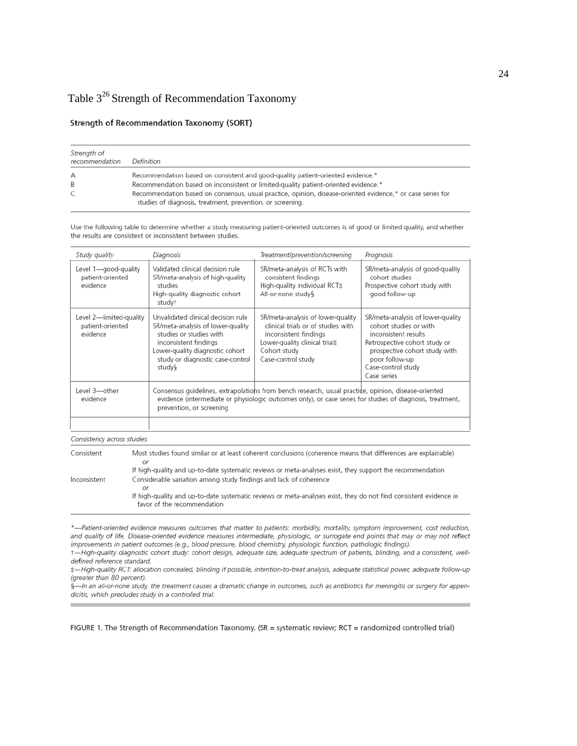Table 3[26] Strength of Recommendation Taxonomy

**Strength of Recommendation Taxonomy (SORT)**

| *Strength of recommendation* | *Definition* |
|---|---|
| A | Recommendation based on consistent and good-quality patient-oriented evidence.* |
| B | Recommendation based on inconsistent or limited-quality patient-oriented evidence.* |
| C | Recommendation based on consensus, usual practice, opinion, disease-oriented evidence,* or case series for studies of diagnosis, treatment, prevention, or screening. |

Use the following table to determine whether a study measuring patient-oriented outcomes is of good or limited quality, and whether the results are consistent or inconsistent between studies.

| *Study quality* | *Diagnosis* | *Treatment/prevention/screening* | *Prognosis* |
|---|---|---|---|
| Level 1—good-quality patient-oriented evidence | Validated clinical decision rule<br>SR/meta-analysis of high-quality studies<br>High-quality diagnostic cohort study† | SR/meta-analysis of RCTs with consistent findings<br>High-quality individual RCT‡<br>All-or-none study§ | SR/meta-analysis of good-quality cohort studies<br>Prospective cohort study with good follow-up |
| Level 2—limited-quality patient-oriented evidence | Unvalidated clinical decision rule<br>SR/meta-analysis of lower-quality studies or studies with inconsistent findings<br>Lower-quality diagnostic cohort study or diagnostic case-control study§ | SR/meta-analysis of lower-quality clinical trials or of studies with inconsistent findings<br>Lower-quality clinical trial‡<br>Cohort study<br>Case-control study | SR/meta-analysis of lower-quality cohort studies or with inconsistent results<br>Retrospective cohort study or prospective cohort study with poor follow-up<br>Case-control study<br>Case series |
| Level 3—other evidence | Consensus guidelines, extrapolations from bench research, usual practice, opinion, disease-oriented evidence (intermediate or physiologic outcomes only), or case series for studies of diagnosis, treatment, prevention, or screening | | |

| *Consistency across studies* | |
|---|---|
| Consistent | Most studies found similar or at least coherent conclusions (coherence means that differences are explainable)<br>*or*<br>If high-quality and up-to-date systematic reviews or meta-analyses exist, they support the recommendation |
| Inconsistent | Considerable variation among study findings and lack of coherence<br>*or*<br>If high-quality and up-to-date systematic reviews or meta-analyses exist, they do not find consistent evidence in favor of the recommendation |

*\*—Patient-oriented evidence measures outcomes that matter to patients: morbidity, mortality, symptom improvement, cost reduction, and quality of life. Disease-oriented evidence measures intermediate, physiologic, or surrogate end points that may or may not reflect improvements in patient outcomes (e.g., blood pressure, blood chemistry, physiologic function, pathologic findings).*

*†—High-quality diagnostic cohort study: cohort design, adequate size, adequate spectrum of patients, blinding, and a consistent, well-defined reference standard.*

*‡—High-quality RCT: allocation concealed, blinding if possible, intention-to-treat analysis, adequate statistical power, adequate follow-up (greater than 80 percent).*

*§—In an all-or-none study, the treatment causes a dramatic change in outcomes, such as antibiotics for meningitis or surgery for appendicitis, which precludes study in a controlled trial.*

FIGURE 1. The Strength of Recommendation Taxonomy. (SR = systematic review; RCT = randomized controlled trial)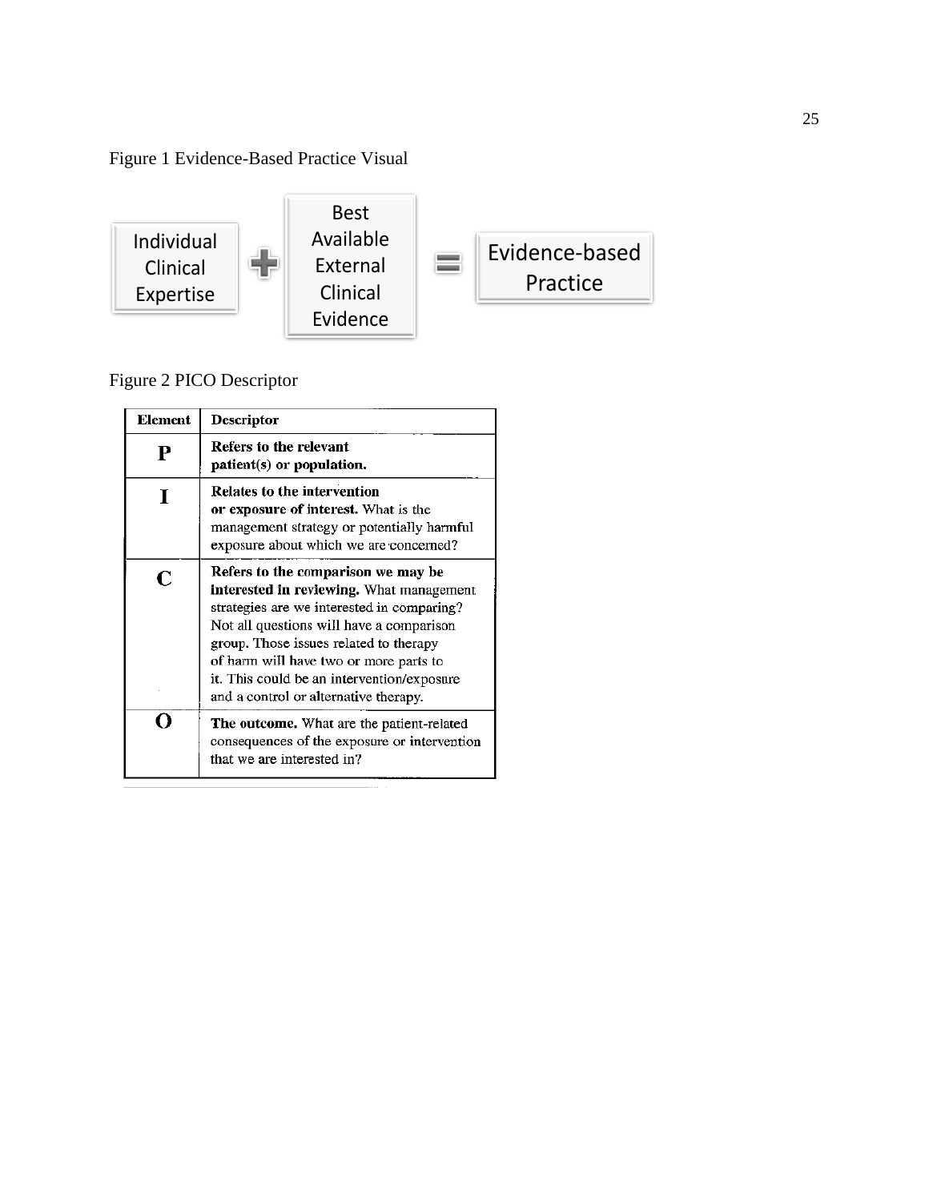Figure 1 Evidence-Based Practice Visual

Individual Clinical Expertise + Best Available External Clinical Evidence = Evidence-based Practice

Figure 2 PICO Descriptor

| Element | Descriptor |
|---|---|
| **P** | **Refers to the relevant patient(s) or population.** |
| **I** | **Relates to the intervention or exposure of interest.** What is the management strategy or potentially harmful exposure about which we are concerned? |
| **C** | **Refers to the comparison we may be interested in reviewing.** What management strategies are we interested in comparing? Not all questions will have a comparison group. Those issues related to therapy of harm will have two or more parts to it. This could be an intervention/exposure and a control or alternative therapy. |
| **O** | **The outcome.** What are the patient-related consequences of the exposure or intervention that we are interested in? |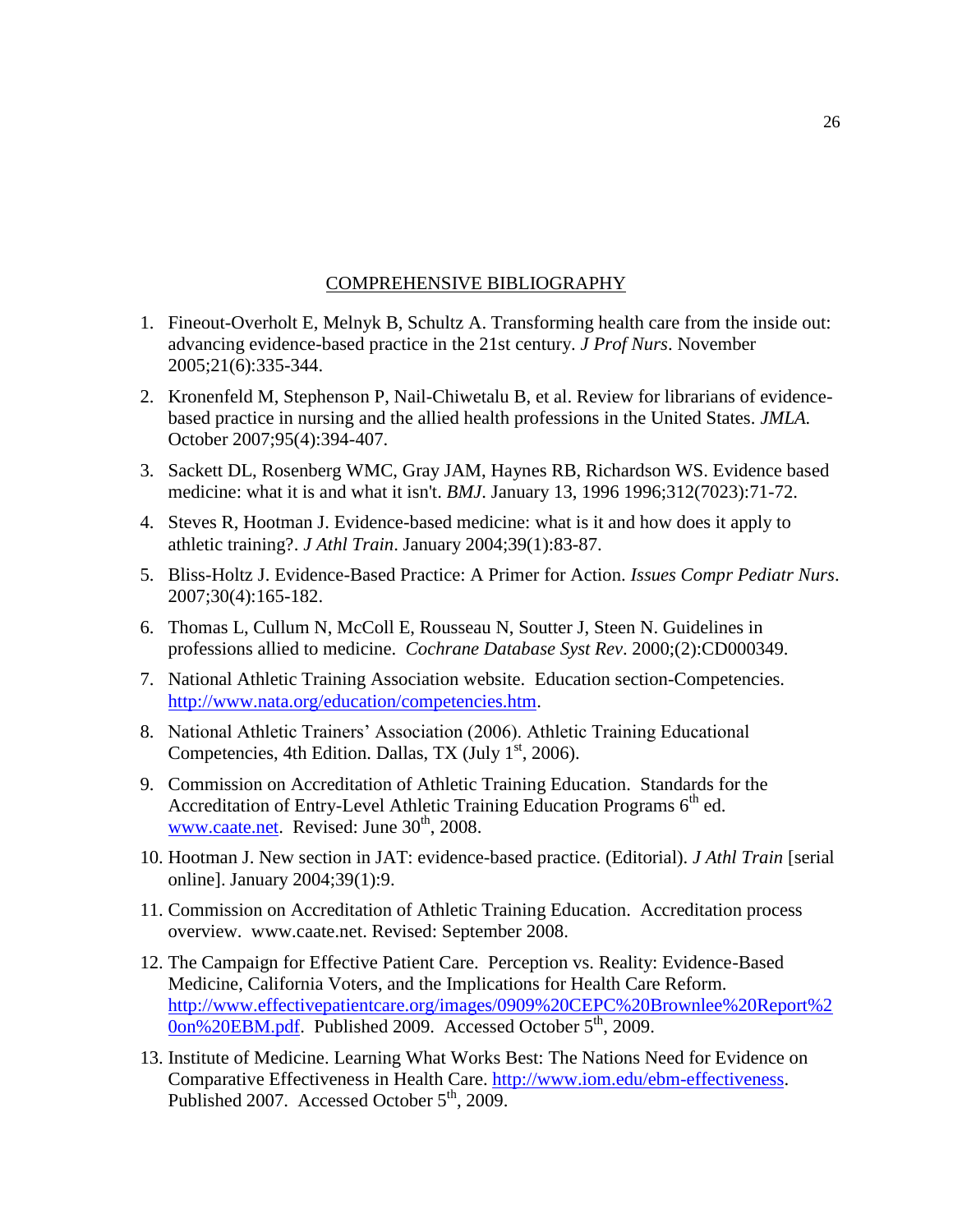## COMPREHENSIVE BIBLIOGRAPHY

1. Fineout-Overholt E, Melnyk B, Schultz A. Transforming health care from the inside out: advancing evidence-based practice in the 21st century. *J Prof Nurs*. November 2005;21(6):335-344.

2. Kronenfeld M, Stephenson P, Nail-Chiwetalu B, et al. Review for librarians of evidence-based practice in nursing and the allied health professions in the United States. *JMLA.* October 2007;95(4):394-407.

3. Sackett DL, Rosenberg WMC, Gray JAM, Haynes RB, Richardson WS. Evidence based medicine: what it is and what it isn't. *BMJ*. January 13, 1996 1996;312(7023):71-72.

4. Steves R, Hootman J. Evidence-based medicine: what is it and how does it apply to athletic training?. *J Athl Train*. January 2004;39(1):83-87.

5. Bliss-Holtz J. Evidence-Based Practice: A Primer for Action. *Issues Compr Pediatr Nurs*. 2007;30(4):165-182.

6. Thomas L, Cullum N, McColl E, Rousseau N, Soutter J, Steen N. Guidelines in professions allied to medicine. *Cochrane Database Syst Rev*. 2000;(2):CD000349.

7. National Athletic Training Association website. Education section-Competencies. http://www.nata.org/education/competencies.htm.

8. National Athletic Trainers' Association (2006). Athletic Training Educational Competencies, 4th Edition. Dallas, TX (July 1st, 2006).

9. Commission on Accreditation of Athletic Training Education. Standards for the Accreditation of Entry-Level Athletic Training Education Programs 6th ed. www.caate.net. Revised: June 30th, 2008.

10. Hootman J. New section in JAT: evidence-based practice. (Editorial). *J Athl Train* [serial online]. January 2004;39(1):9.

11. Commission on Accreditation of Athletic Training Education. Accreditation process overview. www.caate.net. Revised: September 2008.

12. The Campaign for Effective Patient Care. Perception vs. Reality: Evidence-Based Medicine, California Voters, and the Implications for Health Care Reform. http://www.effectivepatientcare.org/images/0909%20CEPC%20Brownlee%20Report%20on%20EBM.pdf. Published 2009. Accessed October 5th, 2009.

13. Institute of Medicine. Learning What Works Best: The Nations Need for Evidence on Comparative Effectiveness in Health Care. http://www.iom.edu/ebm-effectiveness. Published 2007. Accessed October 5th, 2009.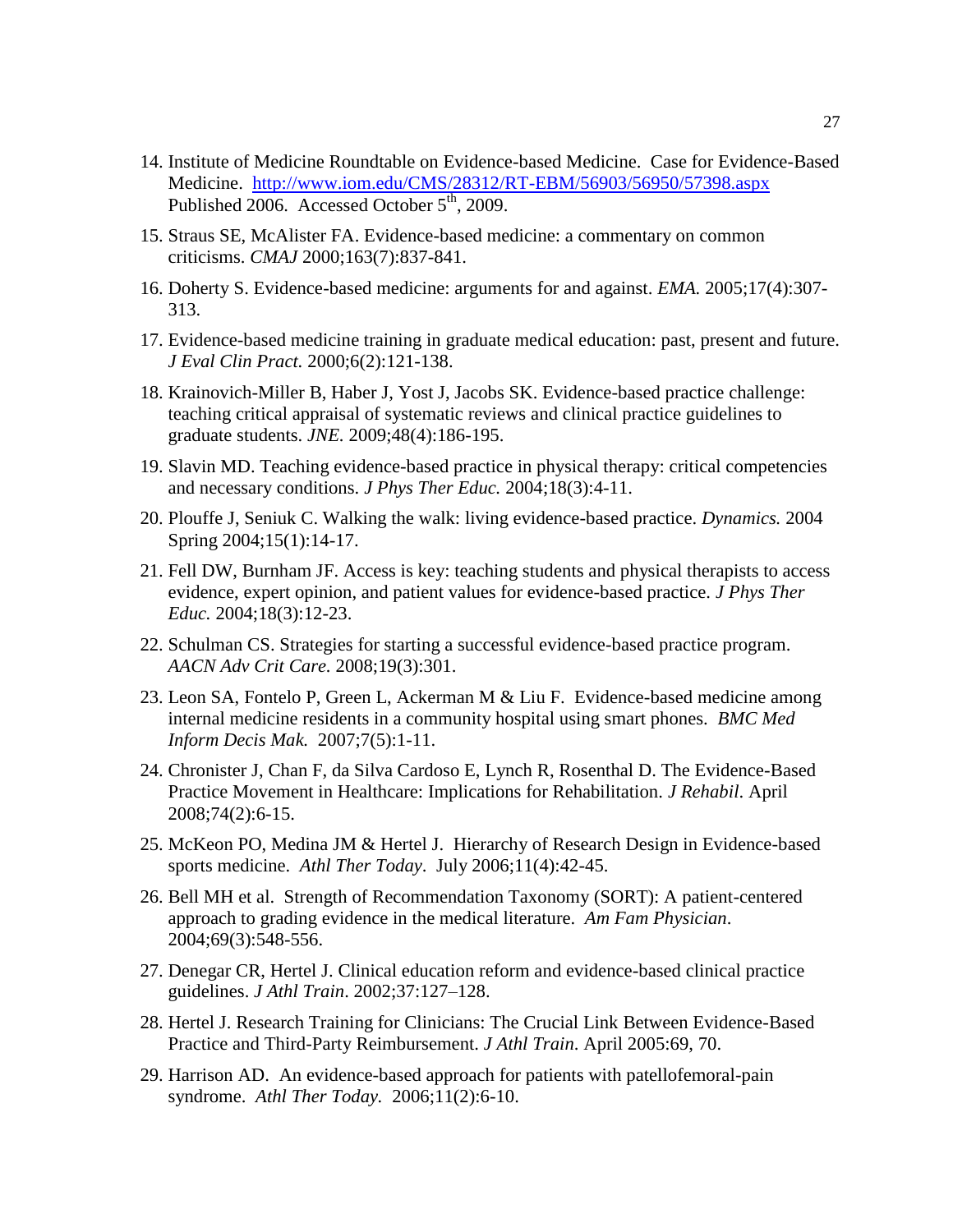14. Institute of Medicine Roundtable on Evidence-based Medicine. Case for Evidence-Based Medicine. http://www.iom.edu/CMS/28312/RT-EBM/56903/56950/57398.aspx Published 2006. Accessed October 5th, 2009.

15. Straus SE, McAlister FA. Evidence-based medicine: a commentary on common criticisms. *CMAJ* 2000;163(7):837-841.

16. Doherty S. Evidence-based medicine: arguments for and against. *EMA.* 2005;17(4):307-313.

17. Evidence-based medicine training in graduate medical education: past, present and future. *J Eval Clin Pract.* 2000;6(2):121-138.

18. Krainovich-Miller B, Haber J, Yost J, Jacobs SK. Evidence-based practice challenge: teaching critical appraisal of systematic reviews and clinical practice guidelines to graduate students. *JNE.* 2009;48(4):186-195.

19. Slavin MD. Teaching evidence-based practice in physical therapy: critical competencies and necessary conditions. *J Phys Ther Educ.* 2004;18(3):4-11.

20. Plouffe J, Seniuk C. Walking the walk: living evidence-based practice. *Dynamics.* 2004 Spring 2004;15(1):14-17.

21. Fell DW, Burnham JF. Access is key: teaching students and physical therapists to access evidence, expert opinion, and patient values for evidence-based practice. *J Phys Ther Educ.* 2004;18(3):12-23.

22. Schulman CS. Strategies for starting a successful evidence-based practice program. *AACN Adv Crit Care.* 2008;19(3):301.

23. Leon SA, Fontelo P, Green L, Ackerman M & Liu F. Evidence-based medicine among internal medicine residents in a community hospital using smart phones. *BMC Med Inform Decis Mak.* 2007;7(5):1-11.

24. Chronister J, Chan F, da Silva Cardoso E, Lynch R, Rosenthal D. The Evidence-Based Practice Movement in Healthcare: Implications for Rehabilitation. *J Rehabil.* April 2008;74(2):6-15.

25. McKeon PO, Medina JM & Hertel J. Hierarchy of Research Design in Evidence-based sports medicine. *Athl Ther Today*. July 2006;11(4):42-45.

26. Bell MH et al. Strength of Recommendation Taxonomy (SORT): A patient-centered approach to grading evidence in the medical literature. *Am Fam Physician*. 2004;69(3):548-556.

27. Denegar CR, Hertel J. Clinical education reform and evidence-based clinical practice guidelines. *J Athl Train*. 2002;37:127–128.

28. Hertel J. Research Training for Clinicians: The Crucial Link Between Evidence-Based Practice and Third-Party Reimbursement. *J Athl Train*. April 2005:69, 70.

29. Harrison AD. An evidence-based approach for patients with patellofemoral-pain syndrome. *Athl Ther Today.* 2006;11(2):6-10.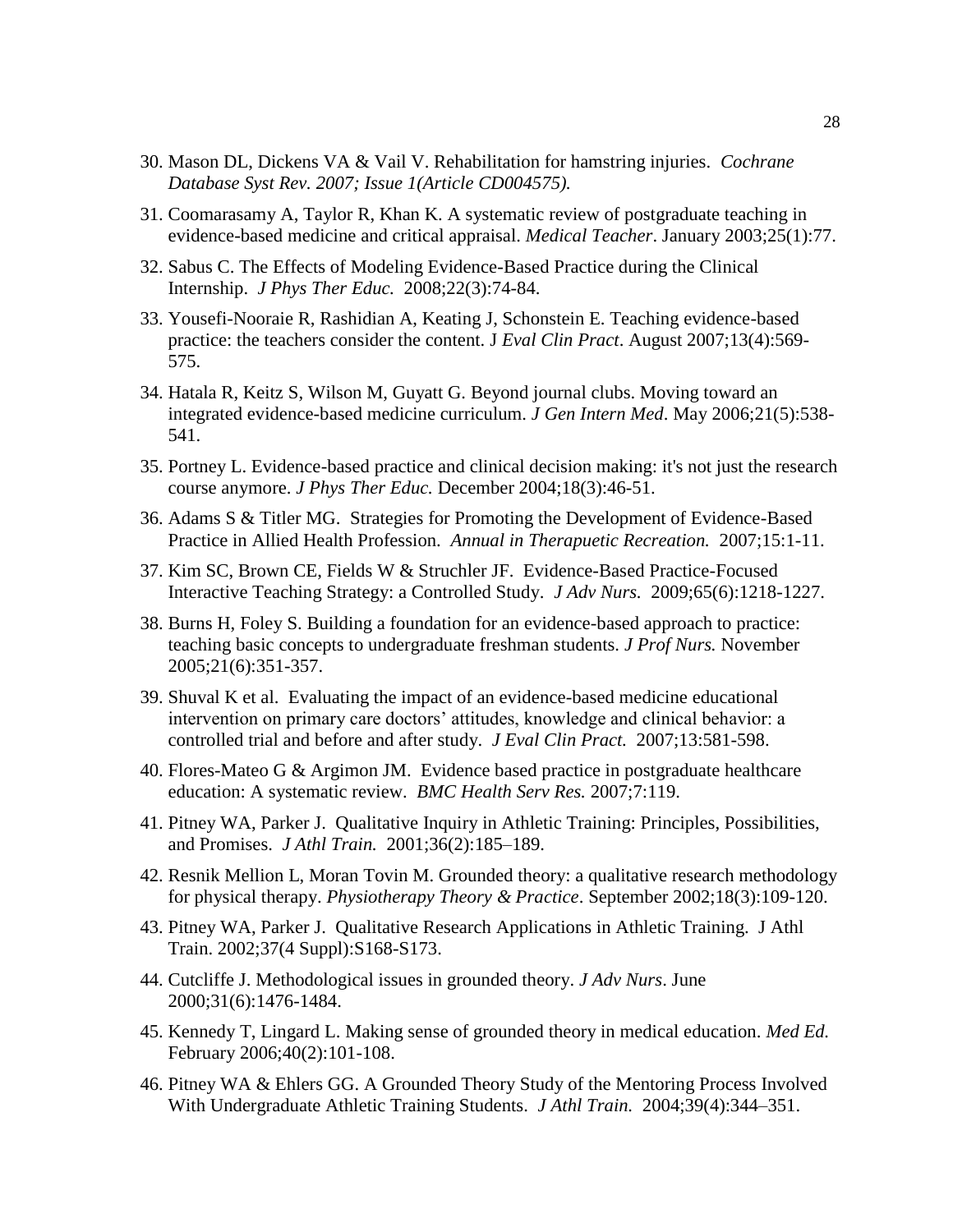30. Mason DL, Dickens VA & Vail V. Rehabilitation for hamstring injuries. *Cochrane Database Syst Rev. 2007; Issue 1(Article CD004575).*

31. Coomarasamy A, Taylor R, Khan K. A systematic review of postgraduate teaching in evidence-based medicine and critical appraisal. *Medical Teacher*. January 2003;25(1):77.

32. Sabus C. The Effects of Modeling Evidence-Based Practice during the Clinical Internship. *J Phys Ther Educ.* 2008;22(3):74-84.

33. Yousefi-Nooraie R, Rashidian A, Keating J, Schonstein E. Teaching evidence-based practice: the teachers consider the content. J *Eval Clin Pract*. August 2007;13(4):569-575.

34. Hatala R, Keitz S, Wilson M, Guyatt G. Beyond journal clubs. Moving toward an integrated evidence-based medicine curriculum. *J Gen Intern Med*. May 2006;21(5):538-541.

35. Portney L. Evidence-based practice and clinical decision making: it's not just the research course anymore. *J Phys Ther Educ.* December 2004;18(3):46-51.

36. Adams S & Titler MG. Strategies for Promoting the Development of Evidence-Based Practice in Allied Health Profession. *Annual in Therapuetic Recreation.* 2007;15:1-11.

37. Kim SC, Brown CE, Fields W & Struchler JF. Evidence-Based Practice-Focused Interactive Teaching Strategy: a Controlled Study. *J Adv Nurs.* 2009;65(6):1218-1227.

38. Burns H, Foley S. Building a foundation for an evidence-based approach to practice: teaching basic concepts to undergraduate freshman students. *J Prof Nurs.* November 2005;21(6):351-357.

39. Shuval K et al. Evaluating the impact of an evidence-based medicine educational intervention on primary care doctors' attitudes, knowledge and clinical behavior: a controlled trial and before and after study. *J Eval Clin Pract.* 2007;13:581-598.

40. Flores-Mateo G & Argimon JM. Evidence based practice in postgraduate healthcare education: A systematic review. *BMC Health Serv Res.* 2007;7:119.

41. Pitney WA, Parker J. Qualitative Inquiry in Athletic Training: Principles, Possibilities, and Promises. *J Athl Train.* 2001;36(2):185–189.

42. Resnik Mellion L, Moran Tovin M. Grounded theory: a qualitative research methodology for physical therapy. *Physiotherapy Theory & Practice*. September 2002;18(3):109-120.

43. Pitney WA, Parker J. Qualitative Research Applications in Athletic Training. J Athl Train. 2002;37(4 Suppl):S168-S173.

44. Cutcliffe J. Methodological issues in grounded theory. *J Adv Nurs*. June 2000;31(6):1476-1484.

45. Kennedy T, Lingard L. Making sense of grounded theory in medical education. *Med Ed.* February 2006;40(2):101-108.

46. Pitney WA & Ehlers GG. A Grounded Theory Study of the Mentoring Process Involved With Undergraduate Athletic Training Students. *J Athl Train.* 2004;39(4):344–351.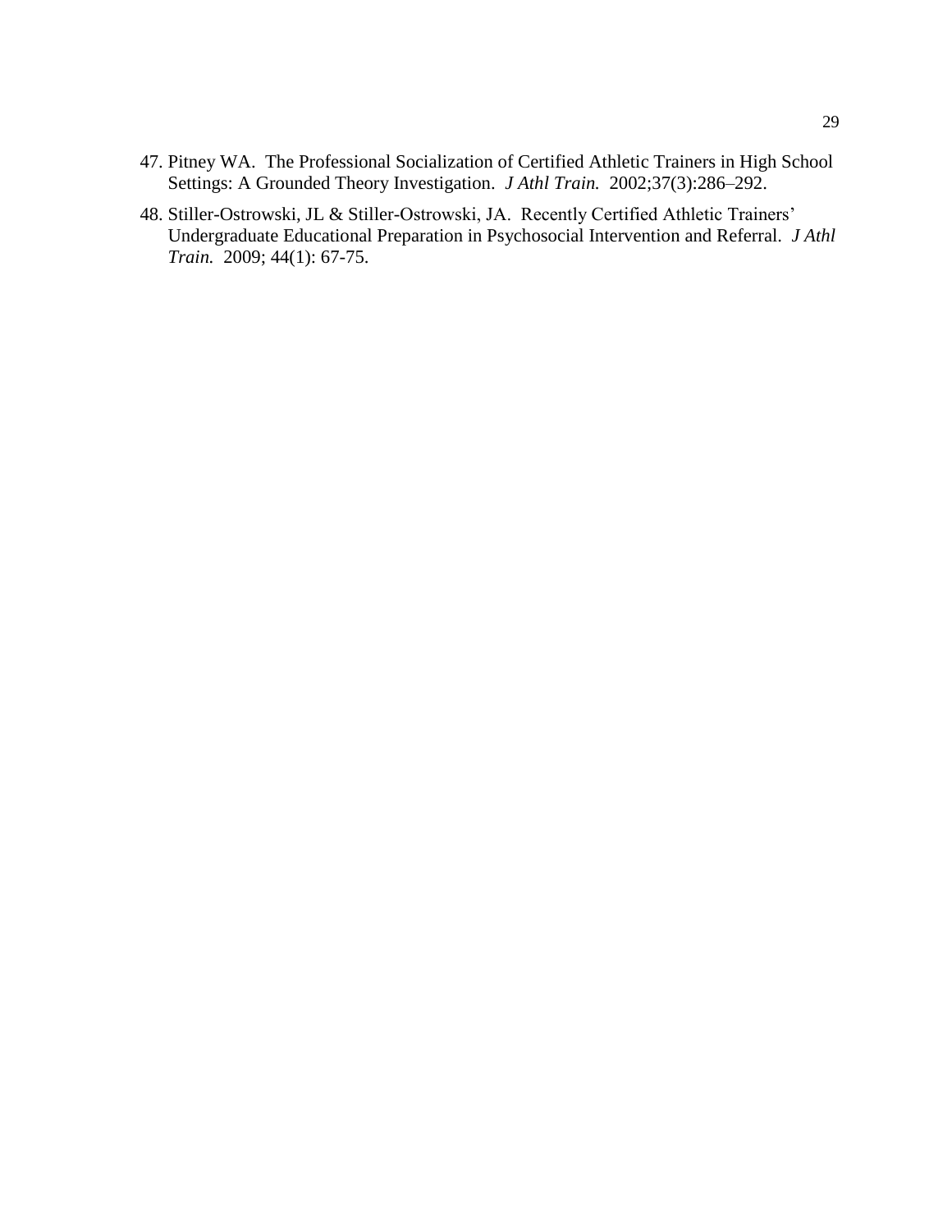47. Pitney WA. The Professional Socialization of Certified Athletic Trainers in High School Settings: A Grounded Theory Investigation. *J Athl Train.* 2002;37(3):286–292.
48. Stiller-Ostrowski, JL & Stiller-Ostrowski, JA. Recently Certified Athletic Trainers' Undergraduate Educational Preparation in Psychosocial Intervention and Referral. *J Athl Train.* 2009; 44(1): 67-75.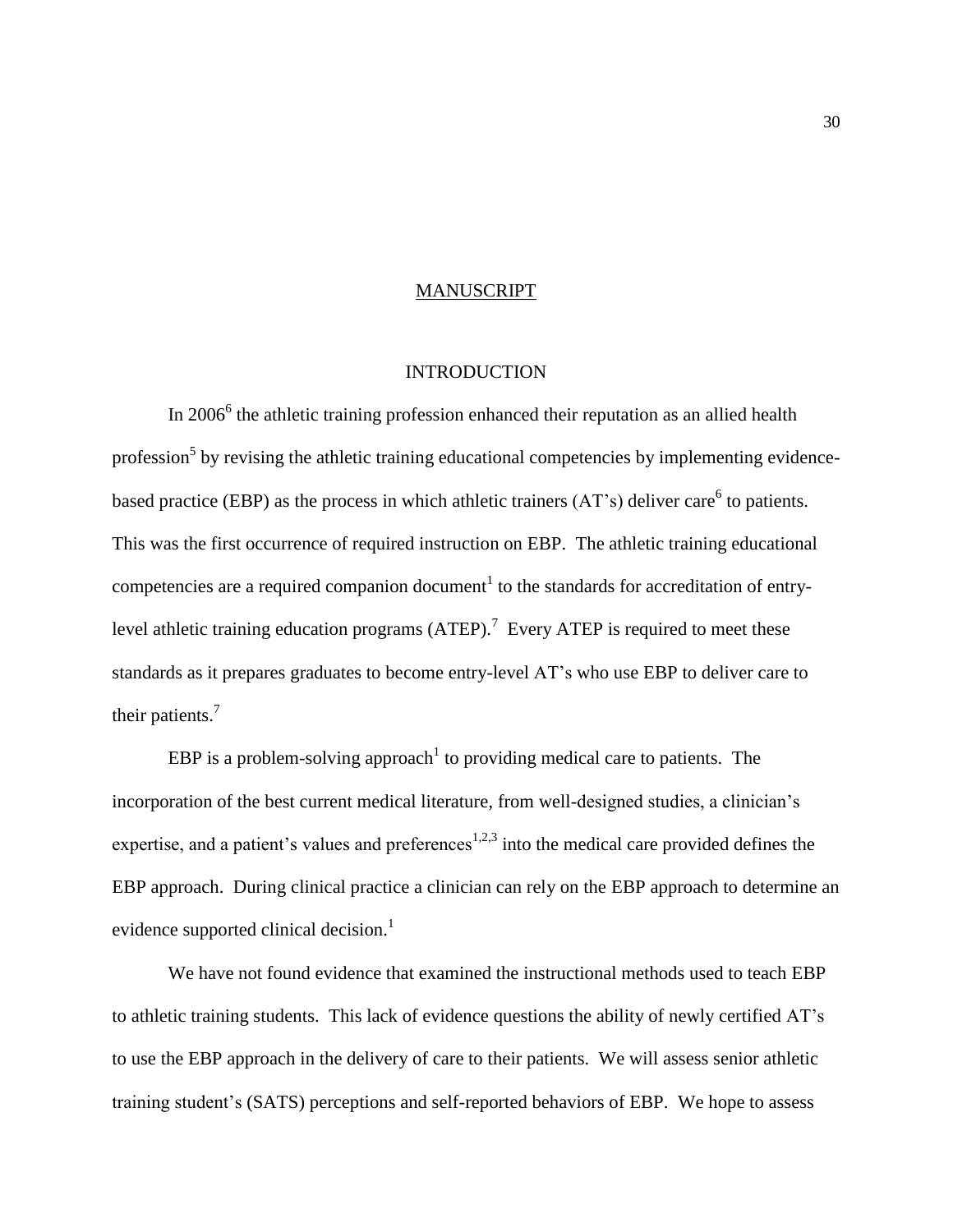# MANUSCRIPT

## INTRODUCTION

In 2006[6] the athletic training profession enhanced their reputation as an allied health profession[5] by revising the athletic training educational competencies by implementing evidence-based practice (EBP) as the process in which athletic trainers (AT's) deliver care[6] to patients. This was the first occurrence of required instruction on EBP. The athletic training educational competencies are a required companion document[1] to the standards for accreditation of entry-level athletic training education programs (ATEP).[7] Every ATEP is required to meet these standards as it prepares graduates to become entry-level AT's who use EBP to deliver care to their patients.[7]

EBP is a problem-solving approach[1] to providing medical care to patients. The incorporation of the best current medical literature, from well-designed studies, a clinician's expertise, and a patient's values and preferences[1,2,3] into the medical care provided defines the EBP approach. During clinical practice a clinician can rely on the EBP approach to determine an evidence supported clinical decision.[1]

We have not found evidence that examined the instructional methods used to teach EBP to athletic training students. This lack of evidence questions the ability of newly certified AT's to use the EBP approach in the delivery of care to their patients. We will assess senior athletic training student's (SATS) perceptions and self-reported behaviors of EBP. We hope to assess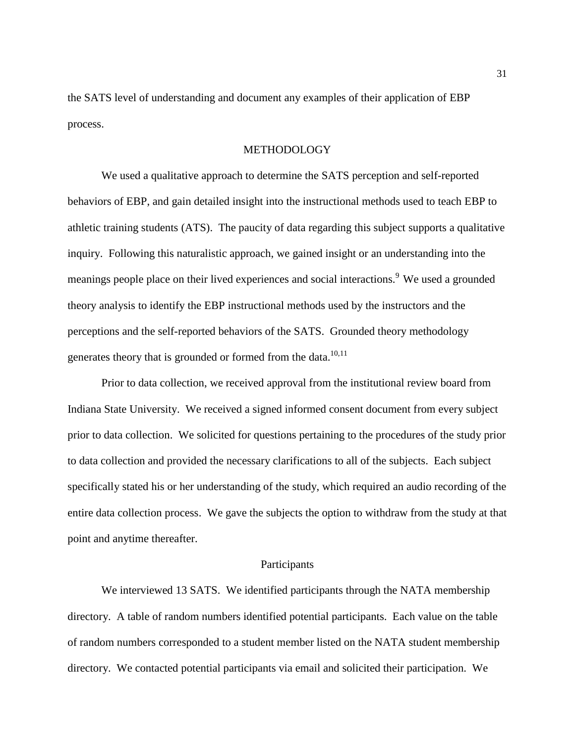the SATS level of understanding and document any examples of their application of EBP process.

## METHODOLOGY

We used a qualitative approach to determine the SATS perception and self-reported behaviors of EBP, and gain detailed insight into the instructional methods used to teach EBP to athletic training students (ATS). The paucity of data regarding this subject supports a qualitative inquiry. Following this naturalistic approach, we gained insight or an understanding into the meanings people place on their lived experiences and social interactions.[9] We used a grounded theory analysis to identify the EBP instructional methods used by the instructors and the perceptions and the self-reported behaviors of the SATS. Grounded theory methodology generates theory that is grounded or formed from the data.[10,11]

Prior to data collection, we received approval from the institutional review board from Indiana State University. We received a signed informed consent document from every subject prior to data collection. We solicited for questions pertaining to the procedures of the study prior to data collection and provided the necessary clarifications to all of the subjects. Each subject specifically stated his or her understanding of the study, which required an audio recording of the entire data collection process. We gave the subjects the option to withdraw from the study at that point and anytime thereafter.

### Participants

We interviewed 13 SATS. We identified participants through the NATA membership directory. A table of random numbers identified potential participants. Each value on the table of random numbers corresponded to a student member listed on the NATA student membership directory. We contacted potential participants via email and solicited their participation. We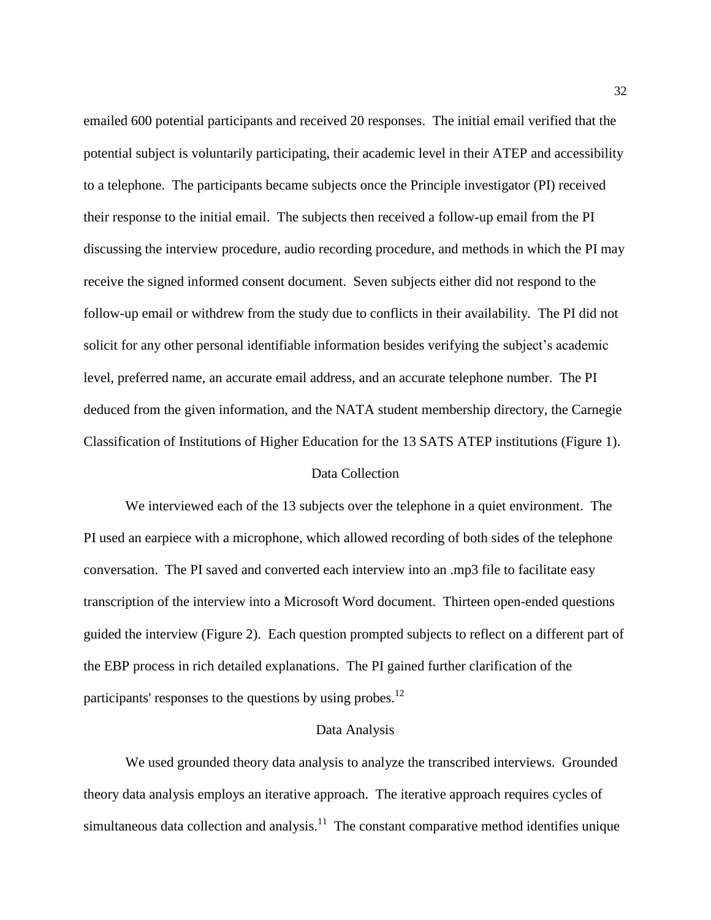emailed 600 potential participants and received 20 responses. The initial email verified that the potential subject is voluntarily participating, their academic level in their ATEP and accessibility to a telephone. The participants became subjects once the Principle investigator (PI) received their response to the initial email. The subjects then received a follow-up email from the PI discussing the interview procedure, audio recording procedure, and methods in which the PI may receive the signed informed consent document. Seven subjects either did not respond to the follow-up email or withdrew from the study due to conflicts in their availability. The PI did not solicit for any other personal identifiable information besides verifying the subject's academic level, preferred name, an accurate email address, and an accurate telephone number. The PI deduced from the given information, and the NATA student membership directory, the Carnegie Classification of Institutions of Higher Education for the 13 SATS ATEP institutions (Figure 1).

## Data Collection

We interviewed each of the 13 subjects over the telephone in a quiet environment. The PI used an earpiece with a microphone, which allowed recording of both sides of the telephone conversation. The PI saved and converted each interview into an .mp3 file to facilitate easy transcription of the interview into a Microsoft Word document. Thirteen open-ended questions guided the interview (Figure 2). Each question prompted subjects to reflect on a different part of the EBP process in rich detailed explanations. The PI gained further clarification of the participants' responses to the questions by using probes.[12]

## Data Analysis

We used grounded theory data analysis to analyze the transcribed interviews. Grounded theory data analysis employs an iterative approach. The iterative approach requires cycles of simultaneous data collection and analysis.[11] The constant comparative method identifies unique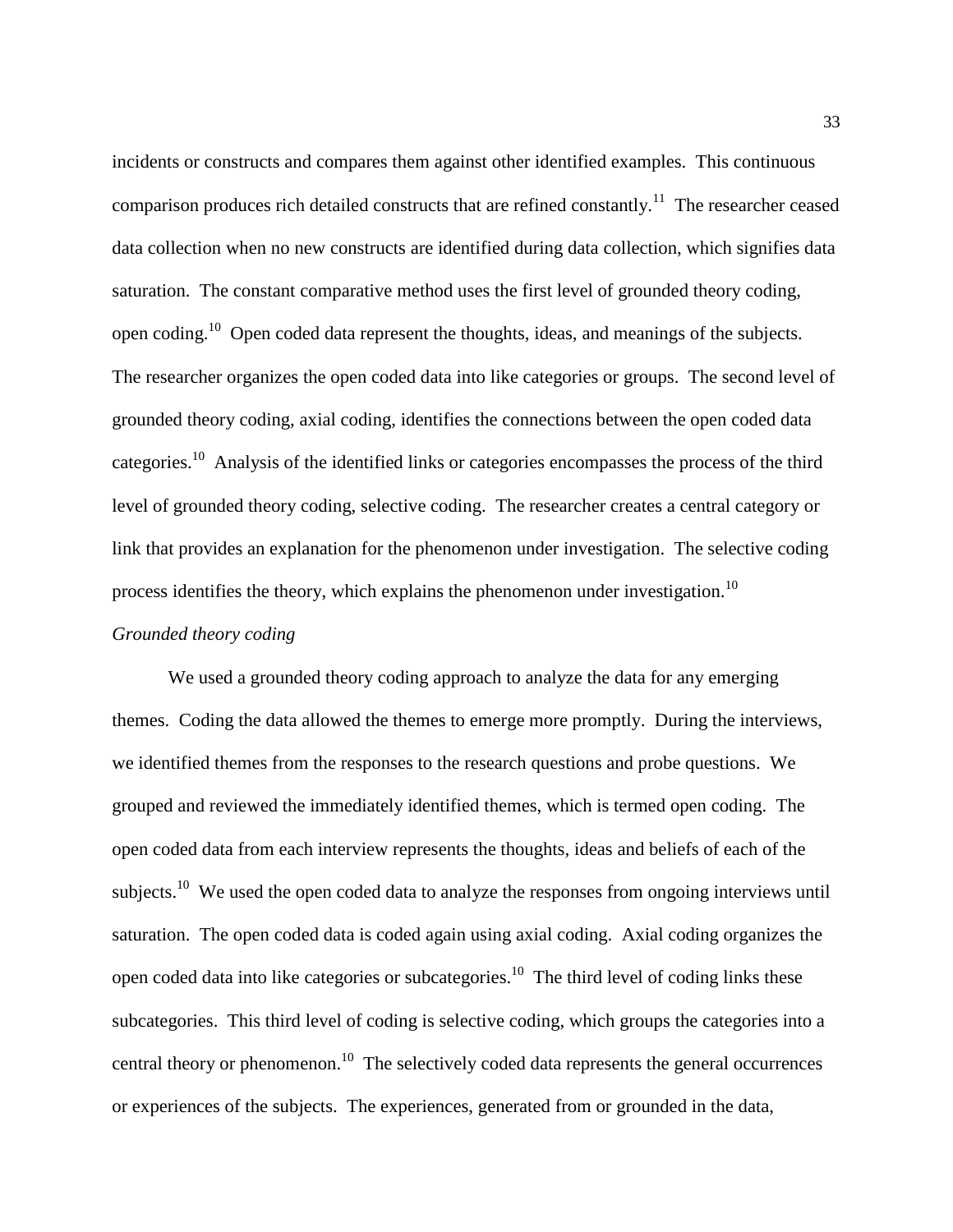incidents or constructs and compares them against other identified examples. This continuous comparison produces rich detailed constructs that are refined constantly.[11] The researcher ceased data collection when no new constructs are identified during data collection, which signifies data saturation. The constant comparative method uses the first level of grounded theory coding, open coding.[10] Open coded data represent the thoughts, ideas, and meanings of the subjects. The researcher organizes the open coded data into like categories or groups. The second level of grounded theory coding, axial coding, identifies the connections between the open coded data categories.[10] Analysis of the identified links or categories encompasses the process of the third level of grounded theory coding, selective coding. The researcher creates a central category or link that provides an explanation for the phenomenon under investigation. The selective coding process identifies the theory, which explains the phenomenon under investigation.[10]

*Grounded theory coding*

We used a grounded theory coding approach to analyze the data for any emerging themes. Coding the data allowed the themes to emerge more promptly. During the interviews, we identified themes from the responses to the research questions and probe questions. We grouped and reviewed the immediately identified themes, which is termed open coding. The open coded data from each interview represents the thoughts, ideas and beliefs of each of the subjects.[10] We used the open coded data to analyze the responses from ongoing interviews until saturation. The open coded data is coded again using axial coding. Axial coding organizes the open coded data into like categories or subcategories.[10] The third level of coding links these subcategories. This third level of coding is selective coding, which groups the categories into a central theory or phenomenon.[10] The selectively coded data represents the general occurrences or experiences of the subjects. The experiences, generated from or grounded in the data,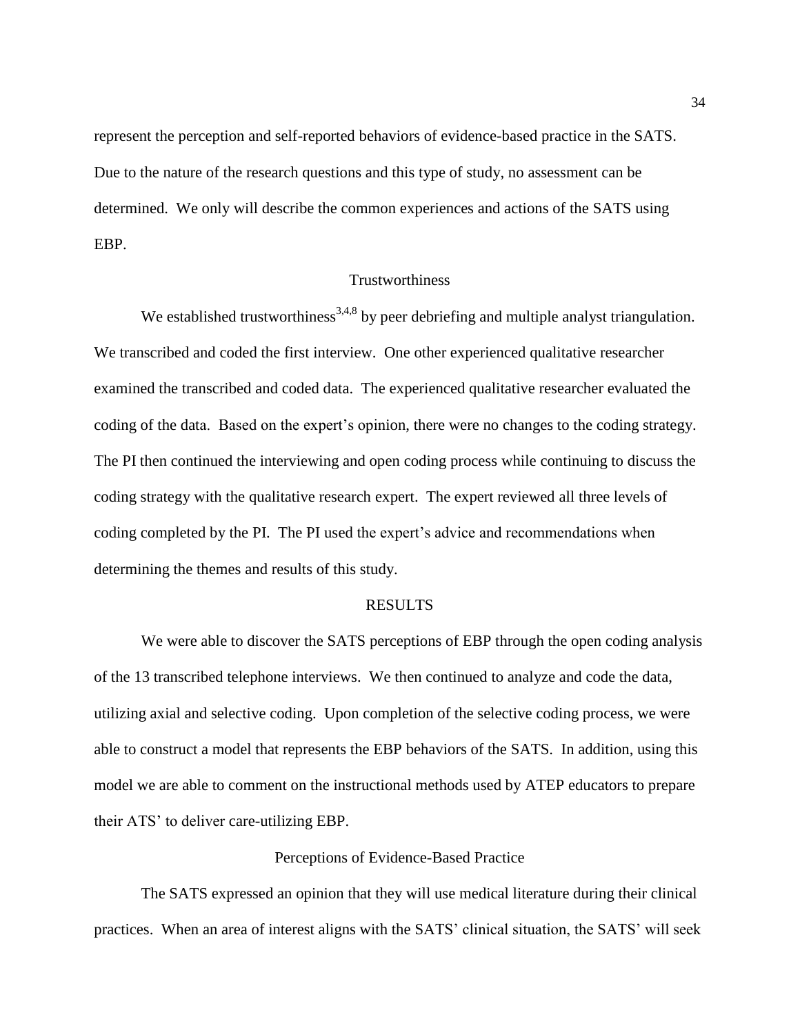represent the perception and self-reported behaviors of evidence-based practice in the SATS. Due to the nature of the research questions and this type of study, no assessment can be determined. We only will describe the common experiences and actions of the SATS using EBP.

## Trustworthiness

We established trustworthiness[3,4,8] by peer debriefing and multiple analyst triangulation. We transcribed and coded the first interview. One other experienced qualitative researcher examined the transcribed and coded data. The experienced qualitative researcher evaluated the coding of the data. Based on the expert's opinion, there were no changes to the coding strategy. The PI then continued the interviewing and open coding process while continuing to discuss the coding strategy with the qualitative research expert. The expert reviewed all three levels of coding completed by the PI. The PI used the expert's advice and recommendations when determining the themes and results of this study.

# RESULTS

We were able to discover the SATS perceptions of EBP through the open coding analysis of the 13 transcribed telephone interviews. We then continued to analyze and code the data, utilizing axial and selective coding. Upon completion of the selective coding process, we were able to construct a model that represents the EBP behaviors of the SATS. In addition, using this model we are able to comment on the instructional methods used by ATEP educators to prepare their ATS' to deliver care-utilizing EBP.

## Perceptions of Evidence-Based Practice

The SATS expressed an opinion that they will use medical literature during their clinical practices. When an area of interest aligns with the SATS' clinical situation, the SATS' will seek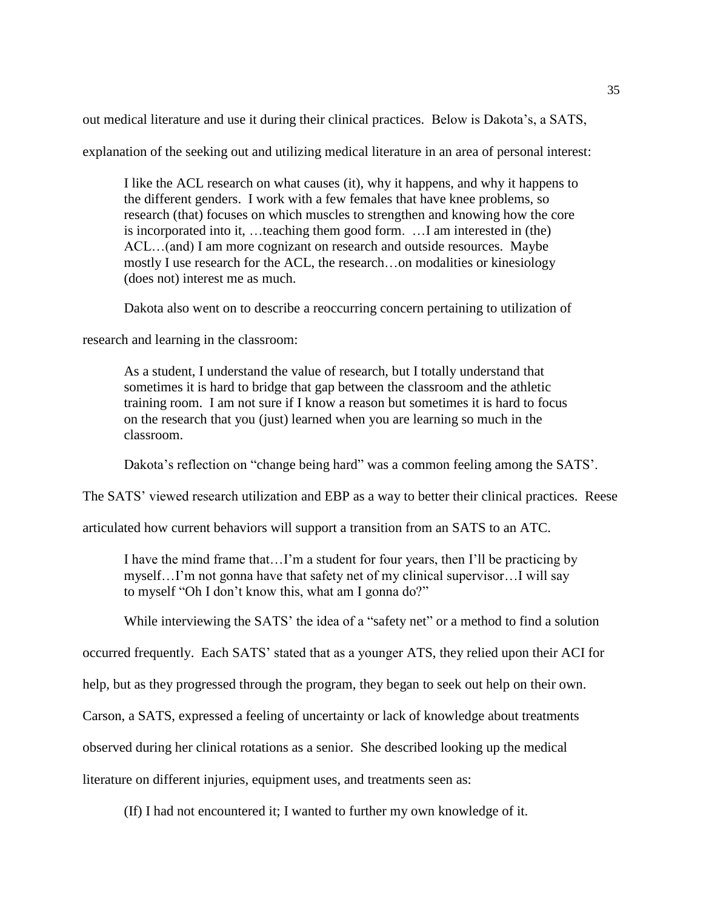out medical literature and use it during their clinical practices. Below is Dakota's, a SATS, explanation of the seeking out and utilizing medical literature in an area of personal interest:

> I like the ACL research on what causes (it), why it happens, and why it happens to the different genders. I work with a few females that have knee problems, so research (that) focuses on which muscles to strengthen and knowing how the core is incorporated into it, …teaching them good form. …I am interested in (the) ACL…(and) I am more cognizant on research and outside resources. Maybe mostly I use research for the ACL, the research…on modalities or kinesiology (does not) interest me as much.

Dakota also went on to describe a reoccurring concern pertaining to utilization of research and learning in the classroom:

> As a student, I understand the value of research, but I totally understand that sometimes it is hard to bridge that gap between the classroom and the athletic training room. I am not sure if I know a reason but sometimes it is hard to focus on the research that you (just) learned when you are learning so much in the classroom.

Dakota's reflection on "change being hard" was a common feeling among the SATS'. The SATS' viewed research utilization and EBP as a way to better their clinical practices. Reese articulated how current behaviors will support a transition from an SATS to an ATC.

> I have the mind frame that…I'm a student for four years, then I'll be practicing by myself…I'm not gonna have that safety net of my clinical supervisor…I will say to myself "Oh I don't know this, what am I gonna do?"

While interviewing the SATS' the idea of a "safety net" or a method to find a solution occurred frequently. Each SATS' stated that as a younger ATS, they relied upon their ACI for help, but as they progressed through the program, they began to seek out help on their own. Carson, a SATS, expressed a feeling of uncertainty or lack of knowledge about treatments observed during her clinical rotations as a senior. She described looking up the medical literature on different injuries, equipment uses, and treatments seen as:

> (If) I had not encountered it; I wanted to further my own knowledge of it.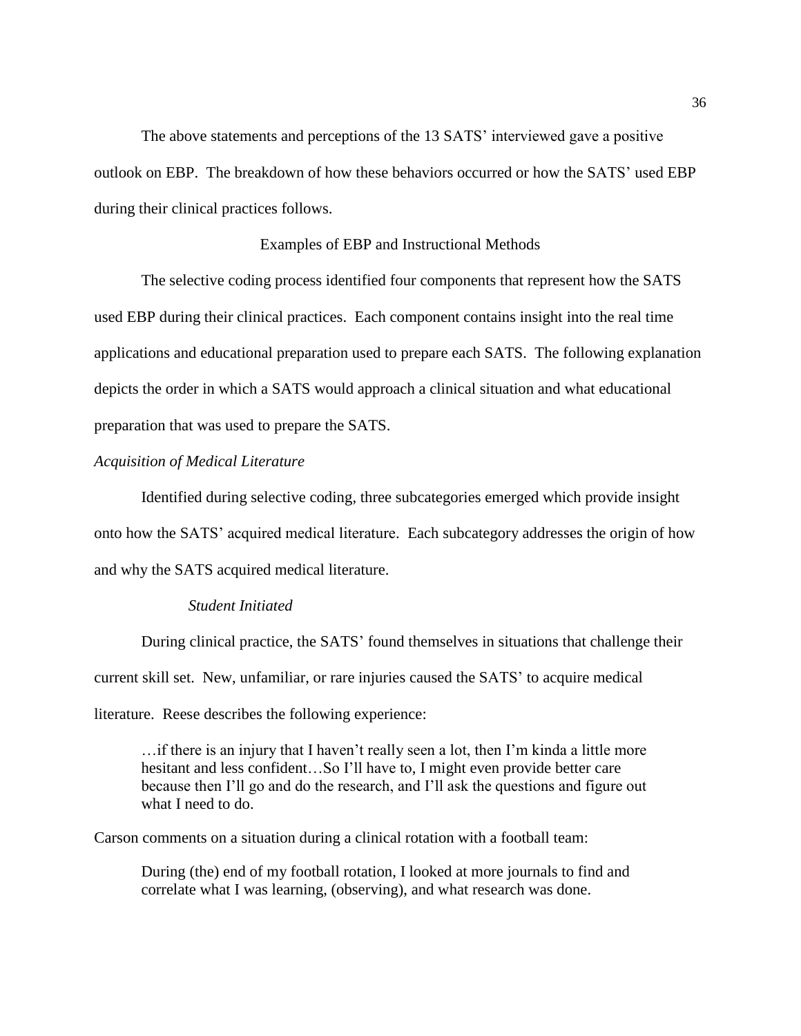The above statements and perceptions of the 13 SATS' interviewed gave a positive outlook on EBP. The breakdown of how these behaviors occurred or how the SATS' used EBP during their clinical practices follows.

## Examples of EBP and Instructional Methods

The selective coding process identified four components that represent how the SATS used EBP during their clinical practices. Each component contains insight into the real time applications and educational preparation used to prepare each SATS. The following explanation depicts the order in which a SATS would approach a clinical situation and what educational preparation that was used to prepare the SATS.

### *Acquisition of Medical Literature*

Identified during selective coding, three subcategories emerged which provide insight onto how the SATS' acquired medical literature. Each subcategory addresses the origin of how and why the SATS acquired medical literature.

#### *Student Initiated*

During clinical practice, the SATS' found themselves in situations that challenge their current skill set. New, unfamiliar, or rare injuries caused the SATS' to acquire medical literature. Reese describes the following experience:

> …if there is an injury that I haven't really seen a lot, then I'm kinda a little more hesitant and less confident…So I'll have to, I might even provide better care because then I'll go and do the research, and I'll ask the questions and figure out what I need to do.

Carson comments on a situation during a clinical rotation with a football team:

> During (the) end of my football rotation, I looked at more journals to find and correlate what I was learning, (observing), and what research was done.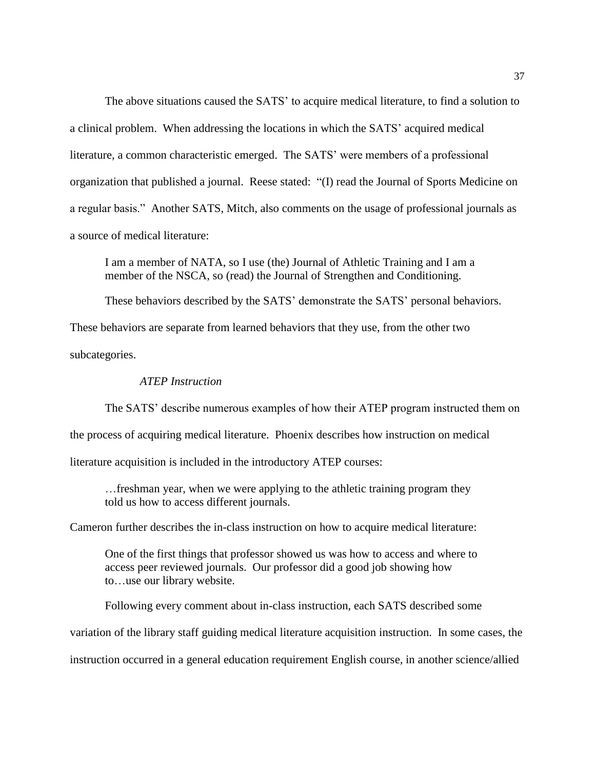The above situations caused the SATS' to acquire medical literature, to find a solution to a clinical problem. When addressing the locations in which the SATS' acquired medical literature, a common characteristic emerged. The SATS' were members of a professional organization that published a journal. Reese stated: "(I) read the Journal of Sports Medicine on a regular basis." Another SATS, Mitch, also comments on the usage of professional journals as a source of medical literature:

> I am a member of NATA, so I use (the) Journal of Athletic Training and I am a member of the NSCA, so (read) the Journal of Strengthen and Conditioning.

These behaviors described by the SATS' demonstrate the SATS' personal behaviors. These behaviors are separate from learned behaviors that they use, from the other two subcategories.

*ATEP Instruction*

The SATS' describe numerous examples of how their ATEP program instructed them on the process of acquiring medical literature. Phoenix describes how instruction on medical literature acquisition is included in the introductory ATEP courses:

> …freshman year, when we were applying to the athletic training program they told us how to access different journals.

Cameron further describes the in-class instruction on how to acquire medical literature:

> One of the first things that professor showed us was how to access and where to access peer reviewed journals. Our professor did a good job showing how to…use our library website.

Following every comment about in-class instruction, each SATS described some variation of the library staff guiding medical literature acquisition instruction. In some cases, the instruction occurred in a general education requirement English course, in another science/allied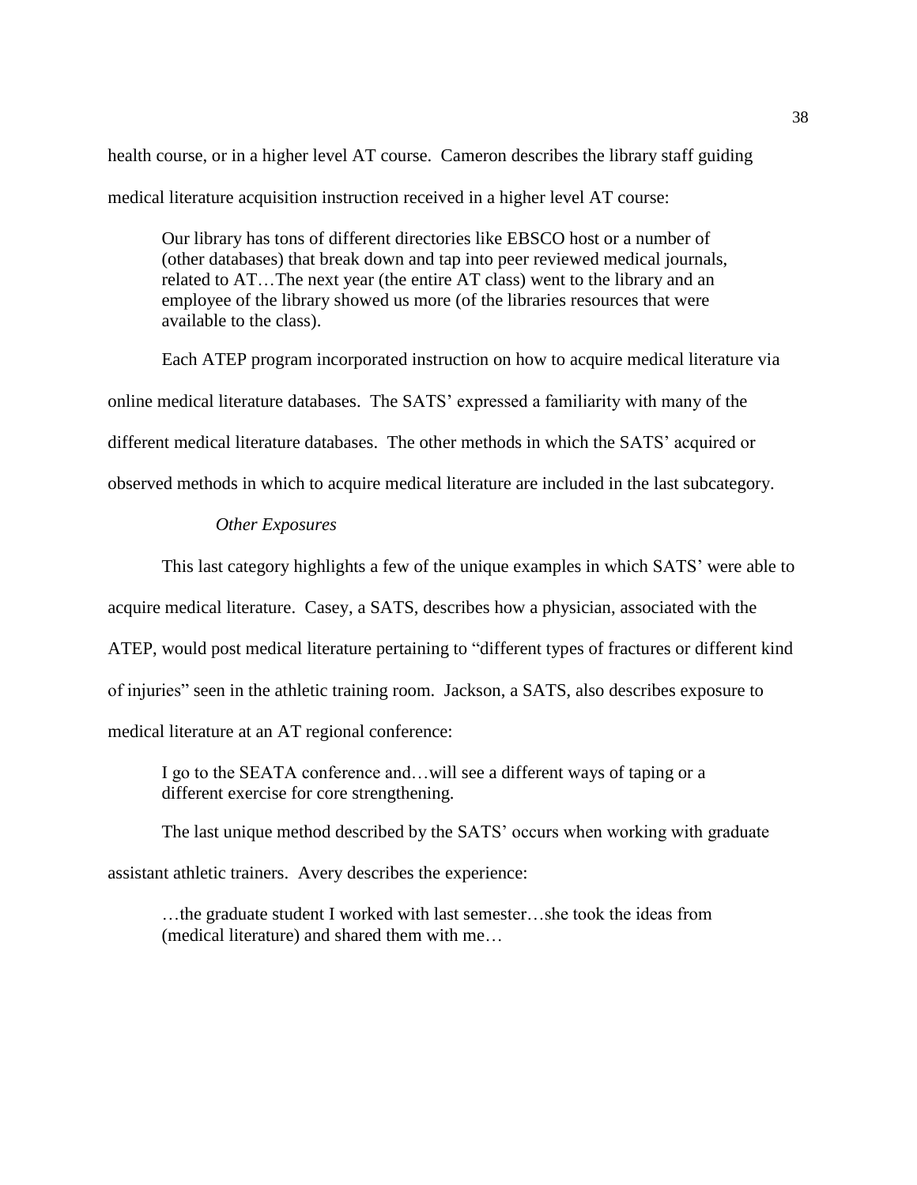health course, or in a higher level AT course. Cameron describes the library staff guiding medical literature acquisition instruction received in a higher level AT course:

> Our library has tons of different directories like EBSCO host or a number of (other databases) that break down and tap into peer reviewed medical journals, related to AT…The next year (the entire AT class) went to the library and an employee of the library showed us more (of the libraries resources that were available to the class).

Each ATEP program incorporated instruction on how to acquire medical literature via online medical literature databases. The SATS' expressed a familiarity with many of the different medical literature databases. The other methods in which the SATS' acquired or observed methods in which to acquire medical literature are included in the last subcategory.

*Other Exposures*

This last category highlights a few of the unique examples in which SATS' were able to acquire medical literature. Casey, a SATS, describes how a physician, associated with the ATEP, would post medical literature pertaining to "different types of fractures or different kind of injuries" seen in the athletic training room. Jackson, a SATS, also describes exposure to medical literature at an AT regional conference:

> I go to the SEATA conference and…will see a different ways of taping or a different exercise for core strengthening.

The last unique method described by the SATS' occurs when working with graduate assistant athletic trainers. Avery describes the experience:

> …the graduate student I worked with last semester…she took the ideas from (medical literature) and shared them with me…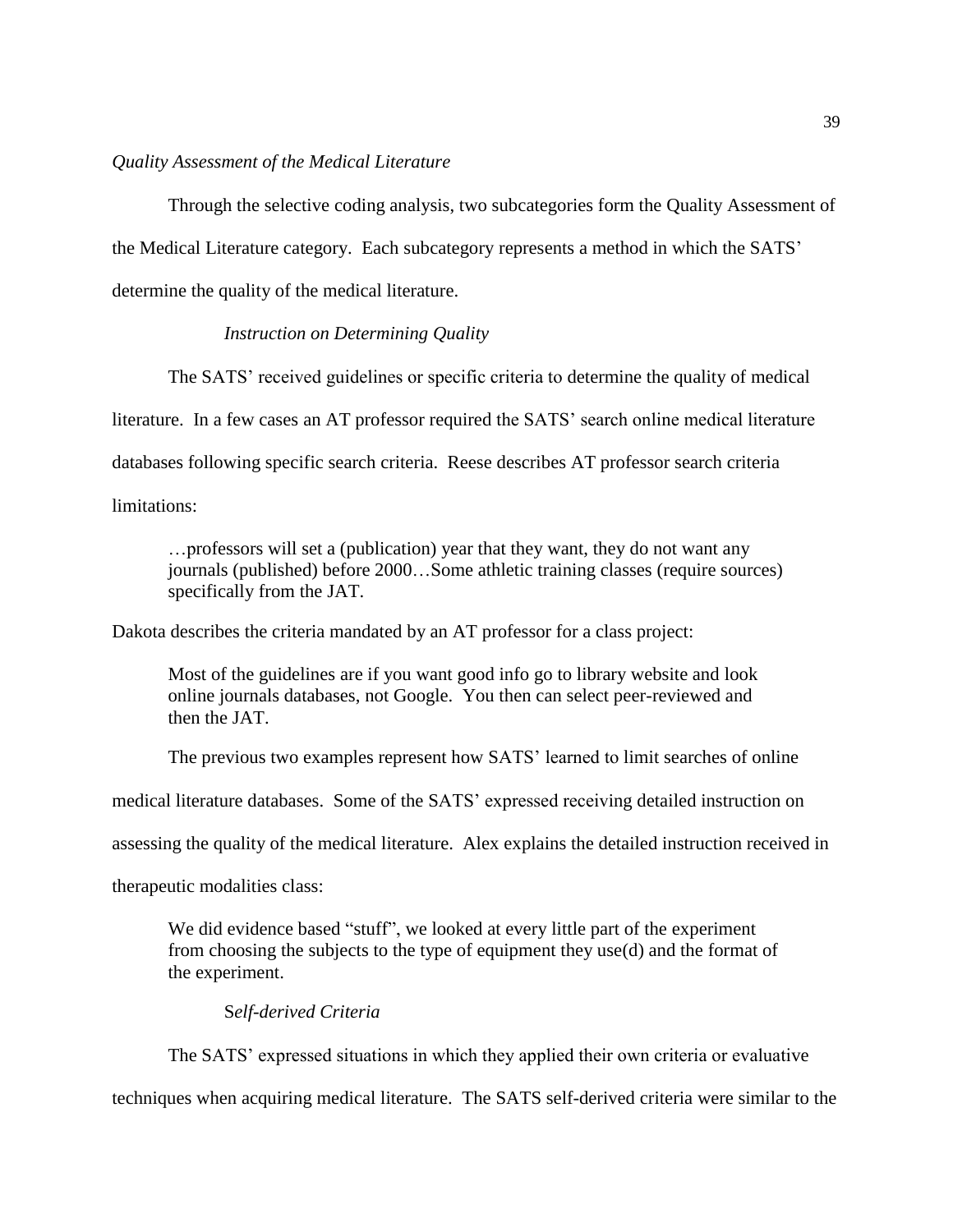### *Quality Assessment of the Medical Literature*

Through the selective coding analysis, two subcategories form the Quality Assessment of the Medical Literature category. Each subcategory represents a method in which the SATS' determine the quality of the medical literature.

#### *Instruction on Determining Quality*

The SATS' received guidelines or specific criteria to determine the quality of medical literature. In a few cases an AT professor required the SATS' search online medical literature databases following specific search criteria. Reese describes AT professor search criteria limitations:

> …professors will set a (publication) year that they want, they do not want any journals (published) before 2000…Some athletic training classes (require sources) specifically from the JAT.

Dakota describes the criteria mandated by an AT professor for a class project:

> Most of the guidelines are if you want good info go to library website and look online journals databases, not Google. You then can select peer-reviewed and then the JAT.

The previous two examples represent how SATS' learned to limit searches of online medical literature databases. Some of the SATS' expressed receiving detailed instruction on assessing the quality of the medical literature. Alex explains the detailed instruction received in therapeutic modalities class:

> We did evidence based "stuff", we looked at every little part of the experiment from choosing the subjects to the type of equipment they use(d) and the format of the experiment.

#### S*elf-derived Criteria*

The SATS' expressed situations in which they applied their own criteria or evaluative techniques when acquiring medical literature. The SATS self-derived criteria were similar to the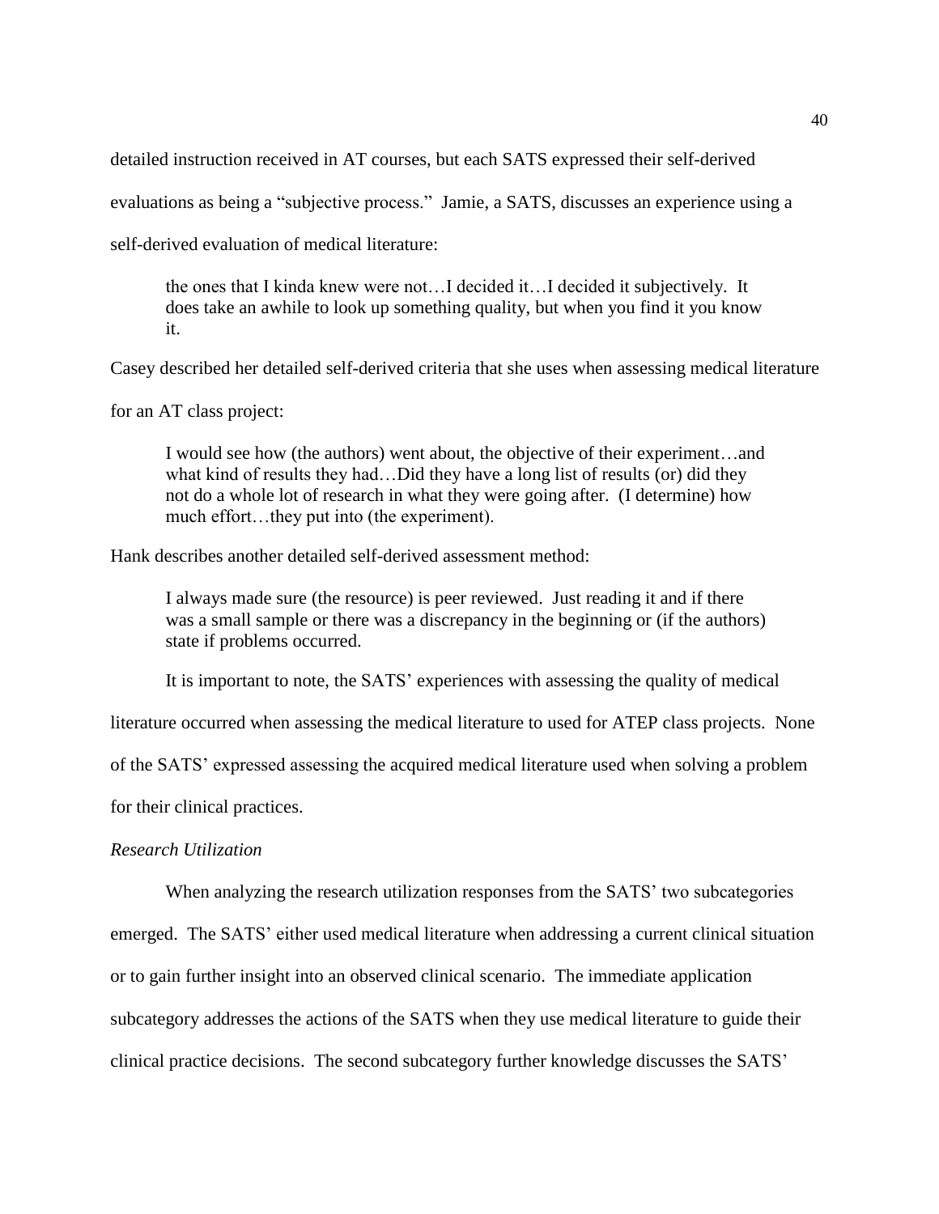detailed instruction received in AT courses, but each SATS expressed their self-derived evaluations as being a "subjective process." Jamie, a SATS, discusses an experience using a self-derived evaluation of medical literature:

> the ones that I kinda knew were not…I decided it…I decided it subjectively. It does take an awhile to look up something quality, but when you find it you know it.

Casey described her detailed self-derived criteria that she uses when assessing medical literature for an AT class project:

> I would see how (the authors) went about, the objective of their experiment…and what kind of results they had…Did they have a long list of results (or) did they not do a whole lot of research in what they were going after. (I determine) how much effort…they put into (the experiment).

Hank describes another detailed self-derived assessment method:

> I always made sure (the resource) is peer reviewed. Just reading it and if there was a small sample or there was a discrepancy in the beginning or (if the authors) state if problems occurred.

It is important to note, the SATS' experiences with assessing the quality of medical literature occurred when assessing the medical literature to used for ATEP class projects. None of the SATS' expressed assessing the acquired medical literature used when solving a problem for their clinical practices.

*Research Utilization*

When analyzing the research utilization responses from the SATS' two subcategories emerged. The SATS' either used medical literature when addressing a current clinical situation or to gain further insight into an observed clinical scenario. The immediate application subcategory addresses the actions of the SATS when they use medical literature to guide their clinical practice decisions. The second subcategory further knowledge discusses the SATS'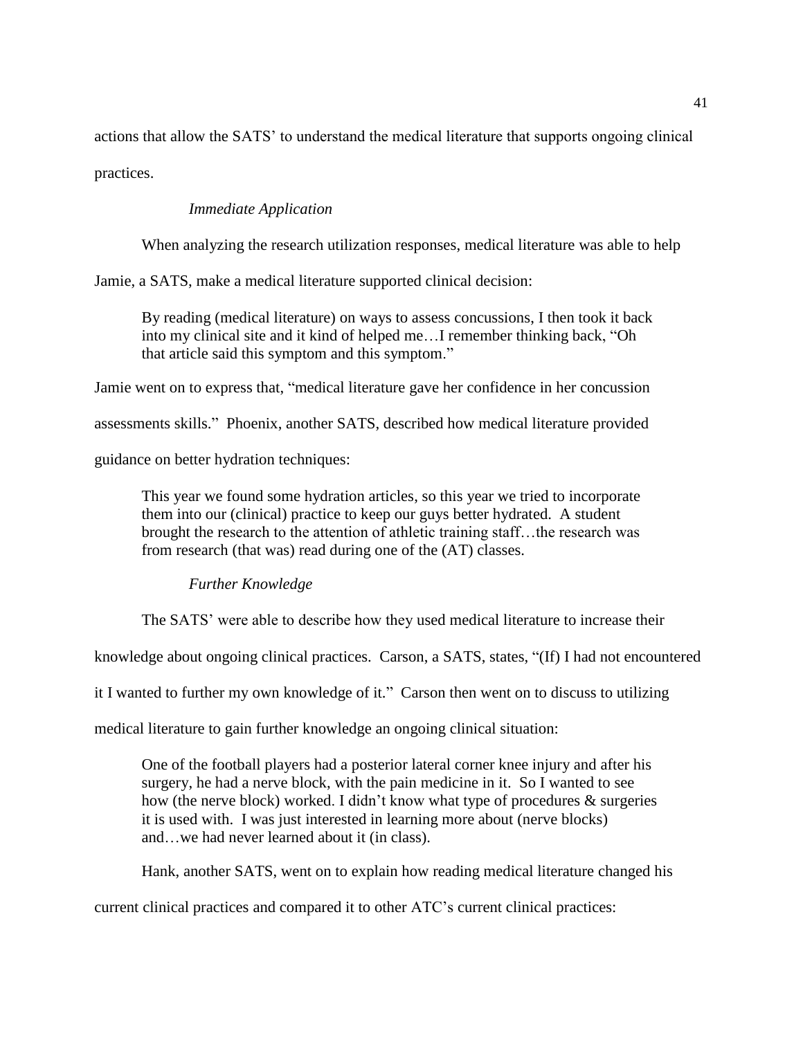actions that allow the SATS' to understand the medical literature that supports ongoing clinical practices.

### *Immediate Application*

When analyzing the research utilization responses, medical literature was able to help Jamie, a SATS, make a medical literature supported clinical decision:

> By reading (medical literature) on ways to assess concussions, I then took it back into my clinical site and it kind of helped me…I remember thinking back, "Oh that article said this symptom and this symptom."

Jamie went on to express that, "medical literature gave her confidence in her concussion assessments skills." Phoenix, another SATS, described how medical literature provided guidance on better hydration techniques:

> This year we found some hydration articles, so this year we tried to incorporate them into our (clinical) practice to keep our guys better hydrated. A student brought the research to the attention of athletic training staff…the research was from research (that was) read during one of the (AT) classes.

### *Further Knowledge*

The SATS' were able to describe how they used medical literature to increase their knowledge about ongoing clinical practices. Carson, a SATS, states, "(If) I had not encountered it I wanted to further my own knowledge of it." Carson then went on to discuss to utilizing medical literature to gain further knowledge an ongoing clinical situation:

> One of the football players had a posterior lateral corner knee injury and after his surgery, he had a nerve block, with the pain medicine in it. So I wanted to see how (the nerve block) worked. I didn't know what type of procedures & surgeries it is used with. I was just interested in learning more about (nerve blocks) and…we had never learned about it (in class).

Hank, another SATS, went on to explain how reading medical literature changed his current clinical practices and compared it to other ATC's current clinical practices: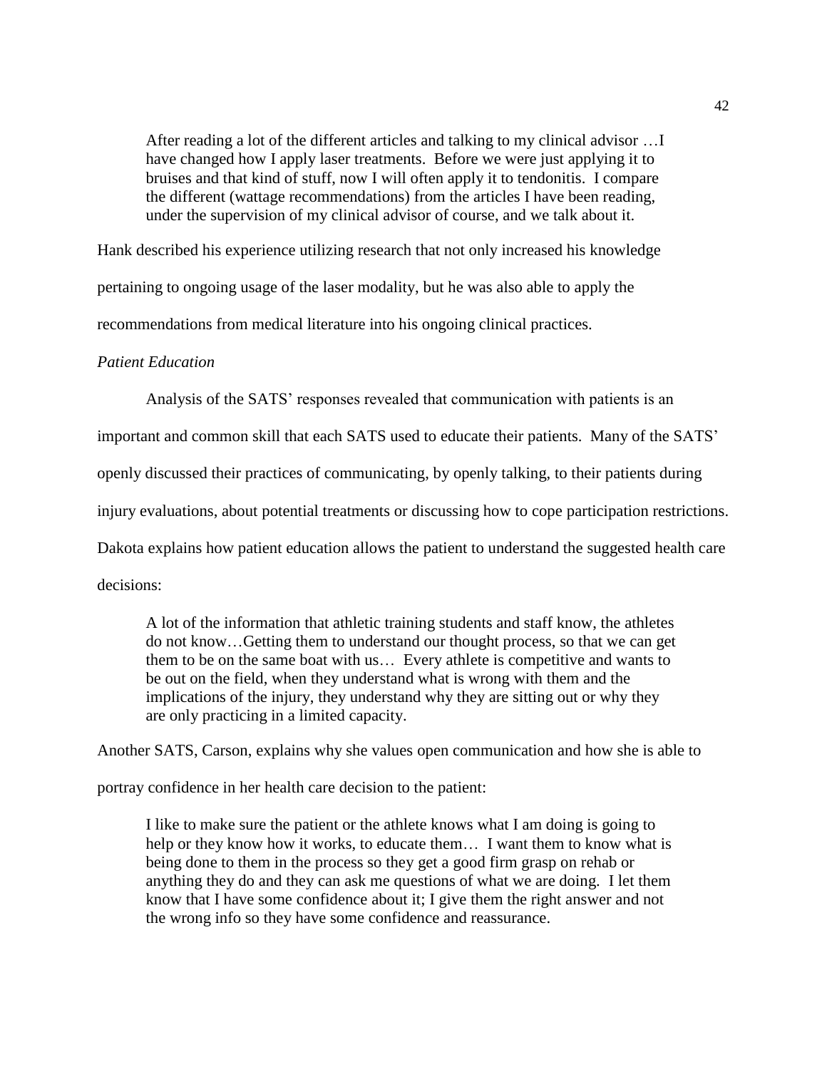> After reading a lot of the different articles and talking to my clinical advisor …I have changed how I apply laser treatments. Before we were just applying it to bruises and that kind of stuff, now I will often apply it to tendonitis. I compare the different (wattage recommendations) from the articles I have been reading, under the supervision of my clinical advisor of course, and we talk about it.

Hank described his experience utilizing research that not only increased his knowledge pertaining to ongoing usage of the laser modality, but he was also able to apply the recommendations from medical literature into his ongoing clinical practices.

*Patient Education*

Analysis of the SATS' responses revealed that communication with patients is an important and common skill that each SATS used to educate their patients. Many of the SATS' openly discussed their practices of communicating, by openly talking, to their patients during injury evaluations, about potential treatments or discussing how to cope participation restrictions. Dakota explains how patient education allows the patient to understand the suggested health care decisions:

> A lot of the information that athletic training students and staff know, the athletes do not know…Getting them to understand our thought process, so that we can get them to be on the same boat with us… Every athlete is competitive and wants to be out on the field, when they understand what is wrong with them and the implications of the injury, they understand why they are sitting out or why they are only practicing in a limited capacity.

Another SATS, Carson, explains why she values open communication and how she is able to portray confidence in her health care decision to the patient:

> I like to make sure the patient or the athlete knows what I am doing is going to help or they know how it works, to educate them… I want them to know what is being done to them in the process so they get a good firm grasp on rehab or anything they do and they can ask me questions of what we are doing. I let them know that I have some confidence about it; I give them the right answer and not the wrong info so they have some confidence and reassurance.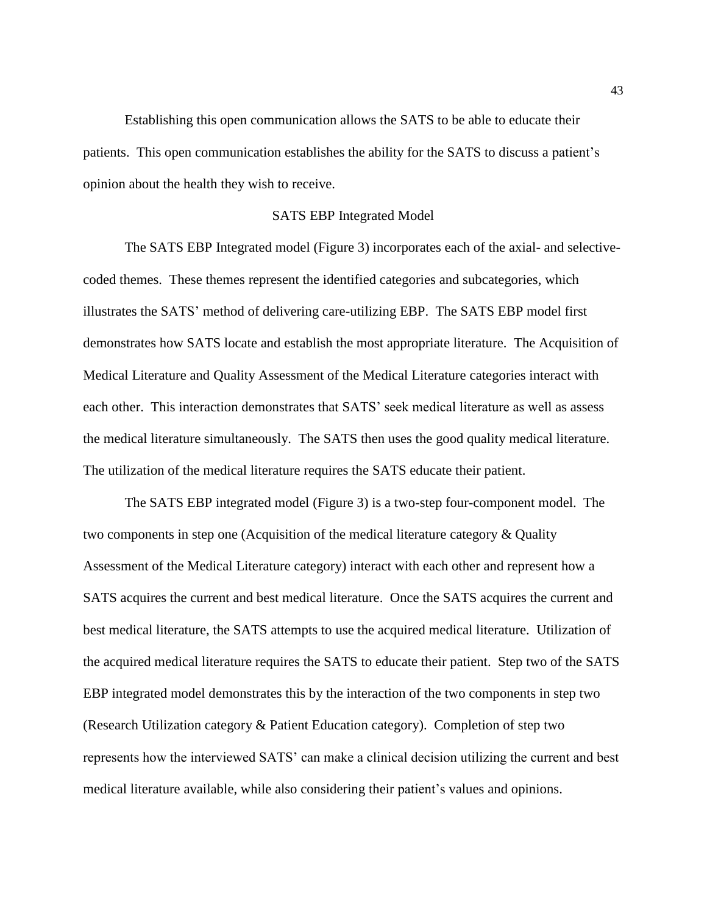Establishing this open communication allows the SATS to be able to educate their patients. This open communication establishes the ability for the SATS to discuss a patient's opinion about the health they wish to receive.

## SATS EBP Integrated Model

The SATS EBP Integrated model (Figure 3) incorporates each of the axial- and selective-coded themes. These themes represent the identified categories and subcategories, which illustrates the SATS' method of delivering care-utilizing EBP. The SATS EBP model first demonstrates how SATS locate and establish the most appropriate literature. The Acquisition of Medical Literature and Quality Assessment of the Medical Literature categories interact with each other. This interaction demonstrates that SATS' seek medical literature as well as assess the medical literature simultaneously. The SATS then uses the good quality medical literature. The utilization of the medical literature requires the SATS educate their patient.

The SATS EBP integrated model (Figure 3) is a two-step four-component model. The two components in step one (Acquisition of the medical literature category & Quality Assessment of the Medical Literature category) interact with each other and represent how a SATS acquires the current and best medical literature. Once the SATS acquires the current and best medical literature, the SATS attempts to use the acquired medical literature. Utilization of the acquired medical literature requires the SATS to educate their patient. Step two of the SATS EBP integrated model demonstrates this by the interaction of the two components in step two (Research Utilization category & Patient Education category). Completion of step two represents how the interviewed SATS' can make a clinical decision utilizing the current and best medical literature available, while also considering their patient's values and opinions.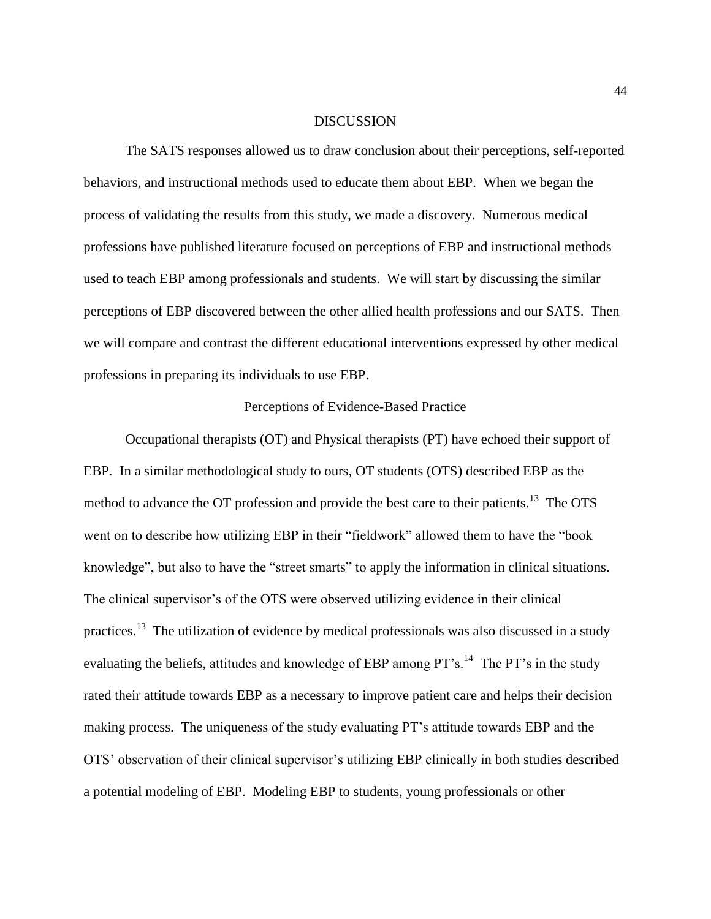# DISCUSSION

The SATS responses allowed us to draw conclusion about their perceptions, self-reported behaviors, and instructional methods used to educate them about EBP. When we began the process of validating the results from this study, we made a discovery. Numerous medical professions have published literature focused on perceptions of EBP and instructional methods used to teach EBP among professionals and students. We will start by discussing the similar perceptions of EBP discovered between the other allied health professions and our SATS. Then we will compare and contrast the different educational interventions expressed by other medical professions in preparing its individuals to use EBP.

## Perceptions of Evidence-Based Practice

Occupational therapists (OT) and Physical therapists (PT) have echoed their support of EBP. In a similar methodological study to ours, OT students (OTS) described EBP as the method to advance the OT profession and provide the best care to their patients.[13] The OTS went on to describe how utilizing EBP in their "fieldwork" allowed them to have the "book knowledge", but also to have the "street smarts" to apply the information in clinical situations. The clinical supervisor's of the OTS were observed utilizing evidence in their clinical practices.[13] The utilization of evidence by medical professionals was also discussed in a study evaluating the beliefs, attitudes and knowledge of EBP among PT's.[14] The PT's in the study rated their attitude towards EBP as a necessary to improve patient care and helps their decision making process. The uniqueness of the study evaluating PT's attitude towards EBP and the OTS' observation of their clinical supervisor's utilizing EBP clinically in both studies described a potential modeling of EBP. Modeling EBP to students, young professionals or other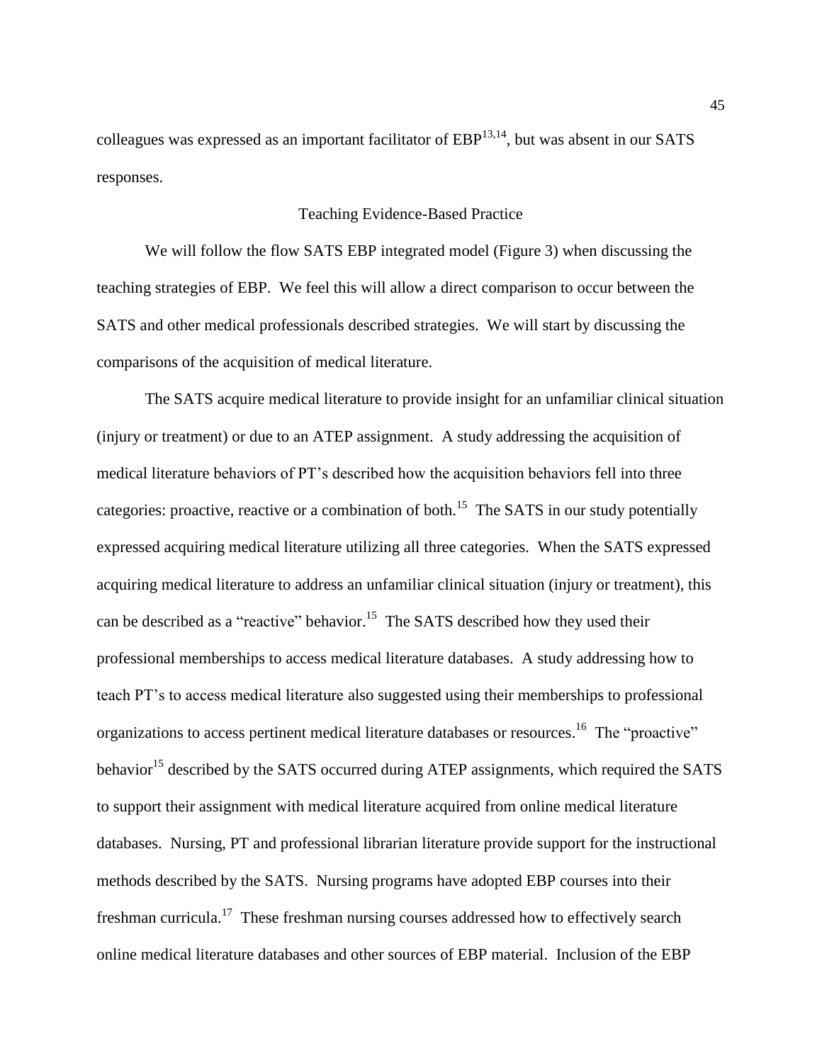colleagues was expressed as an important facilitator of EBP[13,14], but was absent in our SATS responses.

## Teaching Evidence-Based Practice

We will follow the flow SATS EBP integrated model (Figure 3) when discussing the teaching strategies of EBP. We feel this will allow a direct comparison to occur between the SATS and other medical professionals described strategies. We will start by discussing the comparisons of the acquisition of medical literature.

The SATS acquire medical literature to provide insight for an unfamiliar clinical situation (injury or treatment) or due to an ATEP assignment. A study addressing the acquisition of medical literature behaviors of PT's described how the acquisition behaviors fell into three categories: proactive, reactive or a combination of both.[15] The SATS in our study potentially expressed acquiring medical literature utilizing all three categories. When the SATS expressed acquiring medical literature to address an unfamiliar clinical situation (injury or treatment), this can be described as a "reactive" behavior.[15] The SATS described how they used their professional memberships to access medical literature databases. A study addressing how to teach PT's to access medical literature also suggested using their memberships to professional organizations to access pertinent medical literature databases or resources.[16] The "proactive" behavior[15] described by the SATS occurred during ATEP assignments, which required the SATS to support their assignment with medical literature acquired from online medical literature databases. Nursing, PT and professional librarian literature provide support for the instructional methods described by the SATS. Nursing programs have adopted EBP courses into their freshman curricula.[17] These freshman nursing courses addressed how to effectively search online medical literature databases and other sources of EBP material. Inclusion of the EBP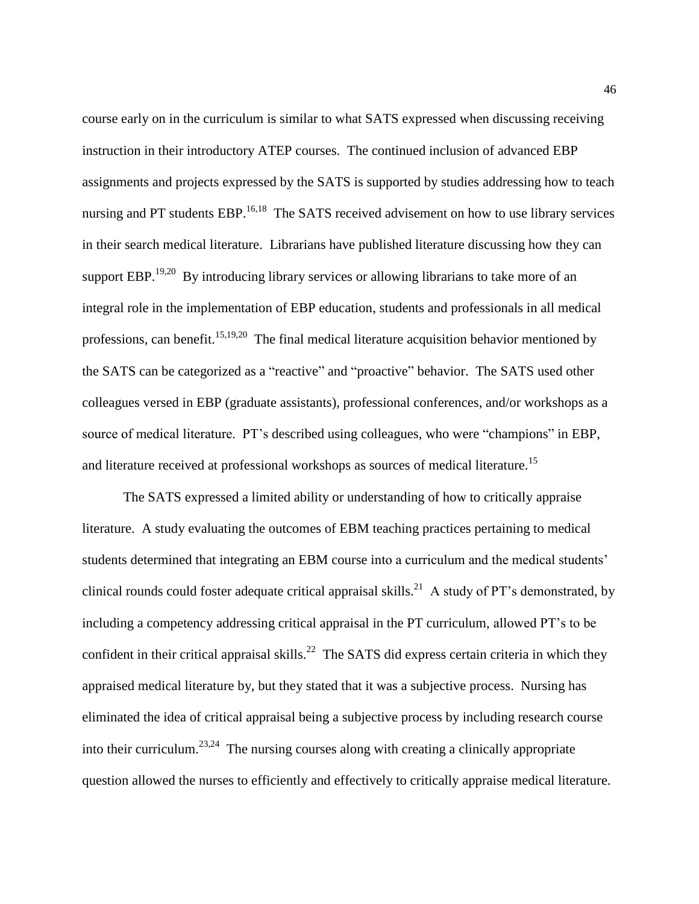course early on in the curriculum is similar to what SATS expressed when discussing receiving instruction in their introductory ATEP courses. The continued inclusion of advanced EBP assignments and projects expressed by the SATS is supported by studies addressing how to teach nursing and PT students EBP.[16,18] The SATS received advisement on how to use library services in their search medical literature. Librarians have published literature discussing how they can support EBP.[19,20] By introducing library services or allowing librarians to take more of an integral role in the implementation of EBP education, students and professionals in all medical professions, can benefit.[15,19,20] The final medical literature acquisition behavior mentioned by the SATS can be categorized as a "reactive" and "proactive" behavior. The SATS used other colleagues versed in EBP (graduate assistants), professional conferences, and/or workshops as a source of medical literature. PT's described using colleagues, who were "champions" in EBP, and literature received at professional workshops as sources of medical literature.[15]

The SATS expressed a limited ability or understanding of how to critically appraise literature. A study evaluating the outcomes of EBM teaching practices pertaining to medical students determined that integrating an EBM course into a curriculum and the medical students' clinical rounds could foster adequate critical appraisal skills.[21] A study of PT's demonstrated, by including a competency addressing critical appraisal in the PT curriculum, allowed PT's to be confident in their critical appraisal skills.[22] The SATS did express certain criteria in which they appraised medical literature by, but they stated that it was a subjective process. Nursing has eliminated the idea of critical appraisal being a subjective process by including research course into their curriculum.[23,24] The nursing courses along with creating a clinically appropriate question allowed the nurses to efficiently and effectively to critically appraise medical literature.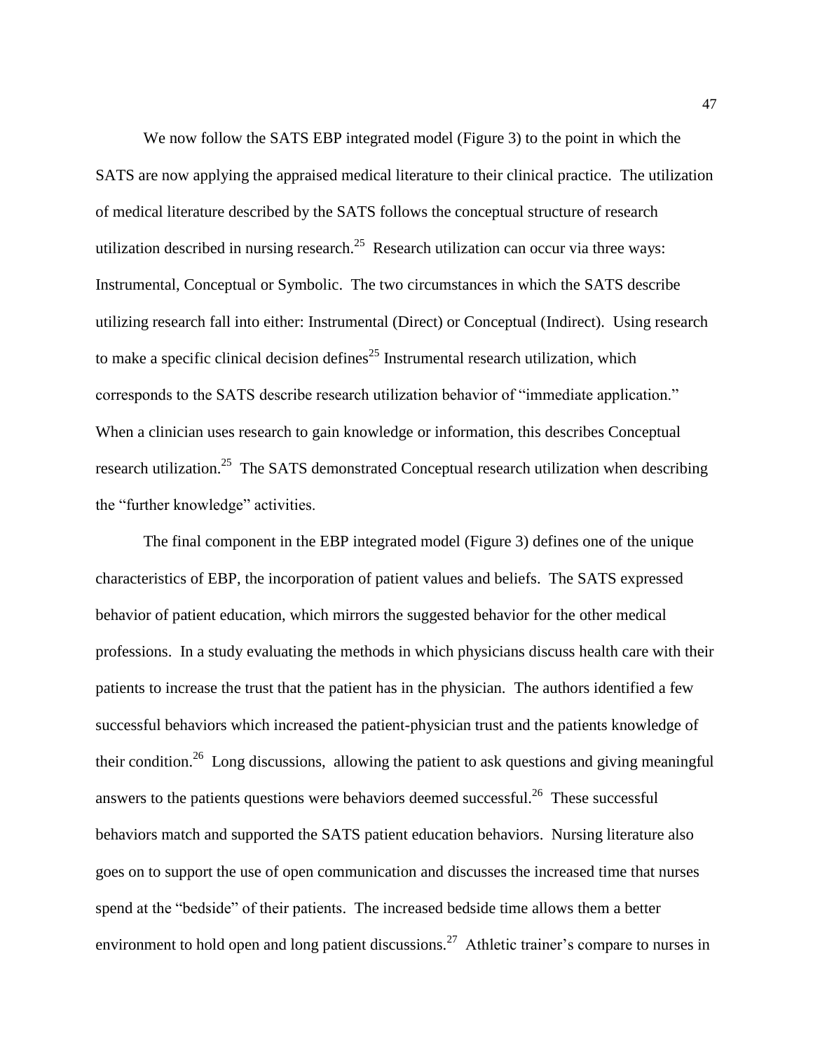We now follow the SATS EBP integrated model (Figure 3) to the point in which the SATS are now applying the appraised medical literature to their clinical practice. The utilization of medical literature described by the SATS follows the conceptual structure of research utilization described in nursing research.[25] Research utilization can occur via three ways: Instrumental, Conceptual or Symbolic. The two circumstances in which the SATS describe utilizing research fall into either: Instrumental (Direct) or Conceptual (Indirect). Using research to make a specific clinical decision defines[25] Instrumental research utilization, which corresponds to the SATS describe research utilization behavior of "immediate application." When a clinician uses research to gain knowledge or information, this describes Conceptual research utilization.[25] The SATS demonstrated Conceptual research utilization when describing the "further knowledge" activities.

The final component in the EBP integrated model (Figure 3) defines one of the unique characteristics of EBP, the incorporation of patient values and beliefs. The SATS expressed behavior of patient education, which mirrors the suggested behavior for the other medical professions. In a study evaluating the methods in which physicians discuss health care with their patients to increase the trust that the patient has in the physician. The authors identified a few successful behaviors which increased the patient-physician trust and the patients knowledge of their condition.[26] Long discussions, allowing the patient to ask questions and giving meaningful answers to the patients questions were behaviors deemed successful.[26] These successful behaviors match and supported the SATS patient education behaviors. Nursing literature also goes on to support the use of open communication and discusses the increased time that nurses spend at the "bedside" of their patients. The increased bedside time allows them a better environment to hold open and long patient discussions.[27] Athletic trainer's compare to nurses in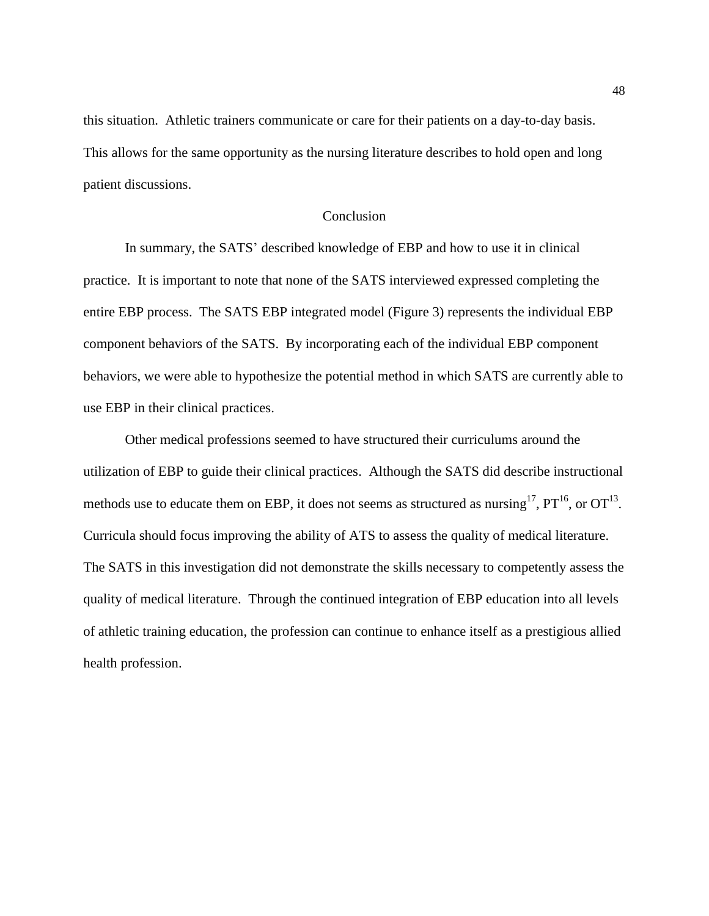this situation. Athletic trainers communicate or care for their patients on a day-to-day basis. This allows for the same opportunity as the nursing literature describes to hold open and long patient discussions.

## Conclusion

In summary, the SATS' described knowledge of EBP and how to use it in clinical practice. It is important to note that none of the SATS interviewed expressed completing the entire EBP process. The SATS EBP integrated model (Figure 3) represents the individual EBP component behaviors of the SATS. By incorporating each of the individual EBP component behaviors, we were able to hypothesize the potential method in which SATS are currently able to use EBP in their clinical practices.

Other medical professions seemed to have structured their curriculums around the utilization of EBP to guide their clinical practices. Although the SATS did describe instructional methods use to educate them on EBP, it does not seems as structured as nursing[17], PT[16], or OT[13]. Curricula should focus improving the ability of ATS to assess the quality of medical literature. The SATS in this investigation did not demonstrate the skills necessary to competently assess the quality of medical literature. Through the continued integration of EBP education into all levels of athletic training education, the profession can continue to enhance itself as a prestigious allied health profession.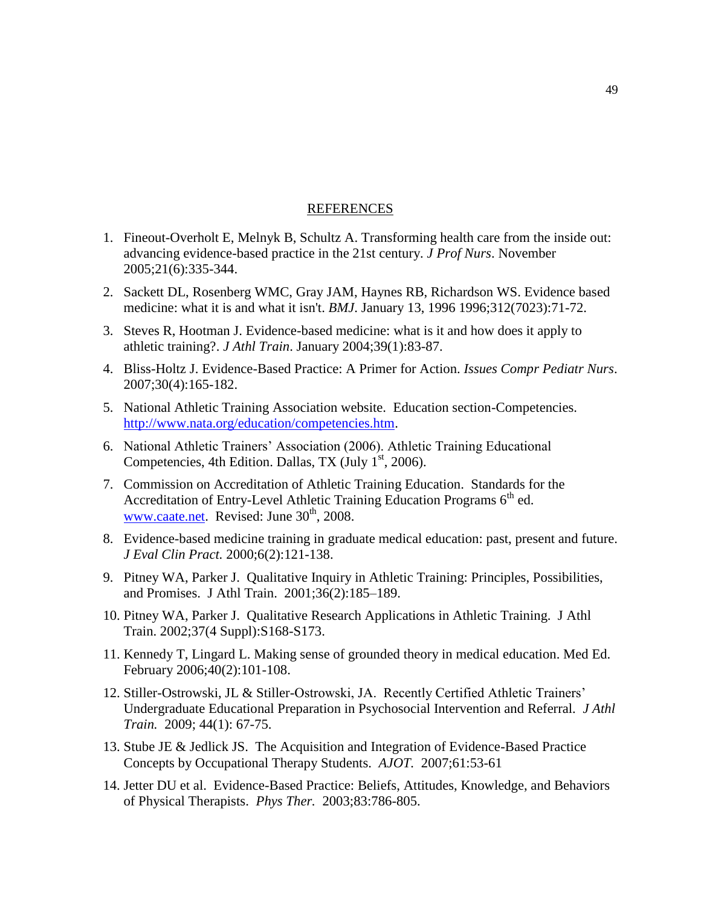## REFERENCES

1. Fineout-Overholt E, Melnyk B, Schultz A. Transforming health care from the inside out: advancing evidence-based practice in the 21st century. *J Prof Nurs*. November 2005;21(6):335-344.
2. Sackett DL, Rosenberg WMC, Gray JAM, Haynes RB, Richardson WS. Evidence based medicine: what it is and what it isn't. *BMJ*. January 13, 1996 1996;312(7023):71-72.
3. Steves R, Hootman J. Evidence-based medicine: what is it and how does it apply to athletic training?. *J Athl Train*. January 2004;39(1):83-87.
4. Bliss-Holtz J. Evidence-Based Practice: A Primer for Action. *Issues Compr Pediatr Nurs*. 2007;30(4):165-182.
5. National Athletic Training Association website. Education section-Competencies. http://www.nata.org/education/competencies.htm.
6. National Athletic Trainers' Association (2006). Athletic Training Educational Competencies, 4th Edition. Dallas, TX (July 1st, 2006).
7. Commission on Accreditation of Athletic Training Education. Standards for the Accreditation of Entry-Level Athletic Training Education Programs 6th ed. www.caate.net. Revised: June 30th, 2008.
8. Evidence-based medicine training in graduate medical education: past, present and future. *J Eval Clin Pract*. 2000;6(2):121-138.
9. Pitney WA, Parker J. Qualitative Inquiry in Athletic Training: Principles, Possibilities, and Promises. J Athl Train. 2001;36(2):185–189.
10. Pitney WA, Parker J. Qualitative Research Applications in Athletic Training. J Athl Train. 2002;37(4 Suppl):S168-S173.
11. Kennedy T, Lingard L. Making sense of grounded theory in medical education. Med Ed. February 2006;40(2):101-108.
12. Stiller-Ostrowski, JL & Stiller-Ostrowski, JA. Recently Certified Athletic Trainers' Undergraduate Educational Preparation in Psychosocial Intervention and Referral. *J Athl Train.* 2009; 44(1): 67-75.
13. Stube JE & Jedlick JS. The Acquisition and Integration of Evidence-Based Practice Concepts by Occupational Therapy Students. *AJOT.* 2007;61:53-61
14. Jetter DU et al. Evidence-Based Practice: Beliefs, Attitudes, Knowledge, and Behaviors of Physical Therapists. *Phys Ther.* 2003;83:786-805.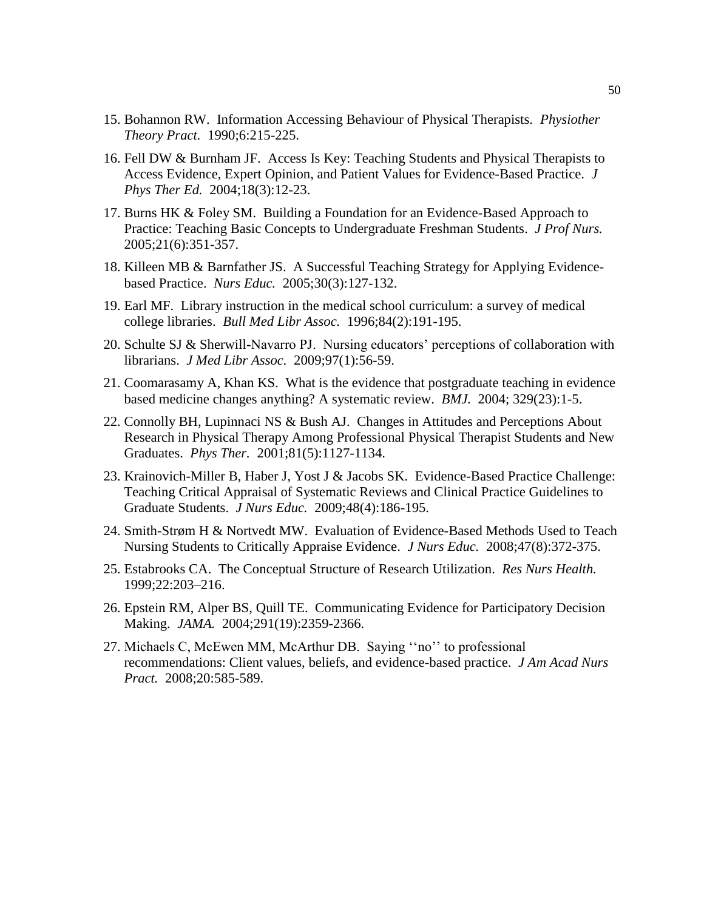15. Bohannon RW. Information Accessing Behaviour of Physical Therapists. *Physiother Theory Pract.* 1990;6:215-225.

16. Fell DW & Burnham JF. Access Is Key: Teaching Students and Physical Therapists to Access Evidence, Expert Opinion, and Patient Values for Evidence-Based Practice. *J Phys Ther Ed.* 2004;18(3):12-23.

17. Burns HK & Foley SM. Building a Foundation for an Evidence-Based Approach to Practice: Teaching Basic Concepts to Undergraduate Freshman Students. *J Prof Nurs.* 2005;21(6):351-357.

18. Killeen MB & Barnfather JS. A Successful Teaching Strategy for Applying Evidence-based Practice. *Nurs Educ.* 2005;30(3):127-132.

19. Earl MF. Library instruction in the medical school curriculum: a survey of medical college libraries. *Bull Med Libr Assoc.* 1996;84(2):191-195.

20. Schulte SJ & Sherwill-Navarro PJ. Nursing educators' perceptions of collaboration with librarians. *J Med Libr Assoc.* 2009;97(1):56-59.

21. Coomarasamy A, Khan KS. What is the evidence that postgraduate teaching in evidence based medicine changes anything? A systematic review. *BMJ.* 2004; 329(23):1-5.

22. Connolly BH, Lupinnaci NS & Bush AJ. Changes in Attitudes and Perceptions About Research in Physical Therapy Among Professional Physical Therapist Students and New Graduates. *Phys Ther.* 2001;81(5):1127-1134.

23. Krainovich-Miller B, Haber J, Yost J & Jacobs SK. Evidence-Based Practice Challenge: Teaching Critical Appraisal of Systematic Reviews and Clinical Practice Guidelines to Graduate Students. *J Nurs Educ.* 2009;48(4):186-195.

24. Smith-Strøm H & Nortvedt MW. Evaluation of Evidence-Based Methods Used to Teach Nursing Students to Critically Appraise Evidence. *J Nurs Educ.* 2008;47(8):372-375.

25. Estabrooks CA. The Conceptual Structure of Research Utilization. *Res Nurs Health.* 1999;22:203–216.

26. Epstein RM, Alper BS, Quill TE. Communicating Evidence for Participatory Decision Making. *JAMA.* 2004;291(19):2359-2366.

27. Michaels C, McEwen MM, McArthur DB. Saying ''no'' to professional recommendations: Client values, beliefs, and evidence-based practice. *J Am Acad Nurs Pract.* 2008;20:585-589.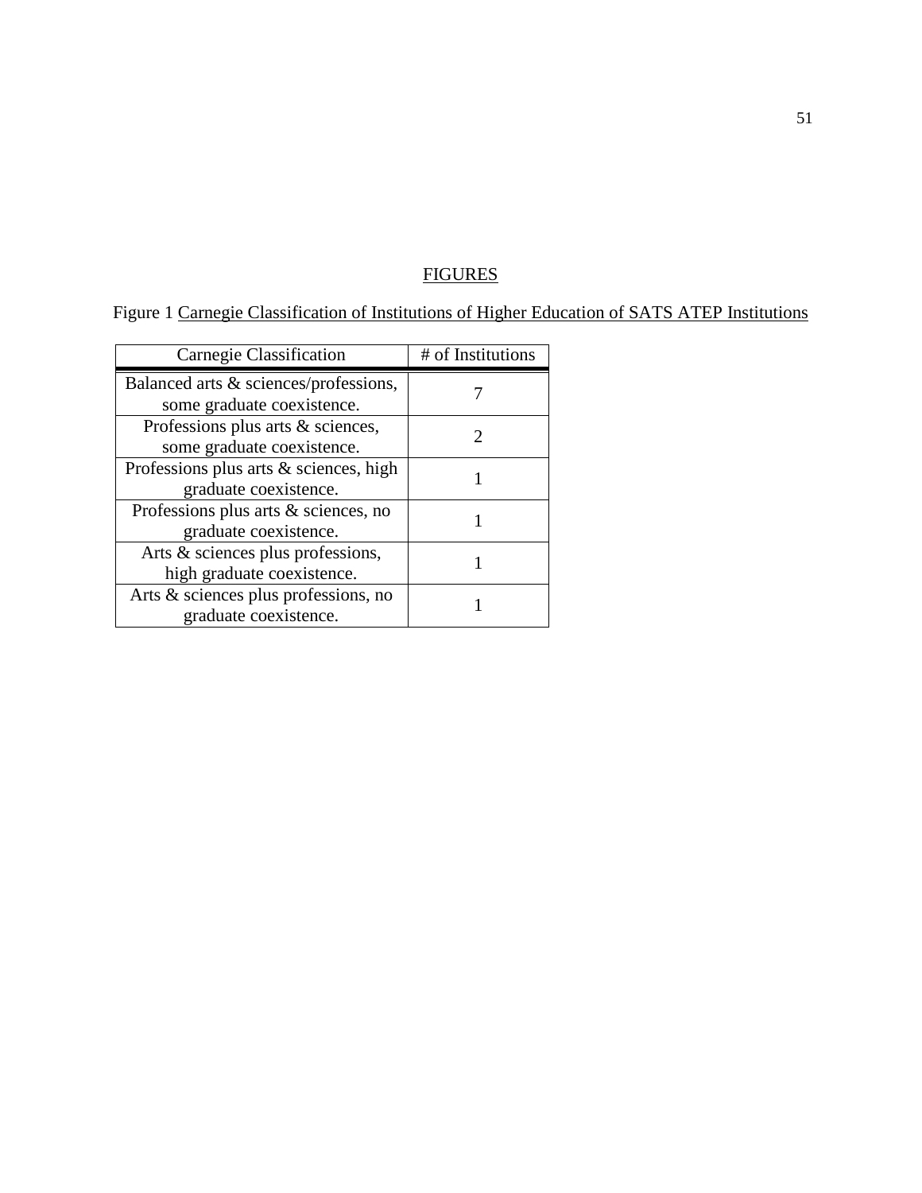## FIGURES

Figure 1 Carnegie Classification of Institutions of Higher Education of SATS ATEP Institutions

| Carnegie Classification | # of Institutions |
|---|---|
| Balanced arts & sciences/professions, some graduate coexistence. | 7 |
| Professions plus arts & sciences, some graduate coexistence. | 2 |
| Professions plus arts & sciences, high graduate coexistence. | 1 |
| Professions plus arts & sciences, no graduate coexistence. | 1 |
| Arts & sciences plus professions, high graduate coexistence. | 1 |
| Arts & sciences plus professions, no graduate coexistence. | 1 |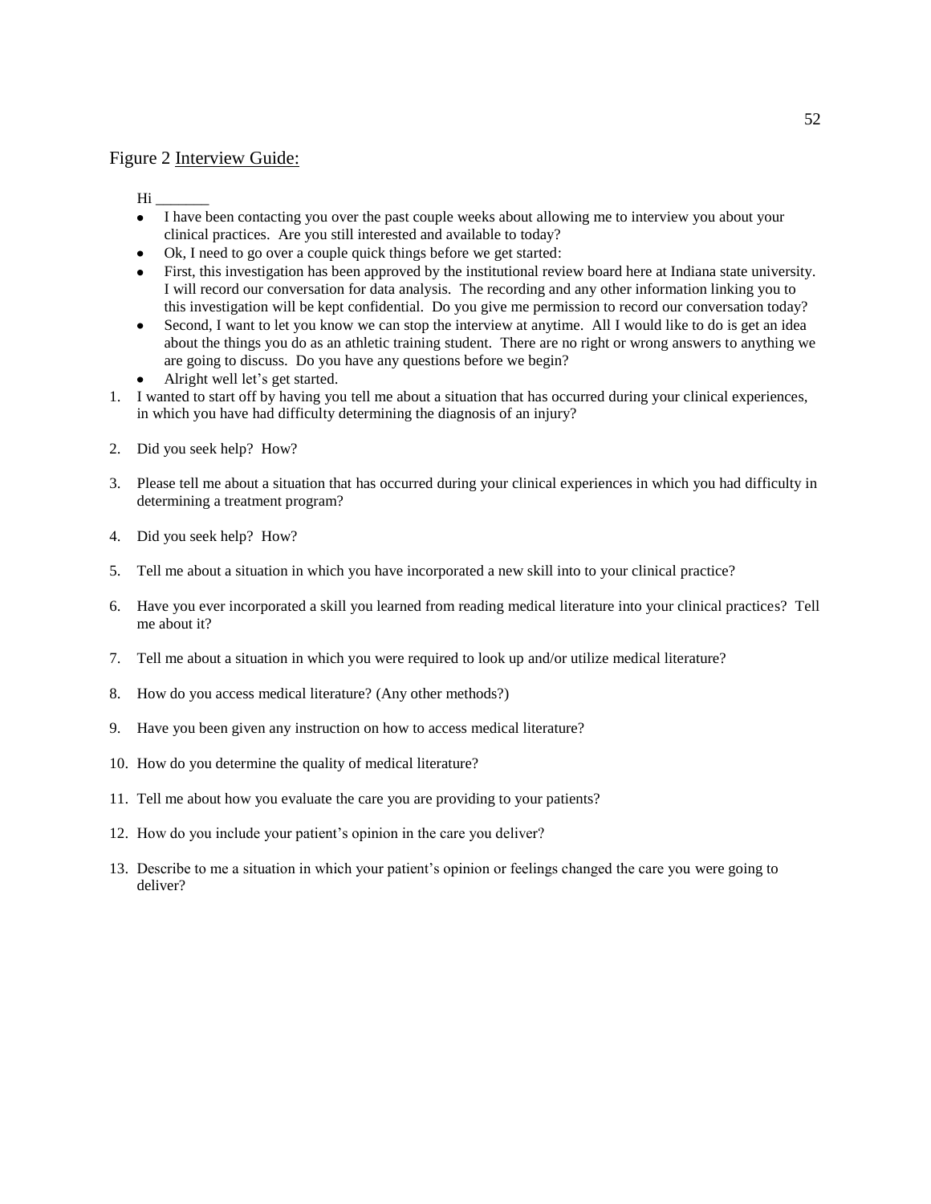Figure 2 <u>Interview Guide:</u>

Hi _______

- I have been contacting you over the past couple weeks about allowing me to interview you about your clinical practices. Are you still interested and available to today?
- Ok, I need to go over a couple quick things before we get started:
- First, this investigation has been approved by the institutional review board here at Indiana state university. I will record our conversation for data analysis. The recording and any other information linking you to this investigation will be kept confidential. Do you give me permission to record our conversation today?
- Second, I want to let you know we can stop the interview at anytime. All I would like to do is get an idea about the things you do as an athletic training student. There are no right or wrong answers to anything we are going to discuss. Do you have any questions before we begin?
- Alright well let's get started.

1. I wanted to start off by having you tell me about a situation that has occurred during your clinical experiences, in which you have had difficulty determining the diagnosis of an injury?
2. Did you seek help? How?
3. Please tell me about a situation that has occurred during your clinical experiences in which you had difficulty in determining a treatment program?
4. Did you seek help? How?
5. Tell me about a situation in which you have incorporated a new skill into to your clinical practice?
6. Have you ever incorporated a skill you learned from reading medical literature into your clinical practices? Tell me about it?
7. Tell me about a situation in which you were required to look up and/or utilize medical literature?
8. How do you access medical literature? (Any other methods?)
9. Have you been given any instruction on how to access medical literature?
10. How do you determine the quality of medical literature?
11. Tell me about how you evaluate the care you are providing to your patients?
12. How do you include your patient's opinion in the care you deliver?
13. Describe to me a situation in which your patient's opinion or feelings changed the care you were going to deliver?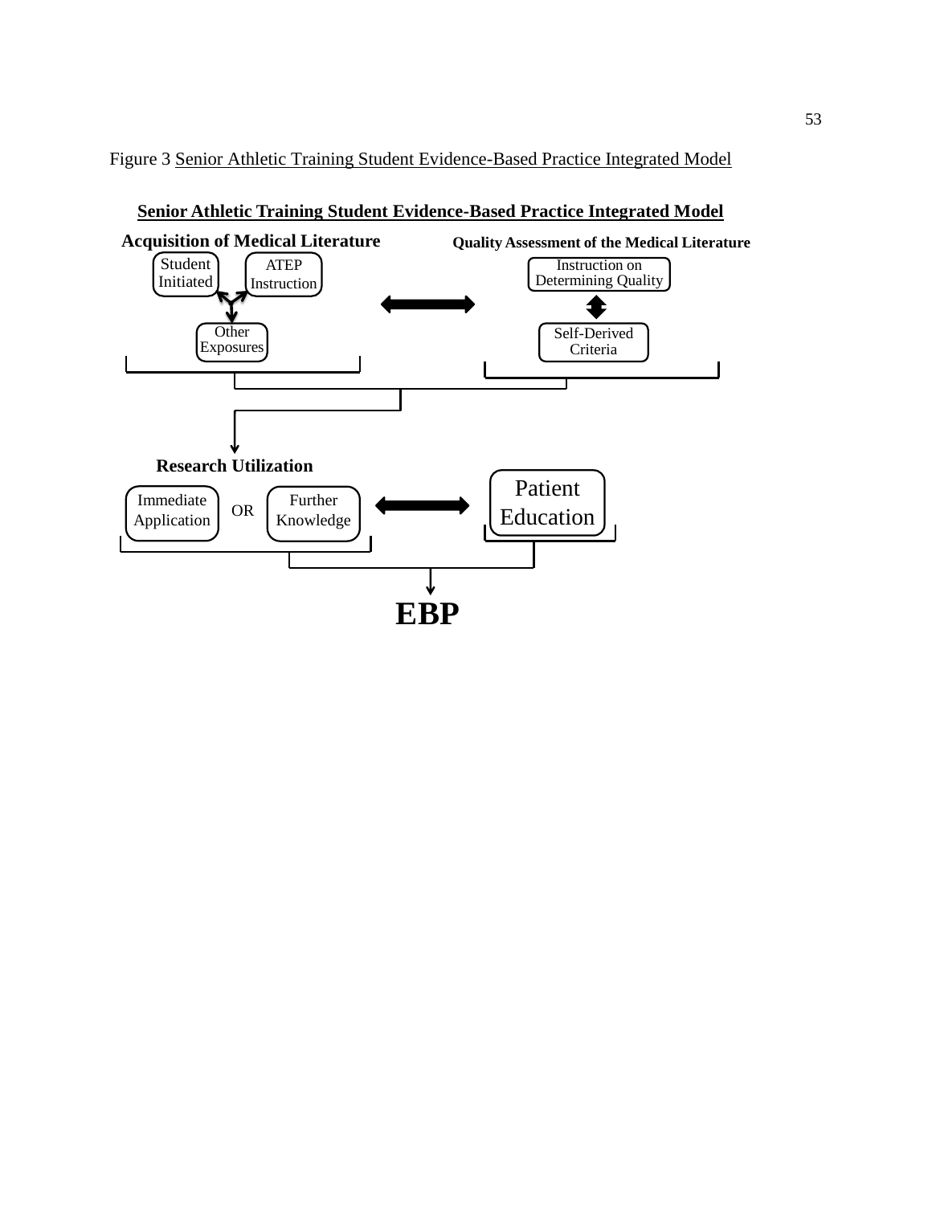Figure 3 Senior Athletic Training Student Evidence-Based Practice Integrated Model

**Senior Athletic Training Student Evidence-Based Practice Integrated Model**

**Acquisition of Medical Literature**

- Student Initiated
- ATEP Instruction
- Other Exposures

**Quality Assessment of the Medical Literature**

- Instruction on Determining Quality
- Self-Derived Criteria

**Research Utilization**

- Immediate Application OR Further Knowledge

Patient Education

**EBP**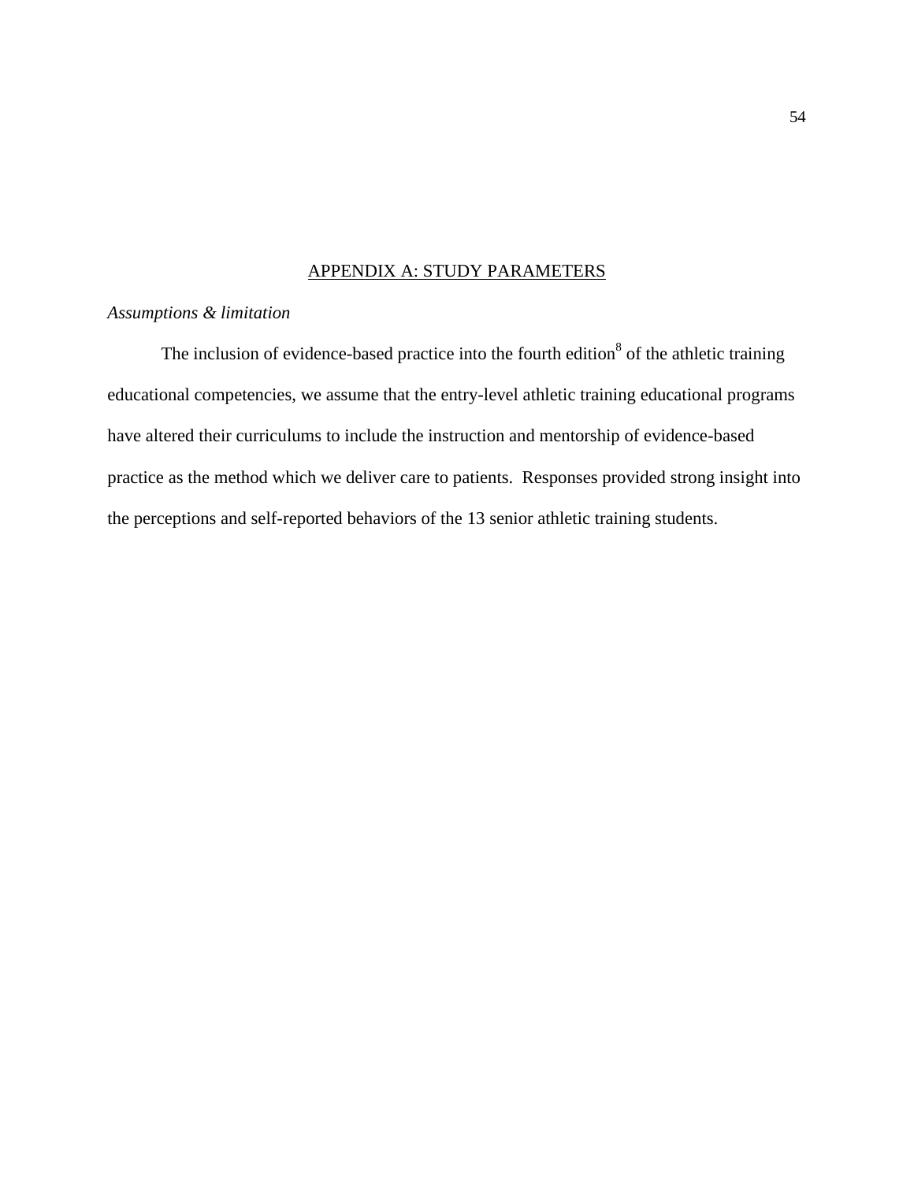## APPENDIX A: STUDY PARAMETERS

*Assumptions & limitation*

The inclusion of evidence-based practice into the fourth edition[8] of the athletic training educational competencies, we assume that the entry-level athletic training educational programs have altered their curriculums to include the instruction and mentorship of evidence-based practice as the method which we deliver care to patients. Responses provided strong insight into the perceptions and self-reported behaviors of the 13 senior athletic training students.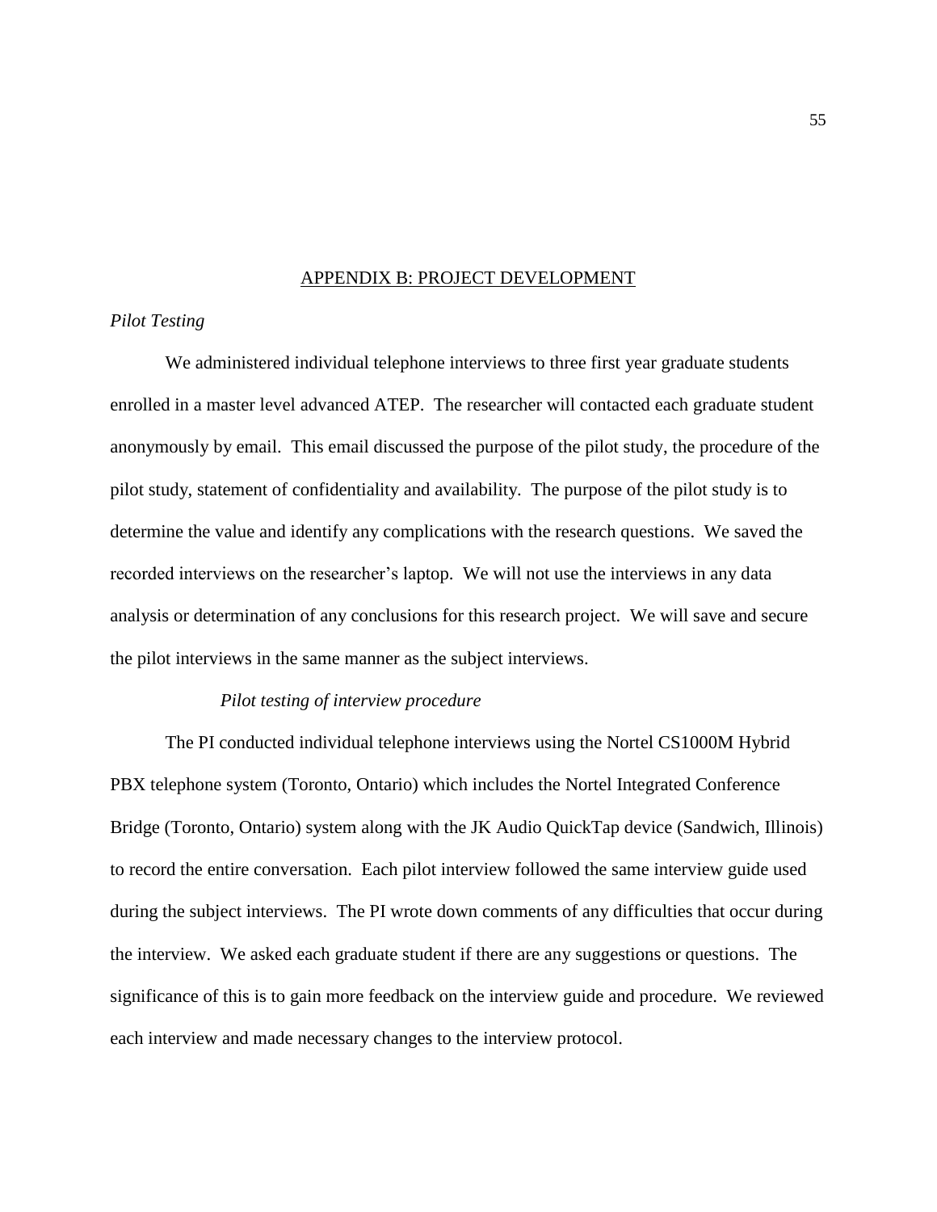## APPENDIX B: PROJECT DEVELOPMENT

*Pilot Testing*

We administered individual telephone interviews to three first year graduate students enrolled in a master level advanced ATEP. The researcher will contacted each graduate student anonymously by email. This email discussed the purpose of the pilot study, the procedure of the pilot study, statement of confidentiality and availability. The purpose of the pilot study is to determine the value and identify any complications with the research questions. We saved the recorded interviews on the researcher's laptop. We will not use the interviews in any data analysis or determination of any conclusions for this research project. We will save and secure the pilot interviews in the same manner as the subject interviews.

*Pilot testing of interview procedure*

The PI conducted individual telephone interviews using the Nortel CS1000M Hybrid PBX telephone system (Toronto, Ontario) which includes the Nortel Integrated Conference Bridge (Toronto, Ontario) system along with the JK Audio QuickTap device (Sandwich, Illinois) to record the entire conversation. Each pilot interview followed the same interview guide used during the subject interviews. The PI wrote down comments of any difficulties that occur during the interview. We asked each graduate student if there are any suggestions or questions. The significance of this is to gain more feedback on the interview guide and procedure. We reviewed each interview and made necessary changes to the interview protocol.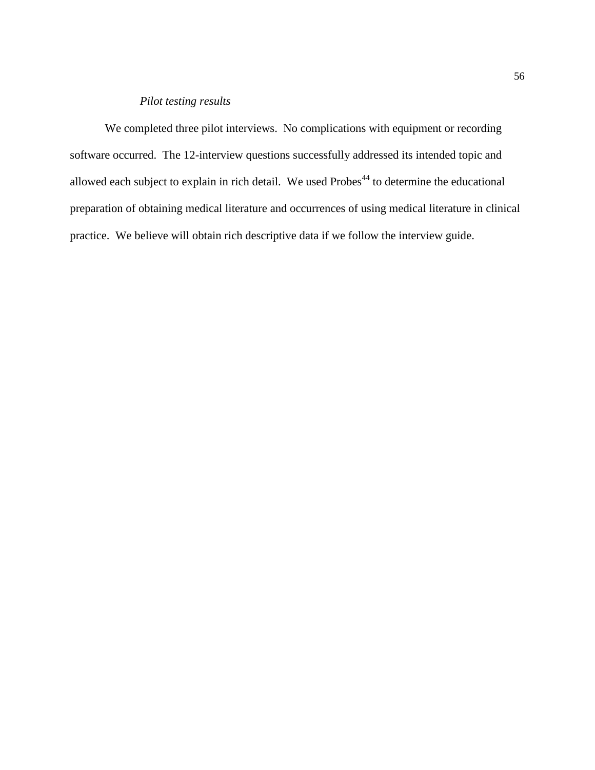*Pilot testing results*

We completed three pilot interviews. No complications with equipment or recording software occurred. The 12-interview questions successfully addressed its intended topic and allowed each subject to explain in rich detail. We used Probes[44] to determine the educational preparation of obtaining medical literature and occurrences of using medical literature in clinical practice. We believe will obtain rich descriptive data if we follow the interview guide.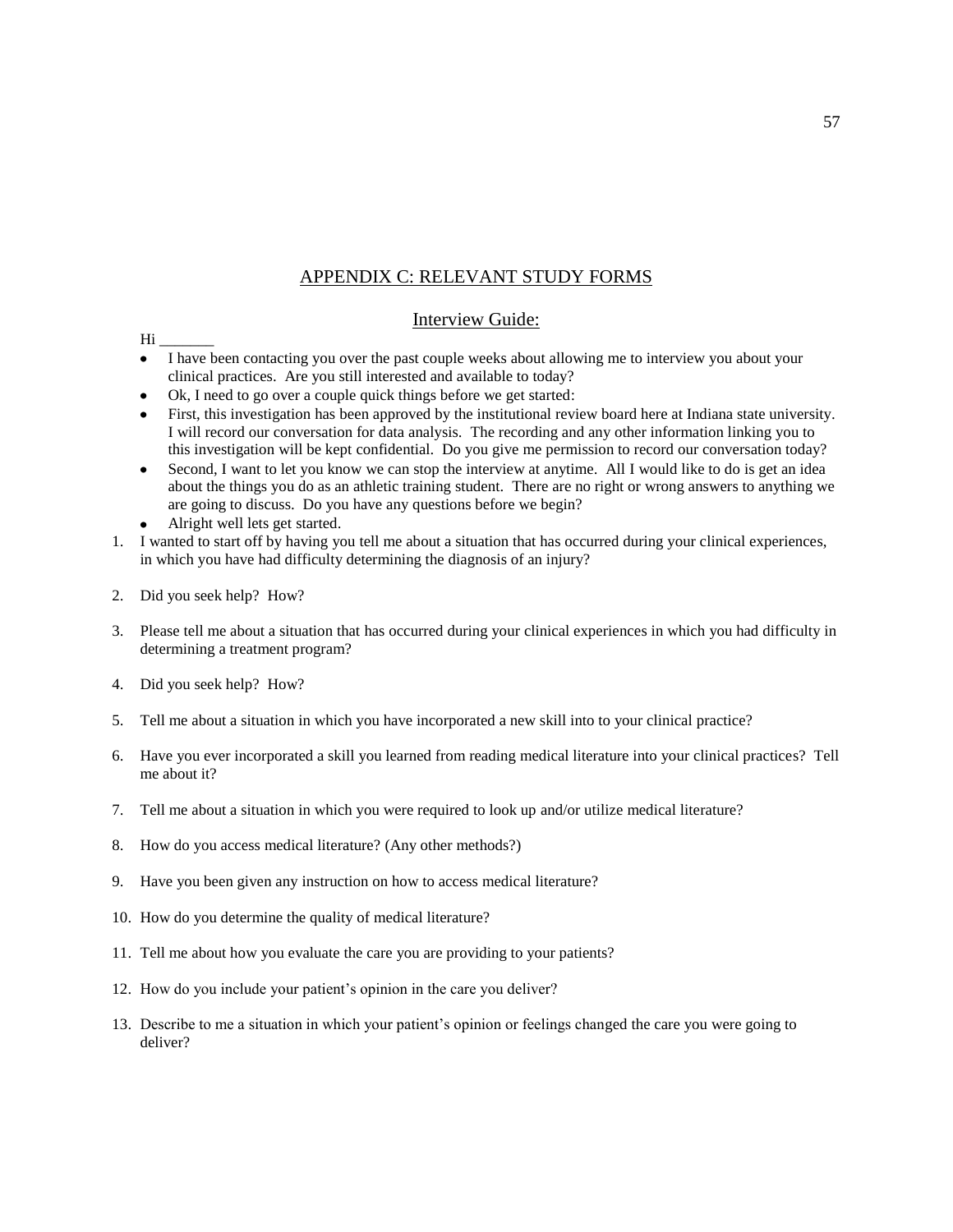## APPENDIX C: RELEVANT STUDY FORMS

### Interview Guide:

Hi _______

- I have been contacting you over the past couple weeks about allowing me to interview you about your clinical practices. Are you still interested and available to today?
- Ok, I need to go over a couple quick things before we get started:
- First, this investigation has been approved by the institutional review board here at Indiana state university. I will record our conversation for data analysis. The recording and any other information linking you to this investigation will be kept confidential. Do you give me permission to record our conversation today?
- Second, I want to let you know we can stop the interview at anytime. All I would like to do is get an idea about the things you do as an athletic training student. There are no right or wrong answers to anything we are going to discuss. Do you have any questions before we begin?
- Alright well lets get started.

1. I wanted to start off by having you tell me about a situation that has occurred during your clinical experiences, in which you have had difficulty determining the diagnosis of an injury?
2. Did you seek help? How?
3. Please tell me about a situation that has occurred during your clinical experiences in which you had difficulty in determining a treatment program?
4. Did you seek help? How?
5. Tell me about a situation in which you have incorporated a new skill into to your clinical practice?
6. Have you ever incorporated a skill you learned from reading medical literature into your clinical practices? Tell me about it?
7. Tell me about a situation in which you were required to look up and/or utilize medical literature?
8. How do you access medical literature? (Any other methods?)
9. Have you been given any instruction on how to access medical literature?
10. How do you determine the quality of medical literature?
11. Tell me about how you evaluate the care you are providing to your patients?
12. How do you include your patient's opinion in the care you deliver?
13. Describe to me a situation in which your patient's opinion or feelings changed the care you were going to deliver?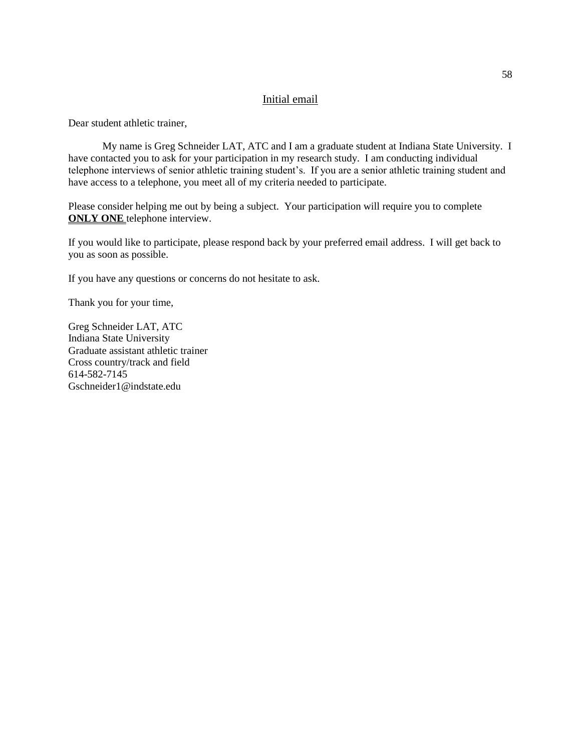## Initial email

Dear student athletic trainer,

My name is Greg Schneider LAT, ATC and I am a graduate student at Indiana State University. I have contacted you to ask for your participation in my research study. I am conducting individual telephone interviews of senior athletic training student's. If you are a senior athletic training student and have access to a telephone, you meet all of my criteria needed to participate.

Please consider helping me out by being a subject. Your participation will require you to complete **ONLY ONE** telephone interview.

If you would like to participate, please respond back by your preferred email address. I will get back to you as soon as possible.

If you have any questions or concerns do not hesitate to ask.

Thank you for your time,

Greg Schneider LAT, ATC
Indiana State University
Graduate assistant athletic trainer
Cross country/track and field
614-582-7145
Gschneider1@indstate.edu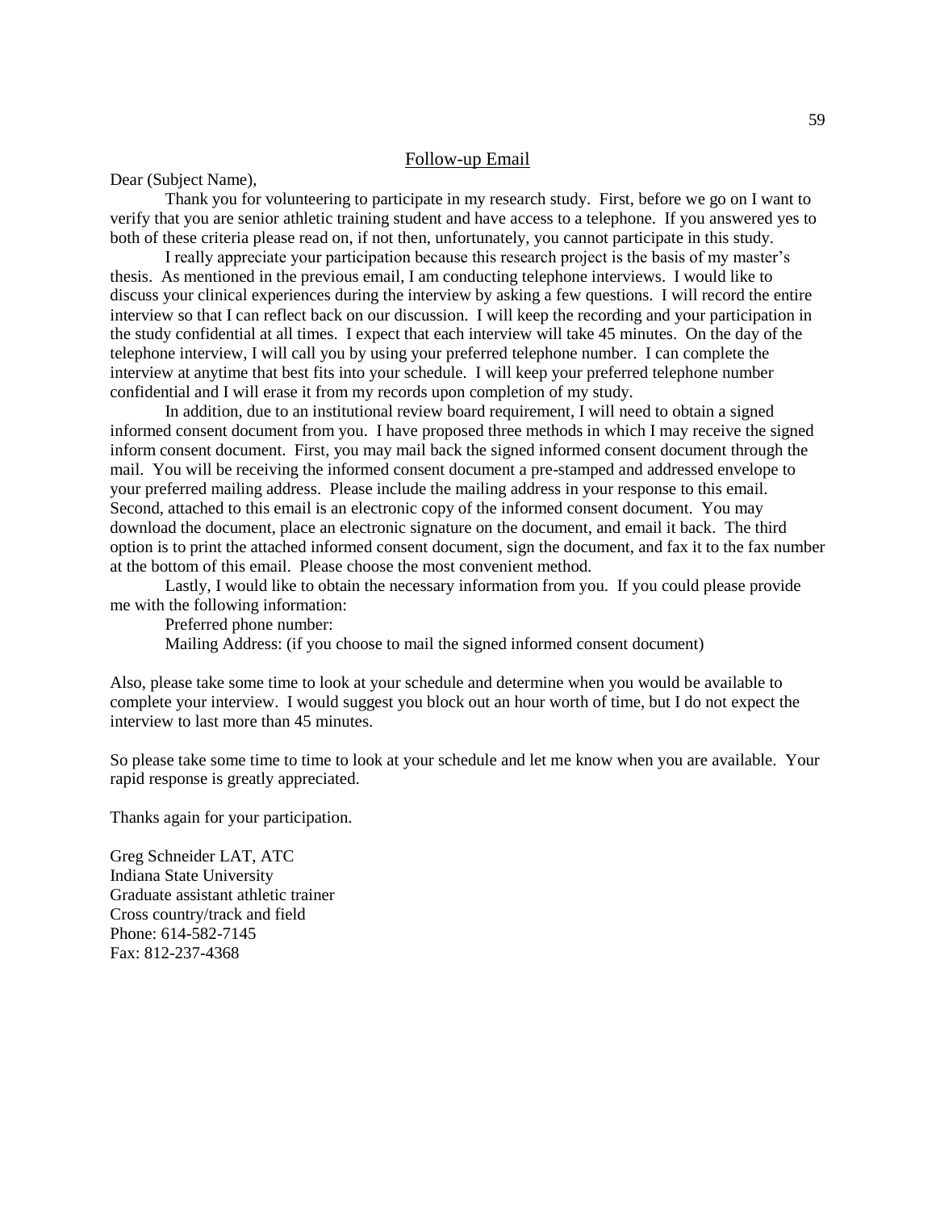## Follow-up Email

Dear (Subject Name),

Thank you for volunteering to participate in my research study. First, before we go on I want to verify that you are senior athletic training student and have access to a telephone. If you answered yes to both of these criteria please read on, if not then, unfortunately, you cannot participate in this study.

I really appreciate your participation because this research project is the basis of my master's thesis. As mentioned in the previous email, I am conducting telephone interviews. I would like to discuss your clinical experiences during the interview by asking a few questions. I will record the entire interview so that I can reflect back on our discussion. I will keep the recording and your participation in the study confidential at all times. I expect that each interview will take 45 minutes. On the day of the telephone interview, I will call you by using your preferred telephone number. I can complete the interview at anytime that best fits into your schedule. I will keep your preferred telephone number confidential and I will erase it from my records upon completion of my study.

In addition, due to an institutional review board requirement, I will need to obtain a signed informed consent document from you. I have proposed three methods in which I may receive the signed inform consent document. First, you may mail back the signed informed consent document through the mail. You will be receiving the informed consent document a pre-stamped and addressed envelope to your preferred mailing address. Please include the mailing address in your response to this email. Second, attached to this email is an electronic copy of the informed consent document. You may download the document, place an electronic signature on the document, and email it back. The third option is to print the attached informed consent document, sign the document, and fax it to the fax number at the bottom of this email. Please choose the most convenient method.

Lastly, I would like to obtain the necessary information from you. If you could please provide me with the following information:

Preferred phone number:

Mailing Address: (if you choose to mail the signed informed consent document)

Also, please take some time to look at your schedule and determine when you would be available to complete your interview. I would suggest you block out an hour worth of time, but I do not expect the interview to last more than 45 minutes.

So please take some time to time to look at your schedule and let me know when you are available. Your rapid response is greatly appreciated.

Thanks again for your participation.

Greg Schneider LAT, ATC
Indiana State University
Graduate assistant athletic trainer
Cross country/track and field
Phone: 614-582-7145
Fax: 812-237-4368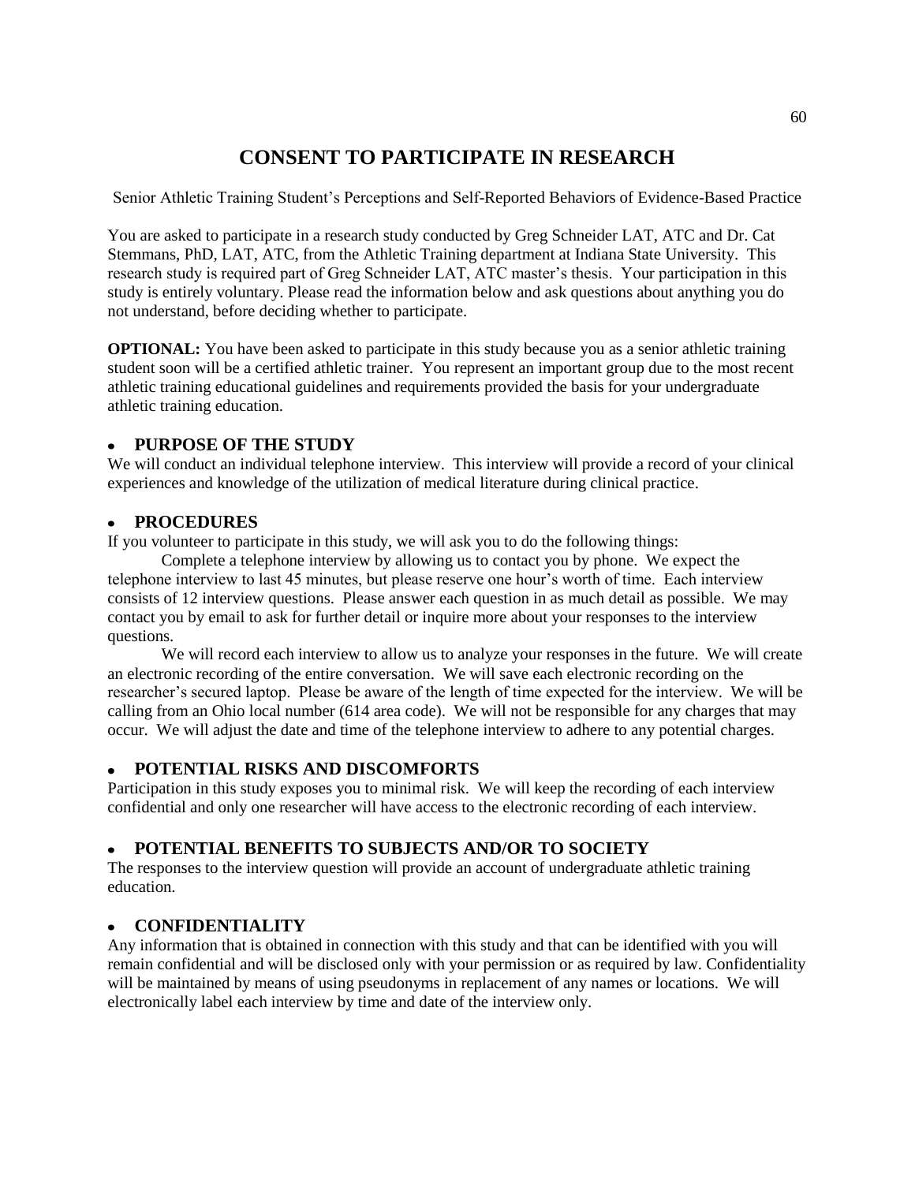# CONSENT TO PARTICIPATE IN RESEARCH

Senior Athletic Training Student's Perceptions and Self-Reported Behaviors of Evidence-Based Practice

You are asked to participate in a research study conducted by Greg Schneider LAT, ATC and Dr. Cat Stemmans, PhD, LAT, ATC, from the Athletic Training department at Indiana State University. This research study is required part of Greg Schneider LAT, ATC master's thesis. Your participation in this study is entirely voluntary. Please read the information below and ask questions about anything you do not understand, before deciding whether to participate.

**OPTIONAL:** You have been asked to participate in this study because you as a senior athletic training student soon will be a certified athletic trainer. You represent an important group due to the most recent athletic training educational guidelines and requirements provided the basis for your undergraduate athletic training education.

- **PURPOSE OF THE STUDY**

We will conduct an individual telephone interview. This interview will provide a record of your clinical experiences and knowledge of the utilization of medical literature during clinical practice.

- **PROCEDURES**

If you volunteer to participate in this study, we will ask you to do the following things:

Complete a telephone interview by allowing us to contact you by phone. We expect the telephone interview to last 45 minutes, but please reserve one hour's worth of time. Each interview consists of 12 interview questions. Please answer each question in as much detail as possible. We may contact you by email to ask for further detail or inquire more about your responses to the interview questions.

We will record each interview to allow us to analyze your responses in the future. We will create an electronic recording of the entire conversation. We will save each electronic recording on the researcher's secured laptop. Please be aware of the length of time expected for the interview. We will be calling from an Ohio local number (614 area code). We will not be responsible for any charges that may occur. We will adjust the date and time of the telephone interview to adhere to any potential charges.

- **POTENTIAL RISKS AND DISCOMFORTS**

Participation in this study exposes you to minimal risk. We will keep the recording of each interview confidential and only one researcher will have access to the electronic recording of each interview.

- **POTENTIAL BENEFITS TO SUBJECTS AND/OR TO SOCIETY**

The responses to the interview question will provide an account of undergraduate athletic training education.

- **CONFIDENTIALITY**

Any information that is obtained in connection with this study and that can be identified with you will remain confidential and will be disclosed only with your permission or as required by law. Confidentiality will be maintained by means of using pseudonyms in replacement of any names or locations. We will electronically label each interview by time and date of the interview only.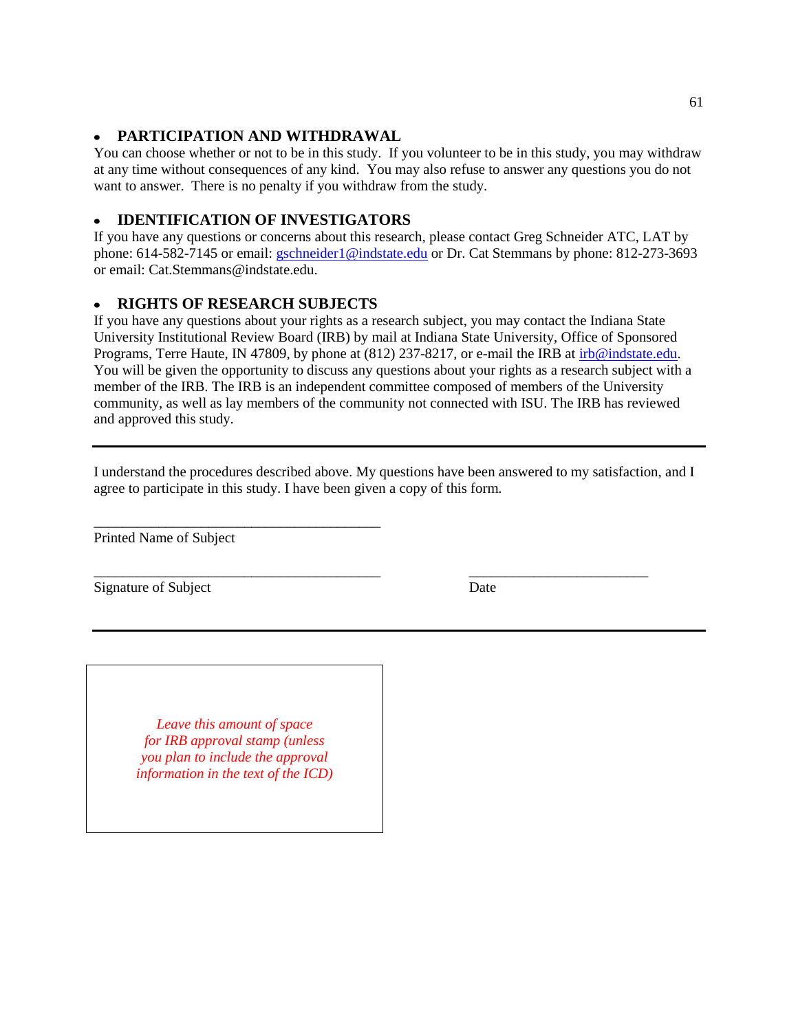- **PARTICIPATION AND WITHDRAWAL**

You can choose whether or not to be in this study. If you volunteer to be in this study, you may withdraw at any time without consequences of any kind. You may also refuse to answer any questions you do not want to answer. There is no penalty if you withdraw from the study.

- **IDENTIFICATION OF INVESTIGATORS**

If you have any questions or concerns about this research, please contact Greg Schneider ATC, LAT by phone: 614-582-7145 or email: gschneider1@indstate.edu or Dr. Cat Stemmans by phone: 812-273-3693 or email: Cat.Stemmans@indstate.edu.

- **RIGHTS OF RESEARCH SUBJECTS**

If you have any questions about your rights as a research subject, you may contact the Indiana State University Institutional Review Board (IRB) by mail at Indiana State University, Office of Sponsored Programs, Terre Haute, IN 47809, by phone at (812) 237-8217, or e-mail the IRB at irb@indstate.edu. You will be given the opportunity to discuss any questions about your rights as a research subject with a member of the IRB. The IRB is an independent committee composed of members of the University community, as well as lay members of the community not connected with ISU. The IRB has reviewed and approved this study.

---

I understand the procedures described above. My questions have been answered to my satisfaction, and I agree to participate in this study. I have been given a copy of this form.

\_\_\_\_\_\_\_\_\_\_\_\_\_\_\_\_\_\_\_\_\_\_\_\_\_\_\_\_\_\_\_\_\_\_\_\_\_\_\_\_
Printed Name of Subject

\_\_\_\_\_\_\_\_\_\_\_\_\_\_\_\_\_\_\_\_\_\_\_\_\_\_\_\_\_\_\_\_\_\_\_\_\_\_\_\_ \_\_\_\_\_\_\_\_\_\_\_\_\_\_\_\_\_\_\_\_\_\_\_\_\_
Signature of Subject Date

---

*Leave this amount of space for IRB approval stamp (unless you plan to include the approval information in the text of the ICD)*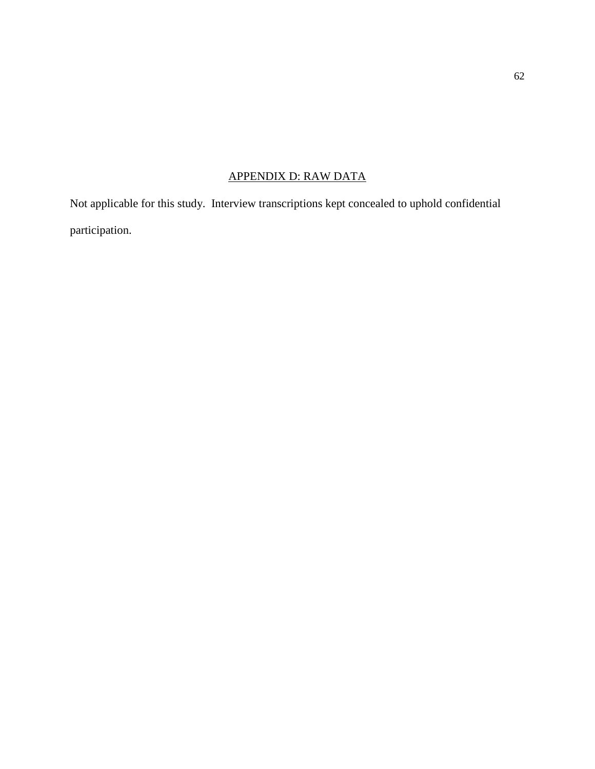## APPENDIX D: RAW DATA

Not applicable for this study. Interview transcriptions kept concealed to uphold confidential participation.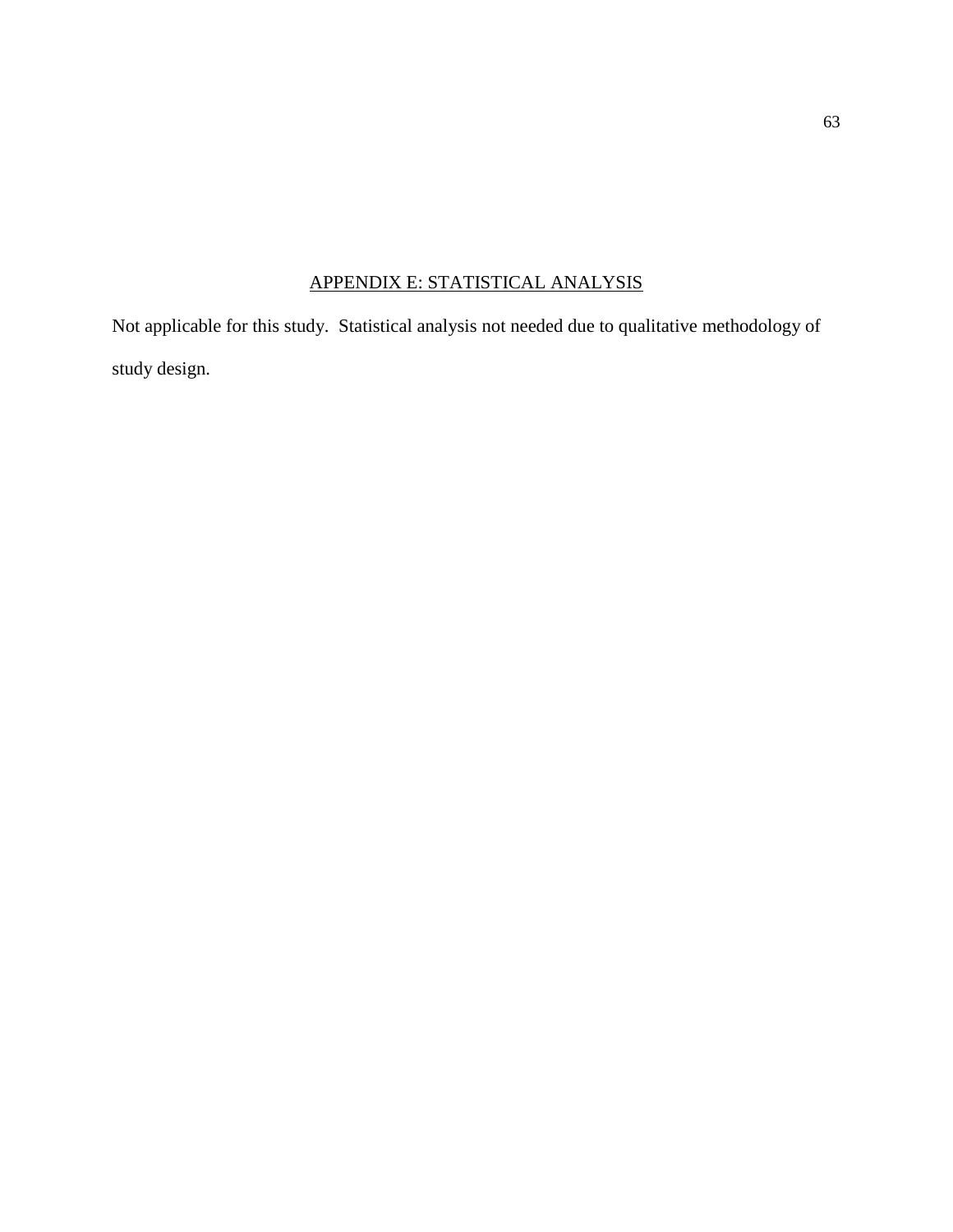## APPENDIX E: STATISTICAL ANALYSIS

Not applicable for this study. Statistical analysis not needed due to qualitative methodology of study design.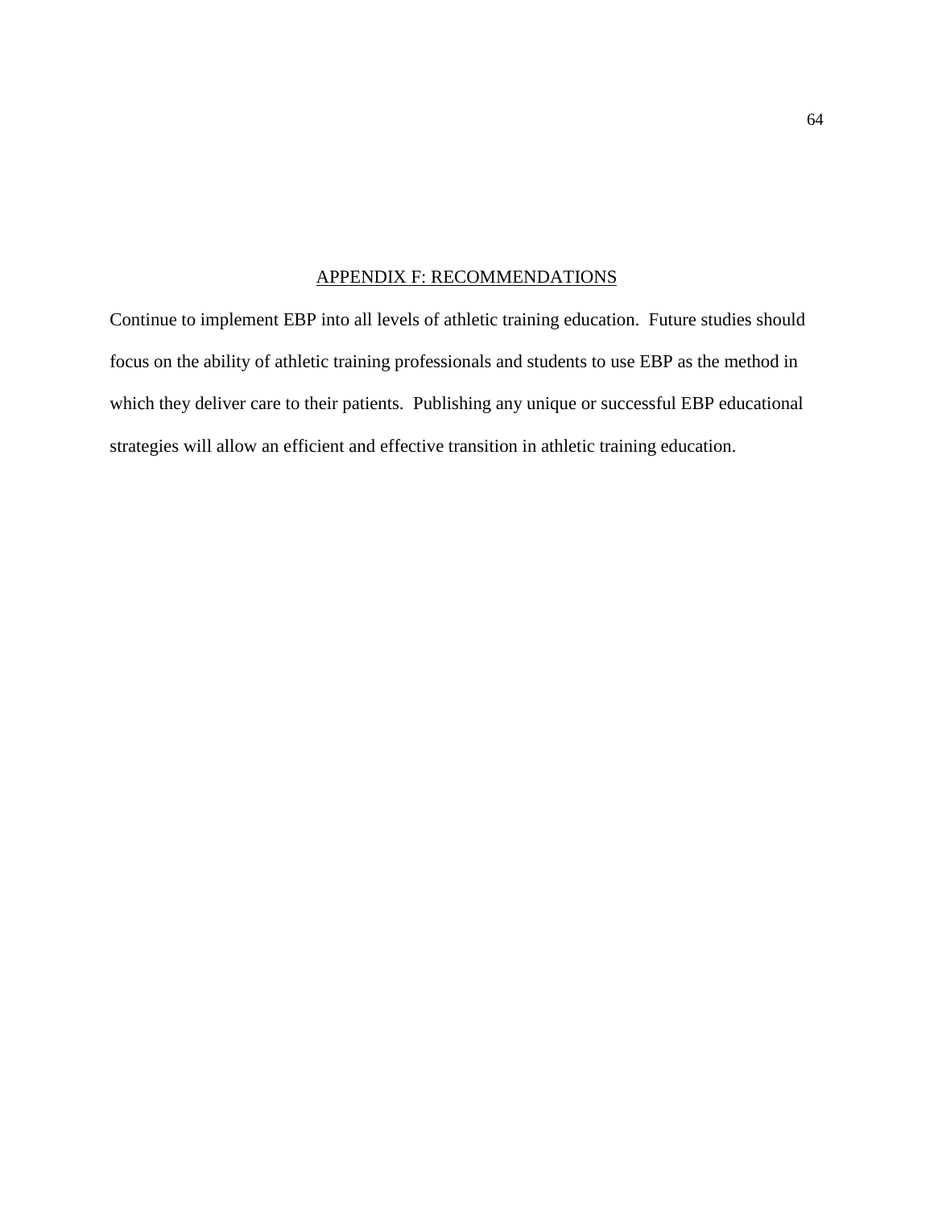## APPENDIX F: RECOMMENDATIONS

Continue to implement EBP into all levels of athletic training education. Future studies should focus on the ability of athletic training professionals and students to use EBP as the method in which they deliver care to their patients. Publishing any unique or successful EBP educational strategies will allow an efficient and effective transition in athletic training education.